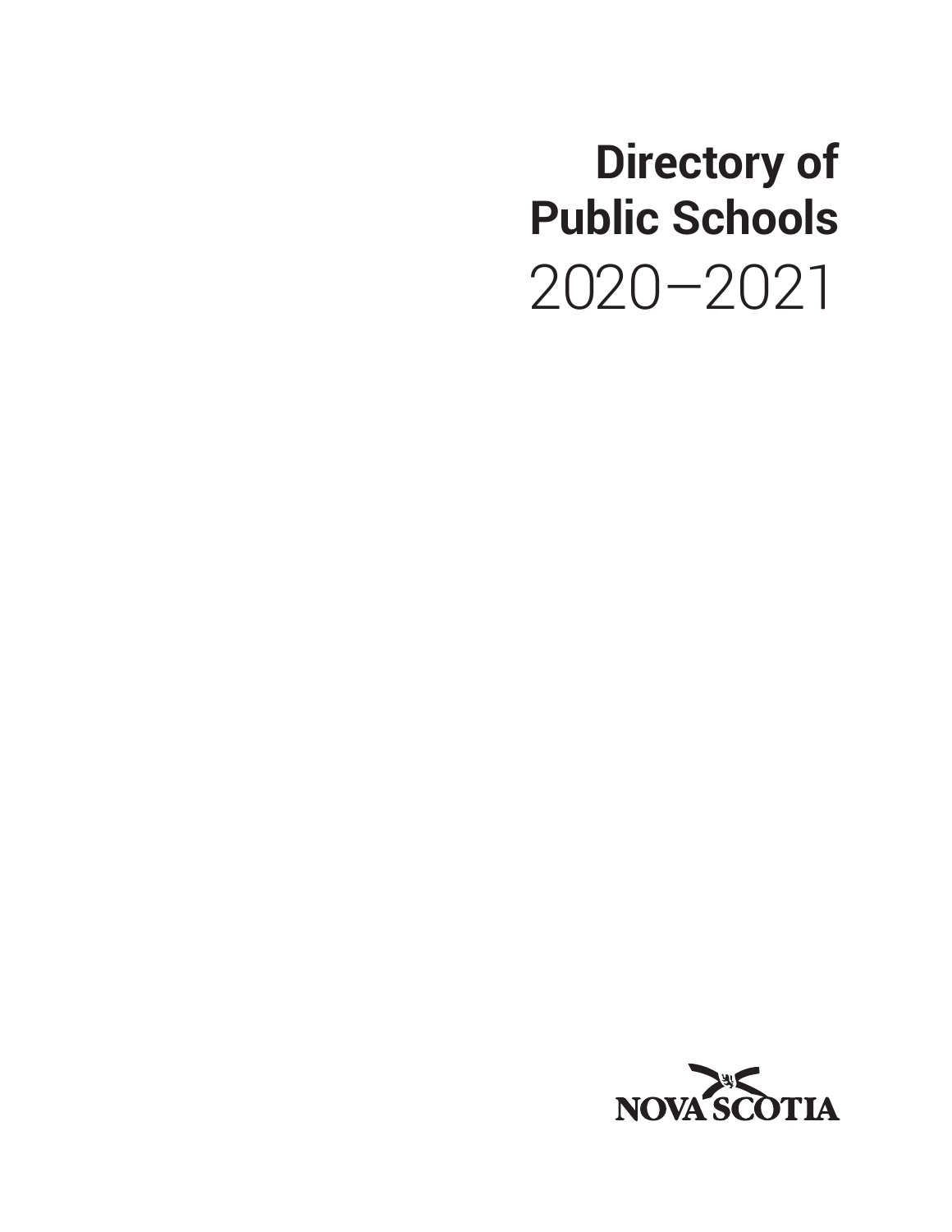# Directory of Public Schools

2020–2021

NOVA SCOTIA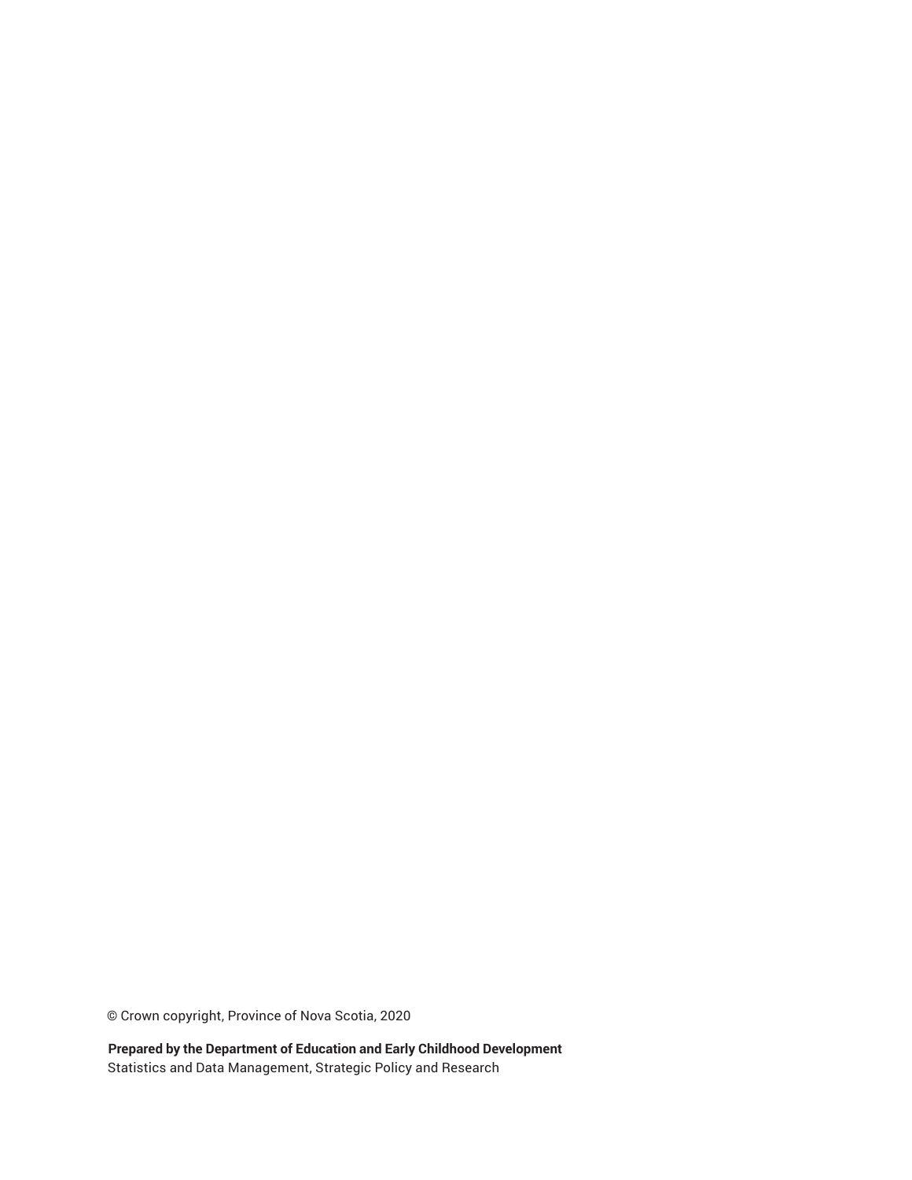© Crown copyright, Province of Nova Scotia, 2020

**Prepared by the Department of Education and Early Childhood Development**
Statistics and Data Management, Strategic Policy and Research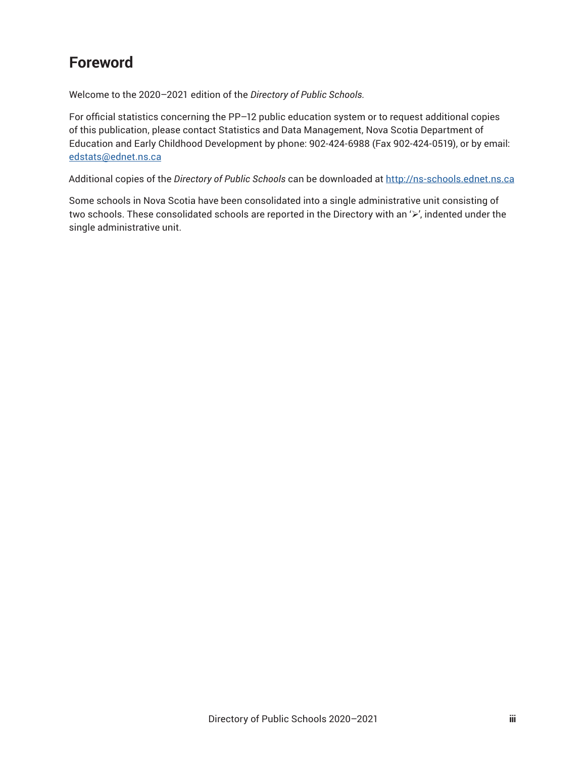# Foreword

Welcome to the 2020–2021 edition of the *Directory of Public Schools.*

For official statistics concerning the PP–12 public education system or to request additional copies of this publication, please contact Statistics and Data Management, Nova Scotia Department of Education and Early Childhood Development by phone: 902-424-6988 (Fax 902-424-0519), or by email: edstats@ednet.ns.ca

Additional copies of the *Directory of Public Schools* can be downloaded at http://ns-schools.ednet.ns.ca

Some schools in Nova Scotia have been consolidated into a single administrative unit consisting of two schools. These consolidated schools are reported in the Directory with an '➢', indented under the single administrative unit.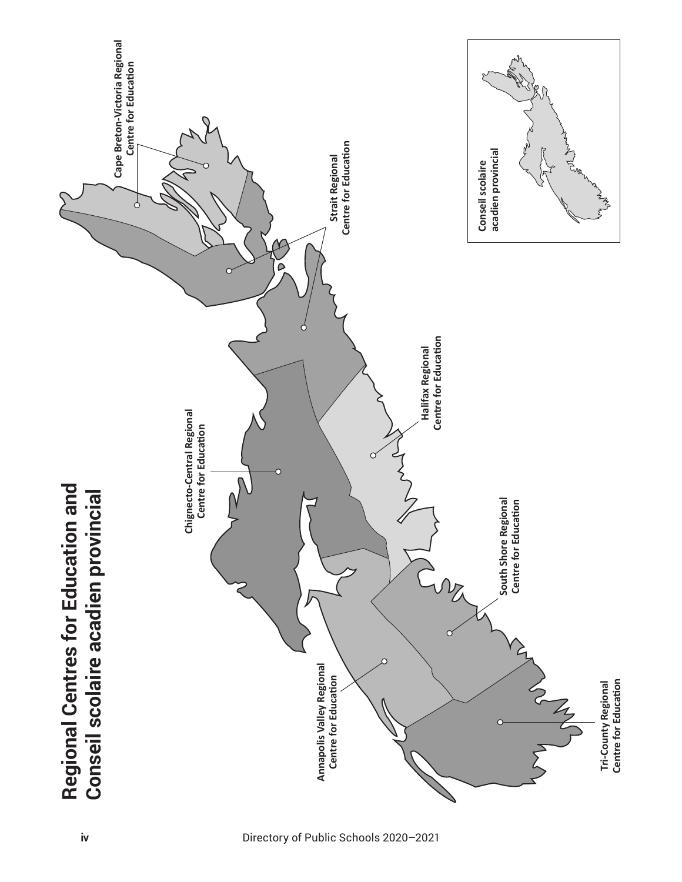# Regional Centres for Education and Conseil scolaire acadien provincial

Cape Breton-Victoria Regional Centre for Education

Strait Regional Centre for Education

Halifax Regional Centre for Education

Chignecto-Central Regional Centre for Education

South Shore Regional Centre for Education

Annapolis Valley Regional Centre for Education

Tri-County Regional Centre for Education

Conseil scolaire acadien provincial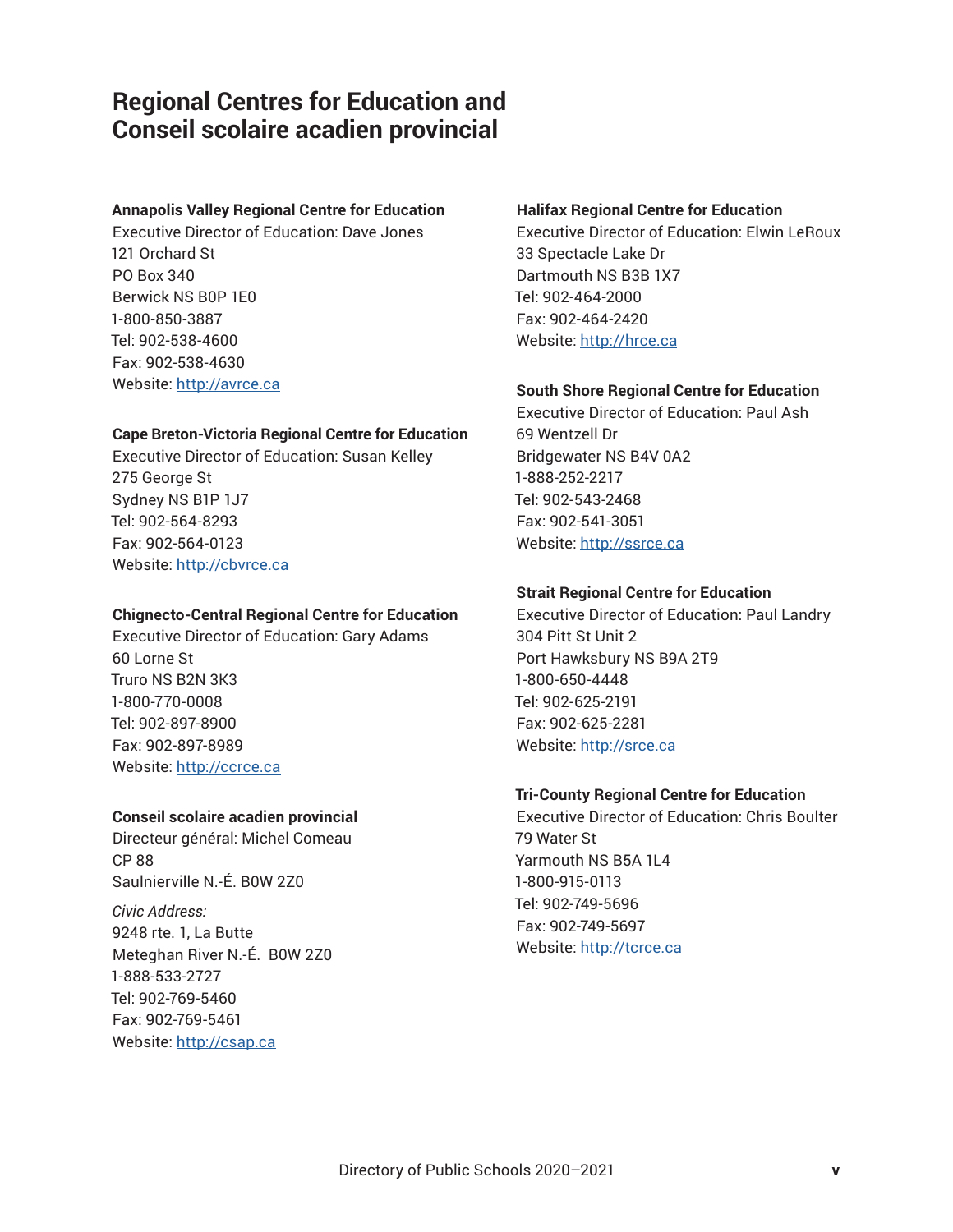# Regional Centres for Education and Conseil scolaire acadien provincial

**Annapolis Valley Regional Centre for Education**
Executive Director of Education: Dave Jones
121 Orchard St
PO Box 340
Berwick NS B0P 1E0
1-800-850-3887
Tel: 902-538-4600
Fax: 902-538-4630
Website: http://avrce.ca

**Cape Breton-Victoria Regional Centre for Education**
Executive Director of Education: Susan Kelley
275 George St
Sydney NS B1P 1J7
Tel: 902-564-8293
Fax: 902-564-0123
Website: http://cbvrce.ca

**Chignecto-Central Regional Centre for Education**
Executive Director of Education: Gary Adams
60 Lorne St
Truro NS B2N 3K3
1-800-770-0008
Tel: 902-897-8900
Fax: 902-897-8989
Website: http://ccrce.ca

**Conseil scolaire acadien provincial**
Directeur général: Michel Comeau
CP 88
Saulnierville N.-É. B0W 2Z0

*Civic Address:*
9248 rte. 1, La Butte
Meteghan River N.-É. B0W 2Z0
1-888-533-2727
Tel: 902-769-5460
Fax: 902-769-5461
Website: http://csap.ca

**Halifax Regional Centre for Education**
Executive Director of Education: Elwin LeRoux
33 Spectacle Lake Dr
Dartmouth NS B3B 1X7
Tel: 902-464-2000
Fax: 902-464-2420
Website: http://hrce.ca

**South Shore Regional Centre for Education**
Executive Director of Education: Paul Ash
69 Wentzell Dr
Bridgewater NS B4V 0A2
1-888-252-2217
Tel: 902-543-2468
Fax: 902-541-3051
Website: http://ssrce.ca

**Strait Regional Centre for Education**
Executive Director of Education: Paul Landry
304 Pitt St Unit 2
Port Hawksbury NS B9A 2T9
1-800-650-4448
Tel: 902-625-2191
Fax: 902-625-2281
Website: http://srce.ca

**Tri-County Regional Centre for Education**
Executive Director of Education: Chris Boulter
79 Water St
Yarmouth NS B5A 1L4
1-800-915-0113
Tel: 902-749-5696
Fax: 902-749-5697
Website: http://tcrce.ca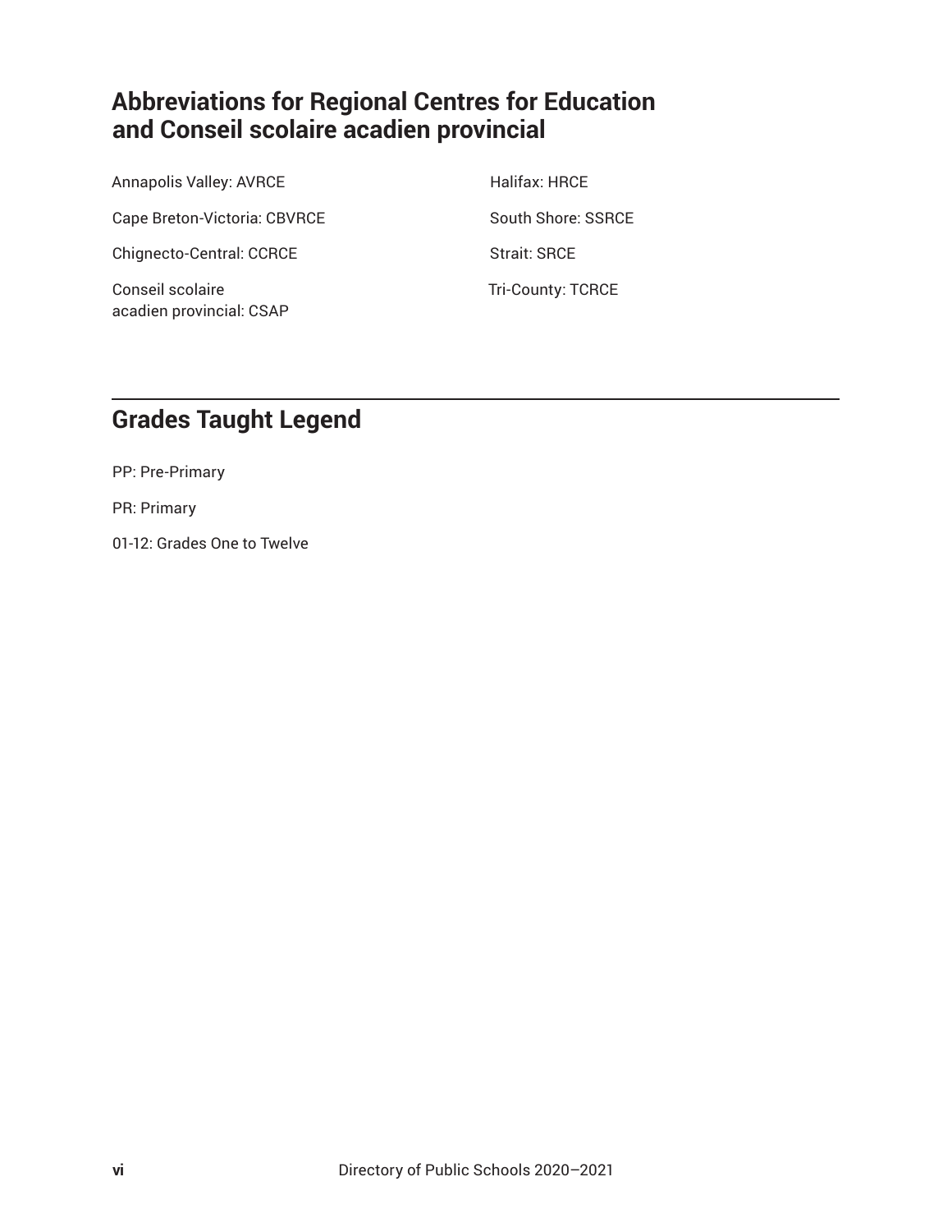## Abbreviations for Regional Centres for Education and Conseil scolaire acadien provincial

Annapolis Valley: AVRCE

Cape Breton-Victoria: CBVRCE

Chignecto-Central: CCRCE

Conseil scolaire acadien provincial: CSAP

Halifax: HRCE

South Shore: SSRCE

Strait: SRCE

Tri-County: TCRCE

## Grades Taught Legend

PP: Pre-Primary

PR: Primary

01-12: Grades One to Twelve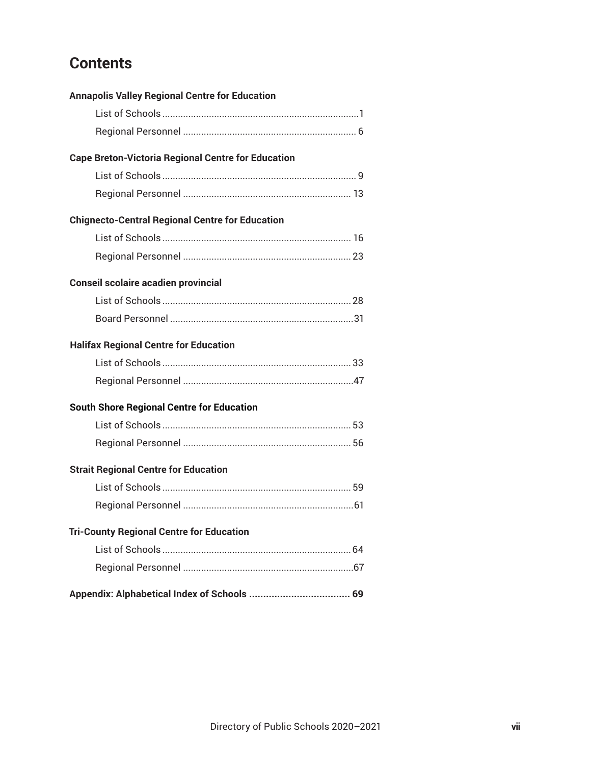# Contents

**Annapolis Valley Regional Centre for Education**

- List of Schools ........................................................................1
- Regional Personnel .................................................................. 6

**Cape Breton-Victoria Regional Centre for Education**

- List of Schools ........................................................................ 9
- Regional Personnel ................................................................ 13

**Chignecto-Central Regional Centre for Education**

- List of Schools ........................................................................ 16
- Regional Personnel ................................................................ 23

**Conseil scolaire acadien provincial**

- List of Schools ........................................................................ 28
- Board Personnel ......................................................................31

**Halifax Regional Centre for Education**

- List of Schools ........................................................................ 33
- Regional Personnel .................................................................47

**South Shore Regional Centre for Education**

- List of Schools ........................................................................ 53
- Regional Personnel ................................................................ 56

**Strait Regional Centre for Education**

- List of Schools ........................................................................ 59
- Regional Personnel .................................................................61

**Tri-County Regional Centre for Education**

- List of Schools ........................................................................ 64
- Regional Personnel .................................................................67

**Appendix: Alphabetical Index of Schools .................................... 69**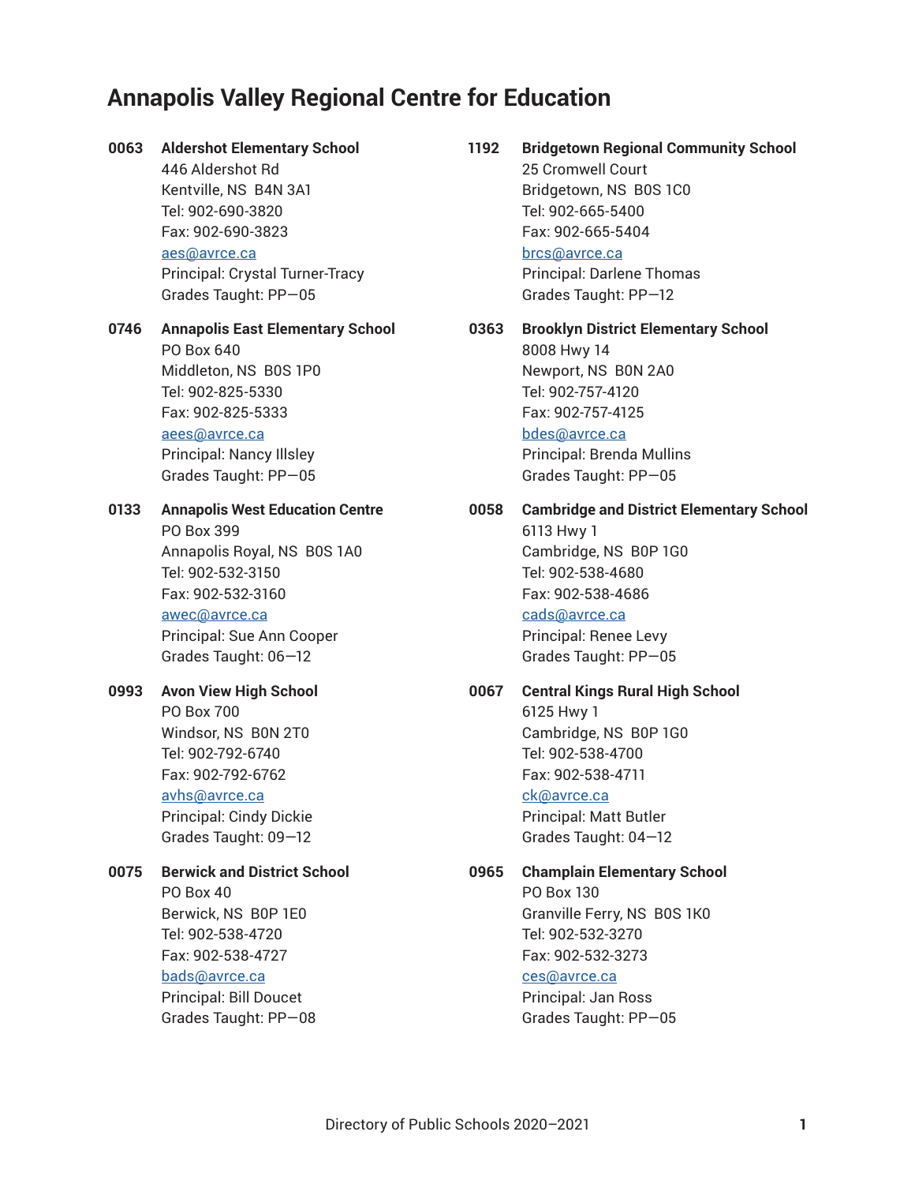# Annapolis Valley Regional Centre for Education

**0063 Aldershot Elementary School**
446 Aldershot Rd
Kentville, NS B4N 3A1
Tel: 902-690-3820
Fax: 902-690-3823
aes@avrce.ca
Principal: Crystal Turner-Tracy
Grades Taught: PP—05

**0746 Annapolis East Elementary School**
PO Box 640
Middleton, NS B0S 1P0
Tel: 902-825-5330
Fax: 902-825-5333
aees@avrce.ca
Principal: Nancy Illsley
Grades Taught: PP—05

**0133 Annapolis West Education Centre**
PO Box 399
Annapolis Royal, NS B0S 1A0
Tel: 902-532-3150
Fax: 902-532-3160
awec@avrce.ca
Principal: Sue Ann Cooper
Grades Taught: 06—12

**0993 Avon View High School**
PO Box 700
Windsor, NS B0N 2T0
Tel: 902-792-6740
Fax: 902-792-6762
avhs@avrce.ca
Principal: Cindy Dickie
Grades Taught: 09—12

**0075 Berwick and District School**
PO Box 40
Berwick, NS B0P 1E0
Tel: 902-538-4720
Fax: 902-538-4727
bads@avrce.ca
Principal: Bill Doucet
Grades Taught: PP—08

**1192 Bridgetown Regional Community School**
25 Cromwell Court
Bridgetown, NS B0S 1C0
Tel: 902-665-5400
Fax: 902-665-5404
brcs@avrce.ca
Principal: Darlene Thomas
Grades Taught: PP—12

**0363 Brooklyn District Elementary School**
8008 Hwy 14
Newport, NS B0N 2A0
Tel: 902-757-4120
Fax: 902-757-4125
bdes@avrce.ca
Principal: Brenda Mullins
Grades Taught: PP—05

**0058 Cambridge and District Elementary School**
6113 Hwy 1
Cambridge, NS B0P 1G0
Tel: 902-538-4680
Fax: 902-538-4686
cads@avrce.ca
Principal: Renee Levy
Grades Taught: PP—05

**0067 Central Kings Rural High School**
6125 Hwy 1
Cambridge, NS B0P 1G0
Tel: 902-538-4700
Fax: 902-538-4711
ck@avrce.ca
Principal: Matt Butler
Grades Taught: 04—12

**0965 Champlain Elementary School**
PO Box 130
Granville Ferry, NS B0S 1K0
Tel: 902-532-3270
Fax: 902-532-3273
ces@avrce.ca
Principal: Jan Ross
Grades Taught: PP—05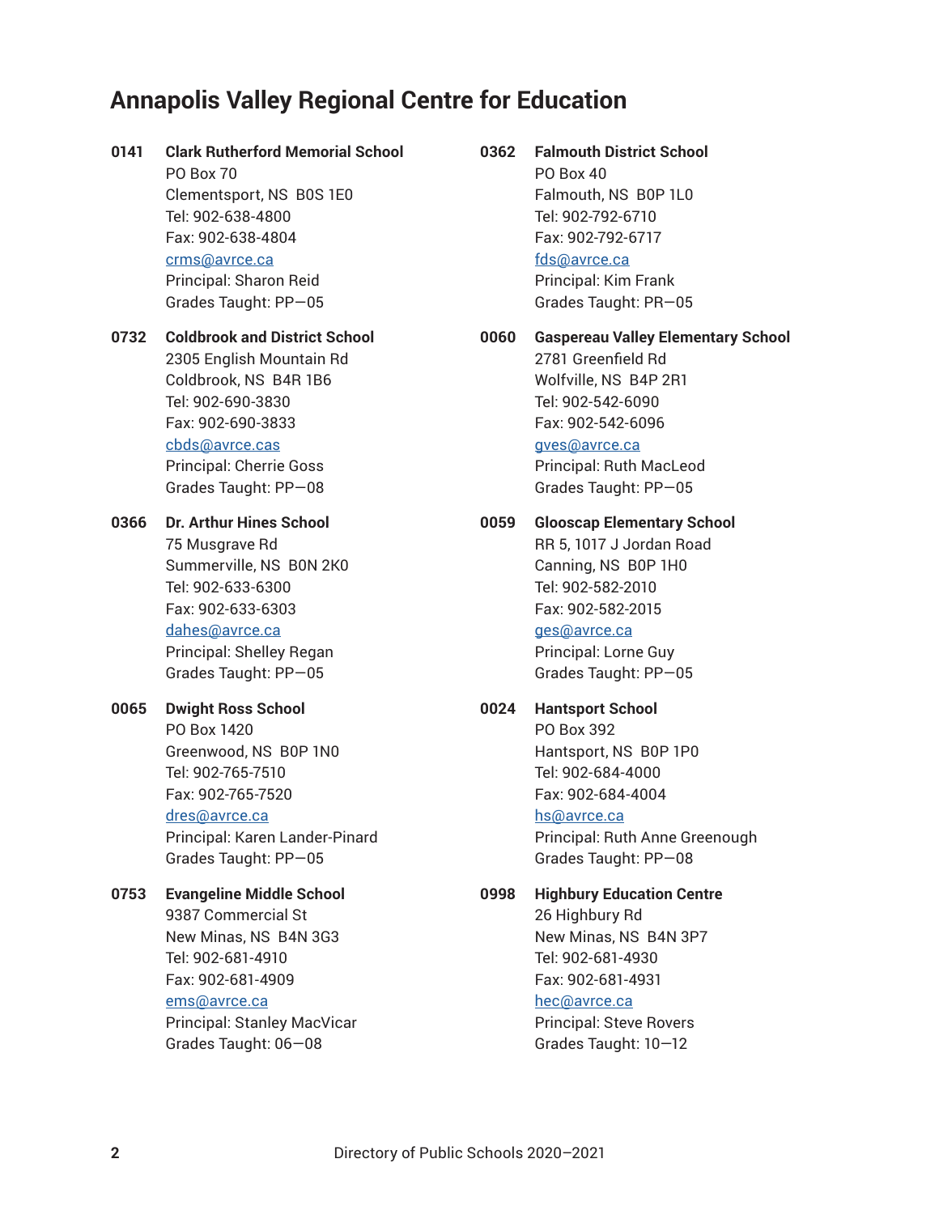# Annapolis Valley Regional Centre for Education

**0141 Clark Rutherford Memorial School**
PO Box 70
Clementsport, NS B0S 1E0
Tel: 902-638-4800
Fax: 902-638-4804
crms@avrce.ca
Principal: Sharon Reid
Grades Taught: PP—05

**0732 Coldbrook and District School**
2305 English Mountain Rd
Coldbrook, NS B4R 1B6
Tel: 902-690-3830
Fax: 902-690-3833
cbds@avrce.cas
Principal: Cherrie Goss
Grades Taught: PP—08

**0366 Dr. Arthur Hines School**
75 Musgrave Rd
Summerville, NS B0N 2K0
Tel: 902-633-6300
Fax: 902-633-6303
dahes@avrce.ca
Principal: Shelley Regan
Grades Taught: PP—05

**0065 Dwight Ross School**
PO Box 1420
Greenwood, NS B0P 1N0
Tel: 902-765-7510
Fax: 902-765-7520
dres@avrce.ca
Principal: Karen Lander-Pinard
Grades Taught: PP—05

**0753 Evangeline Middle School**
9387 Commercial St
New Minas, NS B4N 3G3
Tel: 902-681-4910
Fax: 902-681-4909
ems@avrce.ca
Principal: Stanley MacVicar
Grades Taught: 06—08

**0362 Falmouth District School**
PO Box 40
Falmouth, NS B0P 1L0
Tel: 902-792-6710
Fax: 902-792-6717
fds@avrce.ca
Principal: Kim Frank
Grades Taught: PR—05

**0060 Gaspereau Valley Elementary School**
2781 Greenfield Rd
Wolfville, NS B4P 2R1
Tel: 902-542-6090
Fax: 902-542-6096
gves@avrce.ca
Principal: Ruth MacLeod
Grades Taught: PP—05

**0059 Glooscap Elementary School**
RR 5, 1017 J Jordan Road
Canning, NS B0P 1H0
Tel: 902-582-2010
Fax: 902-582-2015
ges@avrce.ca
Principal: Lorne Guy
Grades Taught: PP—05

**0024 Hantsport School**
PO Box 392
Hantsport, NS B0P 1P0
Tel: 902-684-4000
Fax: 902-684-4004
hs@avrce.ca
Principal: Ruth Anne Greenough
Grades Taught: PP—08

**0998 Highbury Education Centre**
26 Highbury Rd
New Minas, NS B4N 3P7
Tel: 902-681-4930
Fax: 902-681-4931
hec@avrce.ca
Principal: Steve Rovers
Grades Taught: 10—12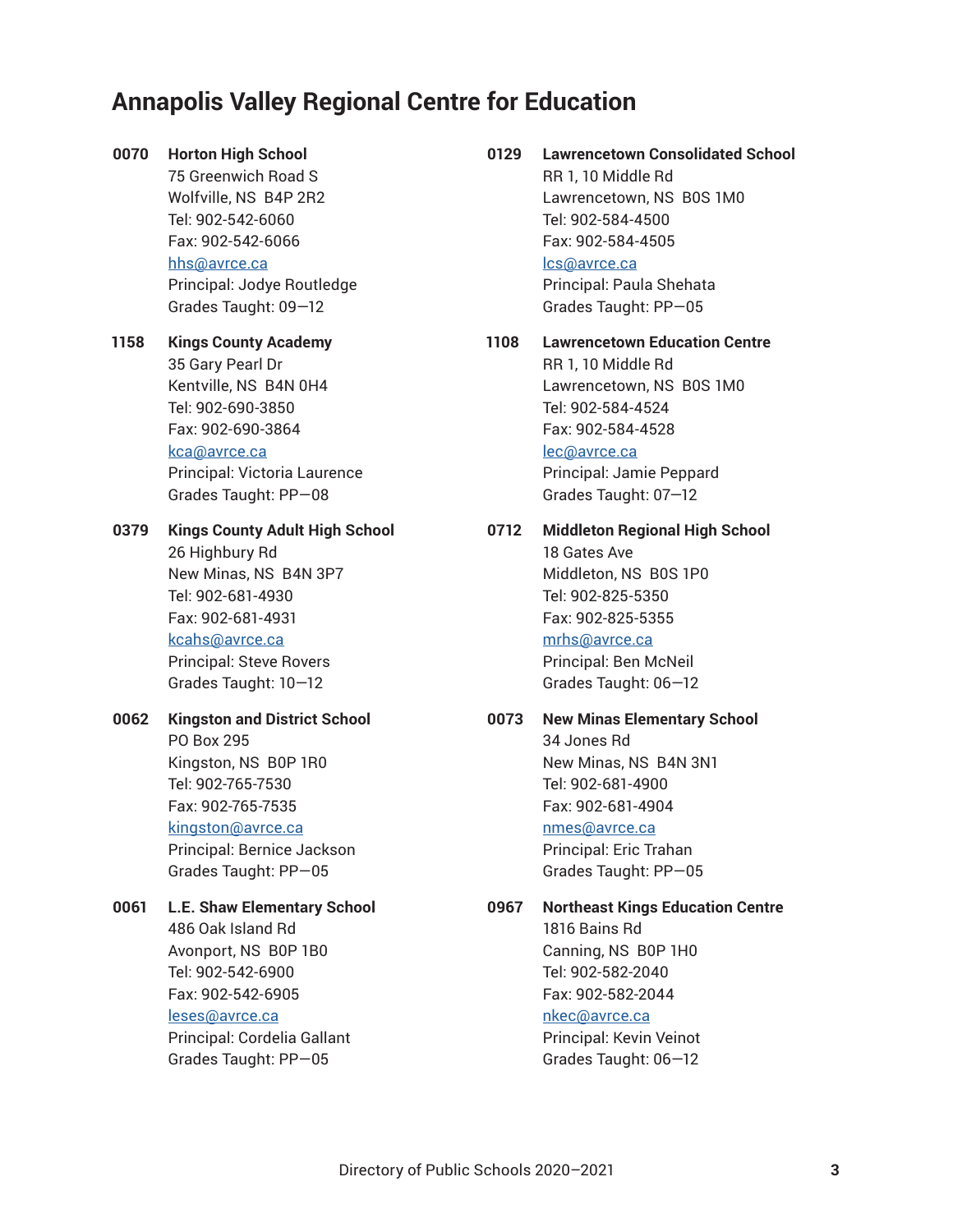## Annapolis Valley Regional Centre for Education

**0070 Horton High School**
75 Greenwich Road S
Wolfville, NS B4P 2R2
Tel: 902-542-6060
Fax: 902-542-6066
hhs@avrce.ca
Principal: Jodye Routledge
Grades Taught: 09—12

**1158 Kings County Academy**
35 Gary Pearl Dr
Kentville, NS B4N 0H4
Tel: 902-690-3850
Fax: 902-690-3864
kca@avrce.ca
Principal: Victoria Laurence
Grades Taught: PP—08

**0379 Kings County Adult High School**
26 Highbury Rd
New Minas, NS B4N 3P7
Tel: 902-681-4930
Fax: 902-681-4931
kcahs@avrce.ca
Principal: Steve Rovers
Grades Taught: 10—12

**0062 Kingston and District School**
PO Box 295
Kingston, NS B0P 1R0
Tel: 902-765-7530
Fax: 902-765-7535
kingston@avrce.ca
Principal: Bernice Jackson
Grades Taught: PP—05

**0061 L.E. Shaw Elementary School**
486 Oak Island Rd
Avonport, NS B0P 1B0
Tel: 902-542-6900
Fax: 902-542-6905
leses@avrce.ca
Principal: Cordelia Gallant
Grades Taught: PP—05

**0129 Lawrencetown Consolidated School**
RR 1, 10 Middle Rd
Lawrencetown, NS B0S 1M0
Tel: 902-584-4500
Fax: 902-584-4505
lcs@avrce.ca
Principal: Paula Shehata
Grades Taught: PP—05

**1108 Lawrencetown Education Centre**
RR 1, 10 Middle Rd
Lawrencetown, NS B0S 1M0
Tel: 902-584-4524
Fax: 902-584-4528
lec@avrce.ca
Principal: Jamie Peppard
Grades Taught: 07—12

**0712 Middleton Regional High School**
18 Gates Ave
Middleton, NS B0S 1P0
Tel: 902-825-5350
Fax: 902-825-5355
mrhs@avrce.ca
Principal: Ben McNeil
Grades Taught: 06—12

**0073 New Minas Elementary School**
34 Jones Rd
New Minas, NS B4N 3N1
Tel: 902-681-4900
Fax: 902-681-4904
nmes@avrce.ca
Principal: Eric Trahan
Grades Taught: PP—05

**0967 Northeast Kings Education Centre**
1816 Bains Rd
Canning, NS B0P 1H0
Tel: 902-582-2040
Fax: 902-582-2044
nkec@avrce.ca
Principal: Kevin Veinot
Grades Taught: 06—12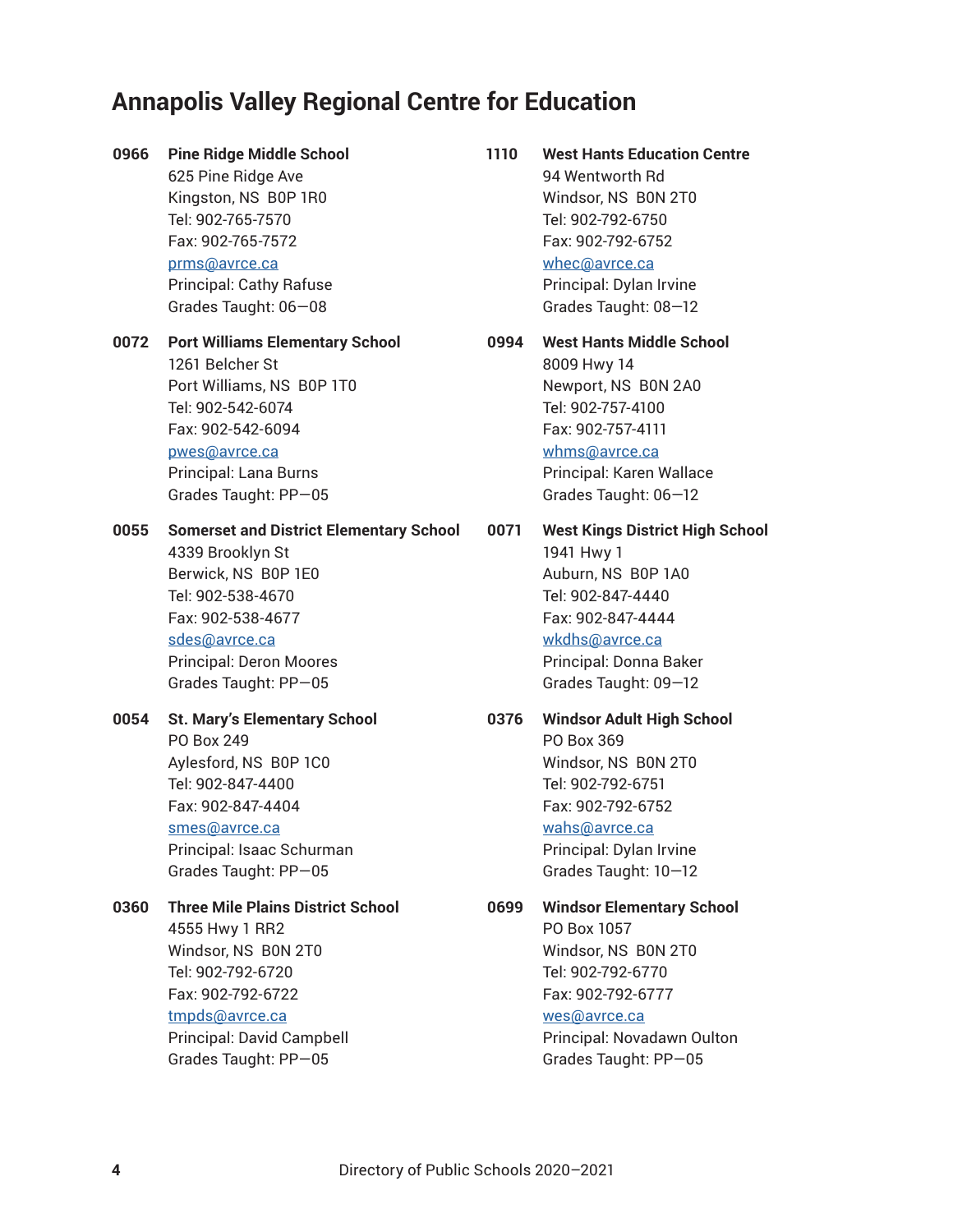## Annapolis Valley Regional Centre for Education

**0966 Pine Ridge Middle School**
625 Pine Ridge Ave
Kingston, NS B0P 1R0
Tel: 902-765-7570
Fax: 902-765-7572
prms@avrce.ca
Principal: Cathy Rafuse
Grades Taught: 06—08

**0072 Port Williams Elementary School**
1261 Belcher St
Port Williams, NS B0P 1T0
Tel: 902-542-6074
Fax: 902-542-6094
pwes@avrce.ca
Principal: Lana Burns
Grades Taught: PP—05

**0055 Somerset and District Elementary School**
4339 Brooklyn St
Berwick, NS B0P 1E0
Tel: 902-538-4670
Fax: 902-538-4677
sdes@avrce.ca
Principal: Deron Moores
Grades Taught: PP—05

**0054 St. Mary's Elementary School**
PO Box 249
Aylesford, NS B0P 1C0
Tel: 902-847-4400
Fax: 902-847-4404
smes@avrce.ca
Principal: Isaac Schurman
Grades Taught: PP—05

**0360 Three Mile Plains District School**
4555 Hwy 1 RR2
Windsor, NS B0N 2T0
Tel: 902-792-6720
Fax: 902-792-6722
tmpds@avrce.ca
Principal: David Campbell
Grades Taught: PP—05

**1110 West Hants Education Centre**
94 Wentworth Rd
Windsor, NS B0N 2T0
Tel: 902-792-6750
Fax: 902-792-6752
whec@avrce.ca
Principal: Dylan Irvine
Grades Taught: 08—12

**0994 West Hants Middle School**
8009 Hwy 14
Newport, NS B0N 2A0
Tel: 902-757-4100
Fax: 902-757-4111
whms@avrce.ca
Principal: Karen Wallace
Grades Taught: 06—12

**0071 West Kings District High School**
1941 Hwy 1
Auburn, NS B0P 1A0
Tel: 902-847-4440
Fax: 902-847-4444
wkdhs@avrce.ca
Principal: Donna Baker
Grades Taught: 09—12

**0376 Windsor Adult High School**
PO Box 369
Windsor, NS B0N 2T0
Tel: 902-792-6751
Fax: 902-792-6752
wahs@avrce.ca
Principal: Dylan Irvine
Grades Taught: 10—12

**0699 Windsor Elementary School**
PO Box 1057
Windsor, NS B0N 2T0
Tel: 902-792-6770
Fax: 902-792-6777
wes@avrce.ca
Principal: Novadawn Oulton
Grades Taught: PP—05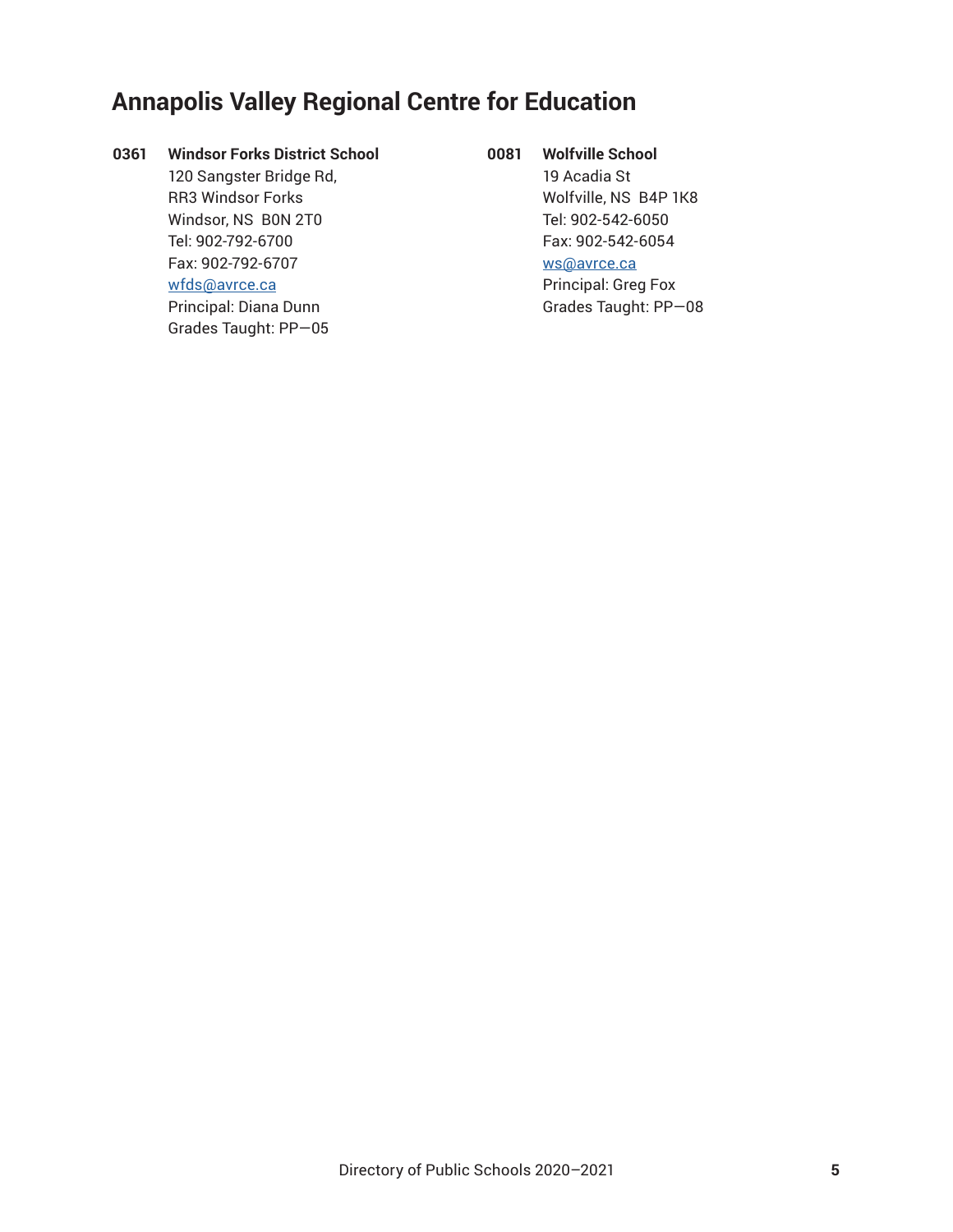## Annapolis Valley Regional Centre for Education

**0361 Windsor Forks District School**
120 Sangster Bridge Rd,
RR3 Windsor Forks
Windsor, NS B0N 2T0
Tel: 902-792-6700
Fax: 902-792-6707
wfds@avrce.ca
Principal: Diana Dunn
Grades Taught: PP—05

**0081 Wolfville School**
19 Acadia St
Wolfville, NS B4P 1K8
Tel: 902-542-6050
Fax: 902-542-6054
ws@avrce.ca
Principal: Greg Fox
Grades Taught: PP—08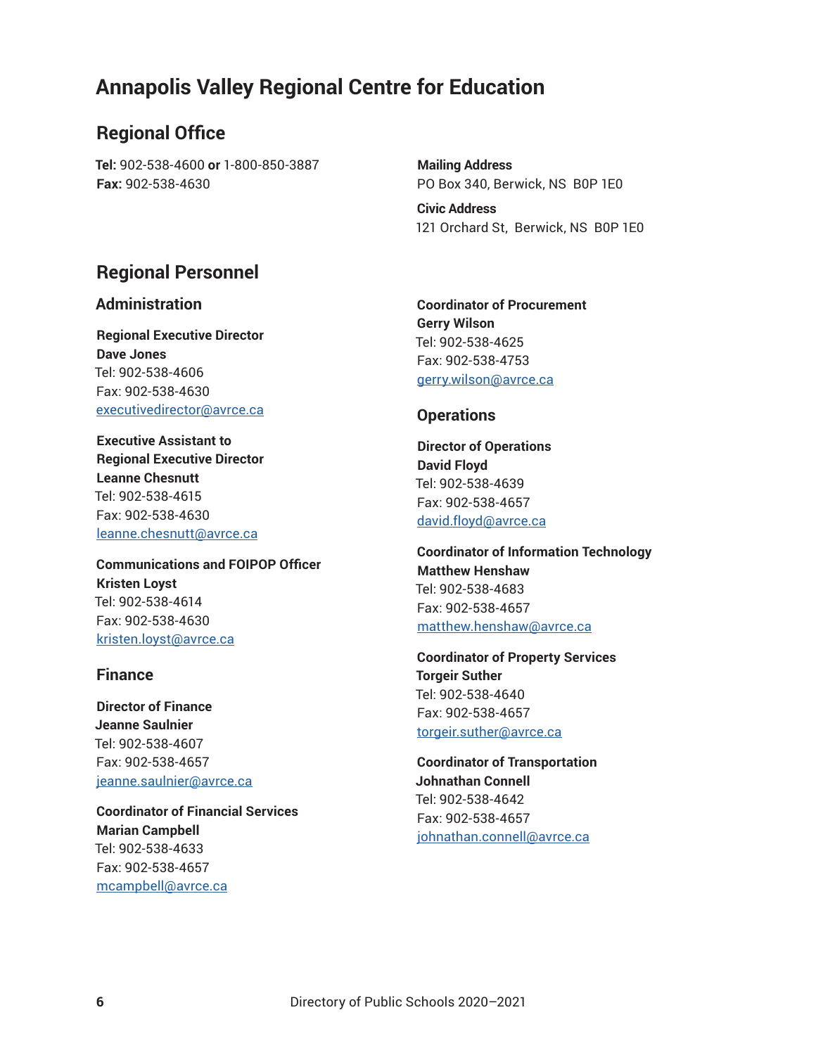# Annapolis Valley Regional Centre for Education

## Regional Office

**Tel:** 902-538-4600 **or** 1-800-850-3887
**Fax:** 902-538-4630

**Mailing Address**
PO Box 340, Berwick, NS  B0P 1E0

**Civic Address**
121 Orchard St,  Berwick, NS  B0P 1E0

## Regional Personnel

### Administration

**Regional Executive Director**
**Dave Jones**
Tel: 902-538-4606
Fax: 902-538-4630
executivedirector@avrce.ca

**Executive Assistant to Regional Executive Director**
**Leanne Chesnutt**
Tel: 902-538-4615
Fax: 902-538-4630
leanne.chesnutt@avrce.ca

**Communications and FOIPOP Officer**
**Kristen Loyst**
Tel: 902-538-4614
Fax: 902-538-4630
kristen.loyst@avrce.ca

### Finance

**Director of Finance**
**Jeanne Saulnier**
Tel: 902-538-4607
Fax: 902-538-4657
jeanne.saulnier@avrce.ca

**Coordinator of Financial Services**
**Marian Campbell**
Tel: 902-538-4633
Fax: 902-538-4657
mcampbell@avrce.ca

**Coordinator of Procurement**
**Gerry Wilson**
Tel: 902-538-4625
Fax: 902-538-4753
gerry.wilson@avrce.ca

### Operations

**Director of Operations**
**David Floyd**
Tel: 902-538-4639
Fax: 902-538-4657
david.floyd@avrce.ca

**Coordinator of Information Technology**
**Matthew Henshaw**
Tel: 902-538-4683
Fax: 902-538-4657
matthew.henshaw@avrce.ca

**Coordinator of Property Services**
**Torgeir Suther**
Tel: 902-538-4640
Fax: 902-538-4657
torgeir.suther@avrce.ca

**Coordinator of Transportation**
**Johnathan Connell**
Tel: 902-538-4642
Fax: 902-538-4657
johnathan.connell@avrce.ca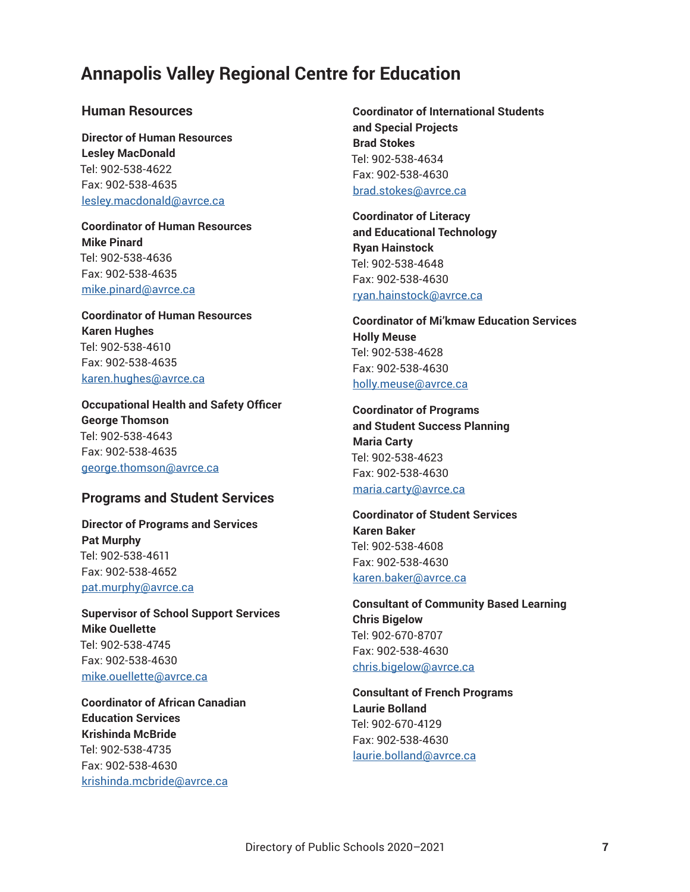# Annapolis Valley Regional Centre for Education

## Human Resources

**Director of Human Resources**
**Lesley MacDonald**
Tel: 902-538-4622
Fax: 902-538-4635
lesley.macdonald@avrce.ca

**Coordinator of Human Resources**
**Mike Pinard**
Tel: 902-538-4636
Fax: 902-538-4635
mike.pinard@avrce.ca

**Coordinator of Human Resources**
**Karen Hughes**
Tel: 902-538-4610
Fax: 902-538-4635
karen.hughes@avrce.ca

**Occupational Health and Safety Officer**
**George Thomson**
Tel: 902-538-4643
Fax: 902-538-4635
george.thomson@avrce.ca

## Programs and Student Services

**Director of Programs and Services**
**Pat Murphy**
Tel: 902-538-4611
Fax: 902-538-4652
pat.murphy@avrce.ca

**Supervisor of School Support Services**
**Mike Ouellette**
Tel: 902-538-4745
Fax: 902-538-4630
mike.ouellette@avrce.ca

**Coordinator of African Canadian Education Services**
**Krishinda McBride**
Tel: 902-538-4735
Fax: 902-538-4630
krishinda.mcbride@avrce.ca

**Coordinator of International Students and Special Projects**
**Brad Stokes**
Tel: 902-538-4634
Fax: 902-538-4630
brad.stokes@avrce.ca

**Coordinator of Literacy and Educational Technology**
**Ryan Hainstock**
Tel: 902-538-4648
Fax: 902-538-4630
ryan.hainstock@avrce.ca

**Coordinator of Mi'kmaw Education Services**
**Holly Meuse**
Tel: 902-538-4628
Fax: 902-538-4630
holly.meuse@avrce.ca

**Coordinator of Programs and Student Success Planning**
**Maria Carty**
Tel: 902-538-4623
Fax: 902-538-4630
maria.carty@avrce.ca

**Coordinator of Student Services**
**Karen Baker**
Tel: 902-538-4608
Fax: 902-538-4630
karen.baker@avrce.ca

**Consultant of Community Based Learning**
**Chris Bigelow**
Tel: 902-670-8707
Fax: 902-538-4630
chris.bigelow@avrce.ca

**Consultant of French Programs**
**Laurie Bolland**
Tel: 902-670-4129
Fax: 902-538-4630
laurie.bolland@avrce.ca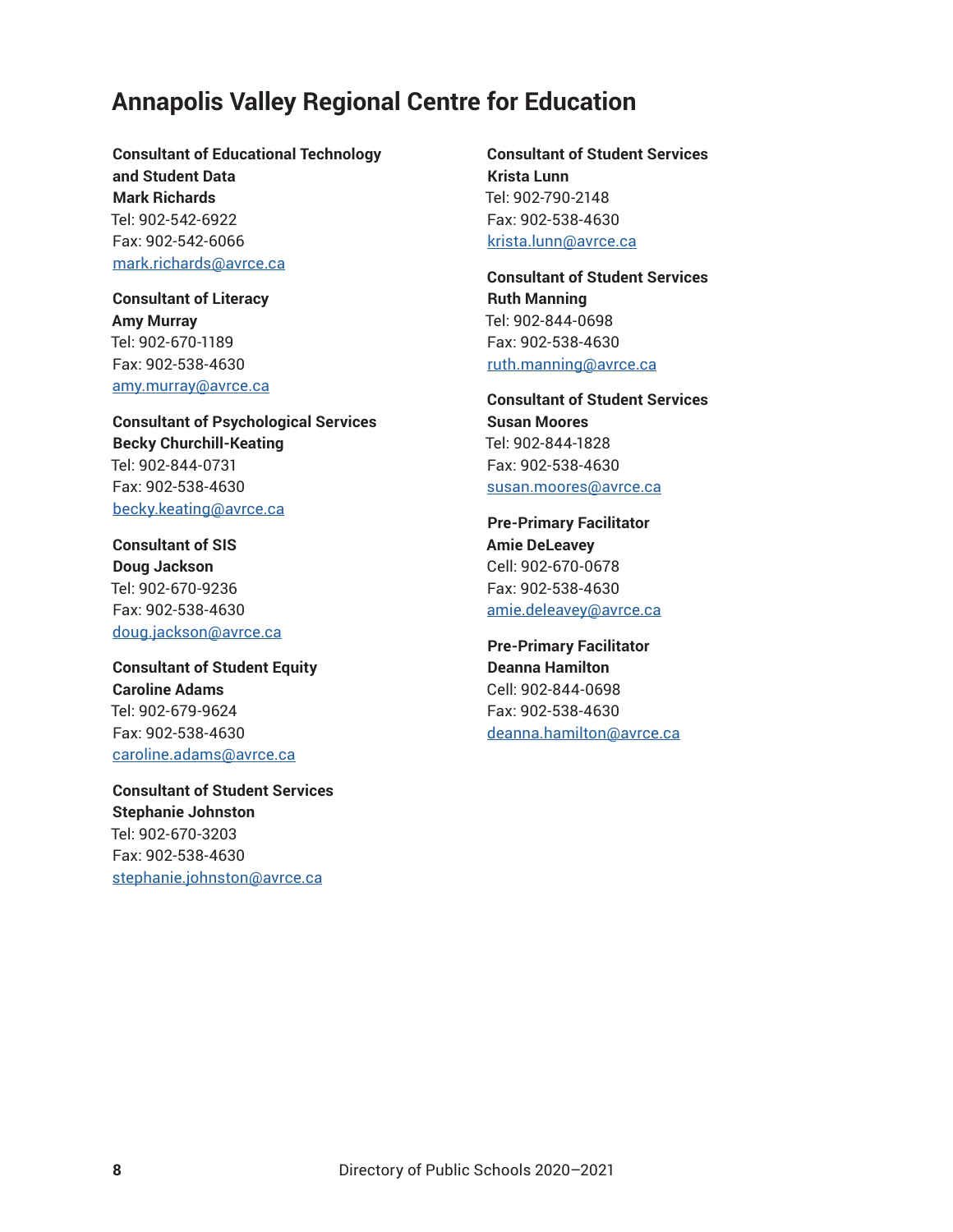## Annapolis Valley Regional Centre for Education

**Consultant of Educational Technology and Student Data**
**Mark Richards**
Tel: 902-542-6922
Fax: 902-542-6066
mark.richards@avrce.ca

**Consultant of Literacy**
**Amy Murray**
Tel: 902-670-1189
Fax: 902-538-4630
amy.murray@avrce.ca

**Consultant of Psychological Services**
**Becky Churchill-Keating**
Tel: 902-844-0731
Fax: 902-538-4630
becky.keating@avrce.ca

**Consultant of SIS**
**Doug Jackson**
Tel: 902-670-9236
Fax: 902-538-4630
doug.jackson@avrce.ca

**Consultant of Student Equity**
**Caroline Adams**
Tel: 902-679-9624
Fax: 902-538-4630
caroline.adams@avrce.ca

**Consultant of Student Services**
**Stephanie Johnston**
Tel: 902-670-3203
Fax: 902-538-4630
stephanie.johnston@avrce.ca

**Consultant of Student Services**
**Krista Lunn**
Tel: 902-790-2148
Fax: 902-538-4630
krista.lunn@avrce.ca

**Consultant of Student Services**
**Ruth Manning**
Tel: 902-844-0698
Fax: 902-538-4630
ruth.manning@avrce.ca

**Consultant of Student Services**
**Susan Moores**
Tel: 902-844-1828
Fax: 902-538-4630
susan.moores@avrce.ca

**Pre-Primary Facilitator**
**Amie DeLeavey**
Cell: 902-670-0678
Fax: 902-538-4630
amie.deleavey@avrce.ca

**Pre-Primary Facilitator**
**Deanna Hamilton**
Cell: 902-844-0698
Fax: 902-538-4630
deanna.hamilton@avrce.ca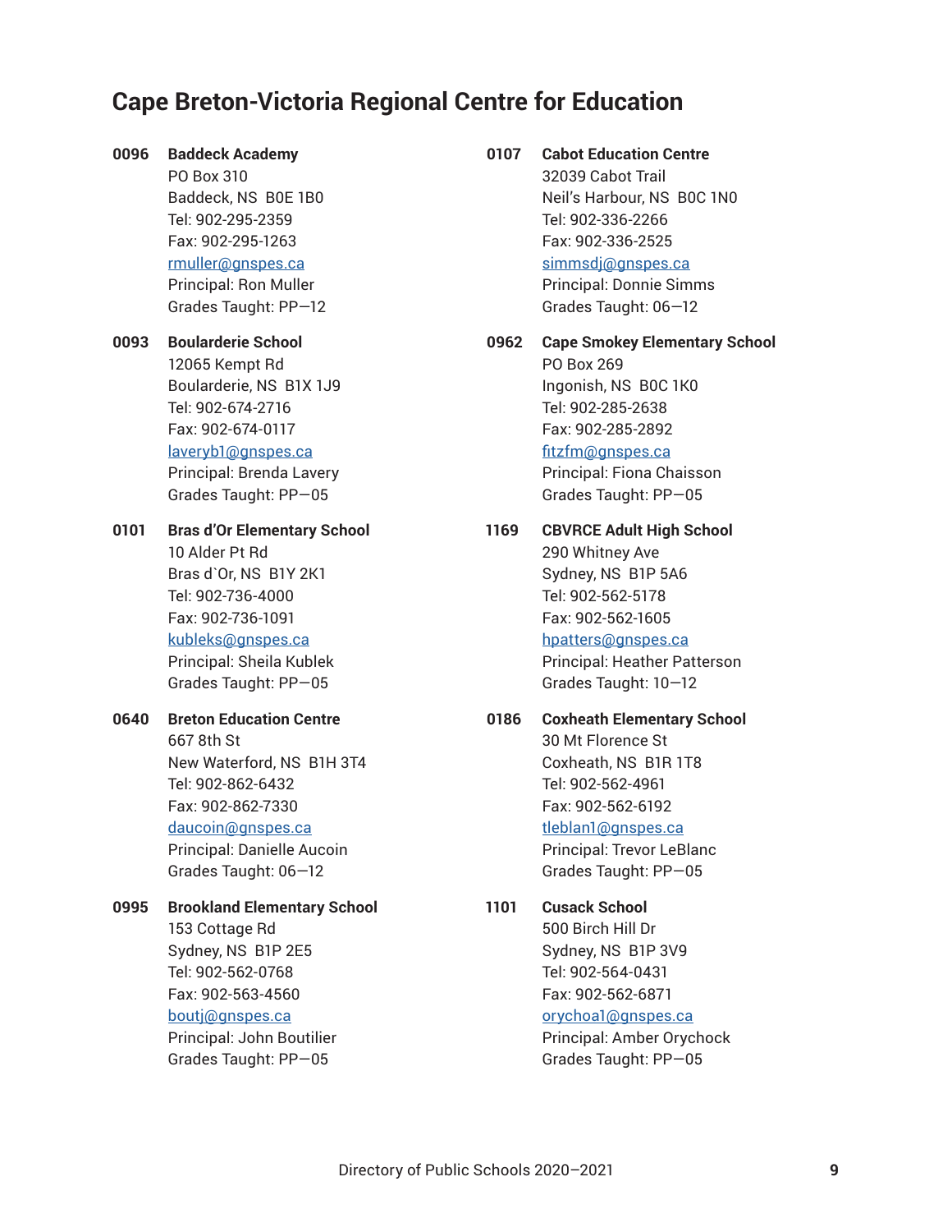## Cape Breton-Victoria Regional Centre for Education

**0096 Baddeck Academy**
PO Box 310
Baddeck, NS B0E 1B0
Tel: 902-295-2359
Fax: 902-295-1263
rmuller@gnspes.ca
Principal: Ron Muller
Grades Taught: PP—12

**0093 Boularderie School**
12065 Kempt Rd
Boularderie, NS B1X 1J9
Tel: 902-674-2716
Fax: 902-674-0117
laveryb1@gnspes.ca
Principal: Brenda Lavery
Grades Taught: PP—05

**0101 Bras d'Or Elementary School**
10 Alder Pt Rd
Bras d`Or, NS B1Y 2K1
Tel: 902-736-4000
Fax: 902-736-1091
kubleks@gnspes.ca
Principal: Sheila Kublek
Grades Taught: PP—05

**0640 Breton Education Centre**
667 8th St
New Waterford, NS B1H 3T4
Tel: 902-862-6432
Fax: 902-862-7330
daucoin@gnspes.ca
Principal: Danielle Aucoin
Grades Taught: 06—12

**0995 Brookland Elementary School**
153 Cottage Rd
Sydney, NS B1P 2E5
Tel: 902-562-0768
Fax: 902-563-4560
boutj@gnspes.ca
Principal: John Boutilier
Grades Taught: PP—05

**0107 Cabot Education Centre**
32039 Cabot Trail
Neil's Harbour, NS B0C 1N0
Tel: 902-336-2266
Fax: 902-336-2525
simmsdj@gnspes.ca
Principal: Donnie Simms
Grades Taught: 06—12

**0962 Cape Smokey Elementary School**
PO Box 269
Ingonish, NS B0C 1K0
Tel: 902-285-2638
Fax: 902-285-2892
fitzfm@gnspes.ca
Principal: Fiona Chaisson
Grades Taught: PP—05

**1169 CBVRCE Adult High School**
290 Whitney Ave
Sydney, NS B1P 5A6
Tel: 902-562-5178
Fax: 902-562-1605
hpatters@gnspes.ca
Principal: Heather Patterson
Grades Taught: 10—12

**0186 Coxheath Elementary School**
30 Mt Florence St
Coxheath, NS B1R 1T8
Tel: 902-562-4961
Fax: 902-562-6192
tleblan1@gnspes.ca
Principal: Trevor LeBlanc
Grades Taught: PP—05

**1101 Cusack School**
500 Birch Hill Dr
Sydney, NS B1P 3V9
Tel: 902-564-0431
Fax: 902-562-6871
orychoa1@gnspes.ca
Principal: Amber Orychock
Grades Taught: PP—05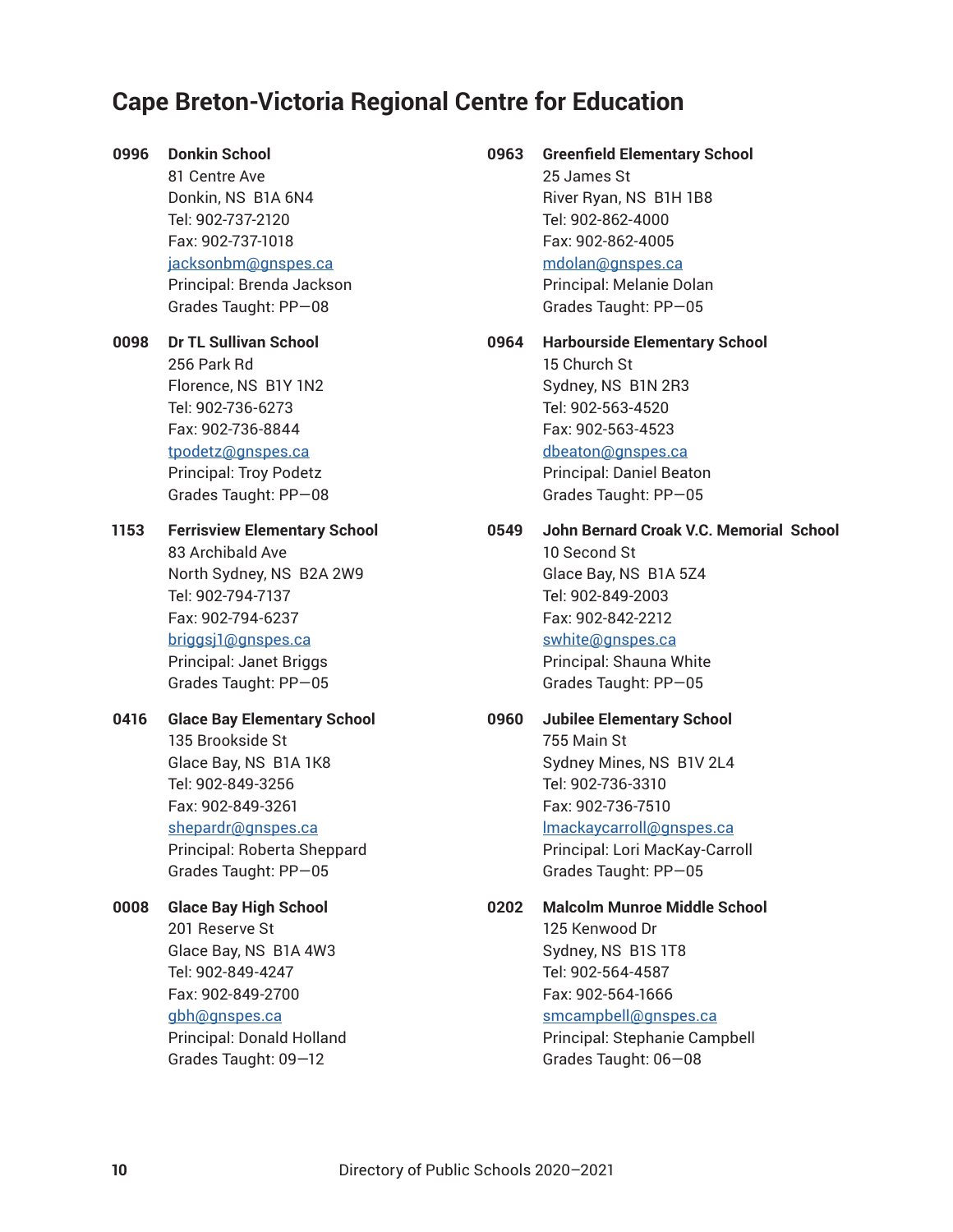## Cape Breton-Victoria Regional Centre for Education

**0996 Donkin School**
81 Centre Ave
Donkin, NS B1A 6N4
Tel: 902-737-2120
Fax: 902-737-1018
jacksonbm@gnspes.ca
Principal: Brenda Jackson
Grades Taught: PP—08

**0098 Dr TL Sullivan School**
256 Park Rd
Florence, NS B1Y 1N2
Tel: 902-736-6273
Fax: 902-736-8844
tpodetz@gnspes.ca
Principal: Troy Podetz
Grades Taught: PP—08

**1153 Ferrisview Elementary School**
83 Archibald Ave
North Sydney, NS B2A 2W9
Tel: 902-794-7137
Fax: 902-794-6237
briggsj1@gnspes.ca
Principal: Janet Briggs
Grades Taught: PP—05

**0416 Glace Bay Elementary School**
135 Brookside St
Glace Bay, NS B1A 1K8
Tel: 902-849-3256
Fax: 902-849-3261
shepardr@gnspes.ca
Principal: Roberta Sheppard
Grades Taught: PP—05

**0008 Glace Bay High School**
201 Reserve St
Glace Bay, NS B1A 4W3
Tel: 902-849-4247
Fax: 902-849-2700
gbh@gnspes.ca
Principal: Donald Holland
Grades Taught: 09—12

**0963 Greenfield Elementary School**
25 James St
River Ryan, NS B1H 1B8
Tel: 902-862-4000
Fax: 902-862-4005
mdolan@gnspes.ca
Principal: Melanie Dolan
Grades Taught: PP—05

**0964 Harbourside Elementary School**
15 Church St
Sydney, NS B1N 2R3
Tel: 902-563-4520
Fax: 902-563-4523
dbeaton@gnspes.ca
Principal: Daniel Beaton
Grades Taught: PP—05

**0549 John Bernard Croak V.C. Memorial School**
10 Second St
Glace Bay, NS B1A 5Z4
Tel: 902-849-2003
Fax: 902-842-2212
swhite@gnspes.ca
Principal: Shauna White
Grades Taught: PP—05

**0960 Jubilee Elementary School**
755 Main St
Sydney Mines, NS B1V 2L4
Tel: 902-736-3310
Fax: 902-736-7510
lmackaycarroll@gnspes.ca
Principal: Lori MacKay-Carroll
Grades Taught: PP—05

**0202 Malcolm Munroe Middle School**
125 Kenwood Dr
Sydney, NS B1S 1T8
Tel: 902-564-4587
Fax: 902-564-1666
smcampbell@gnspes.ca
Principal: Stephanie Campbell
Grades Taught: 06—08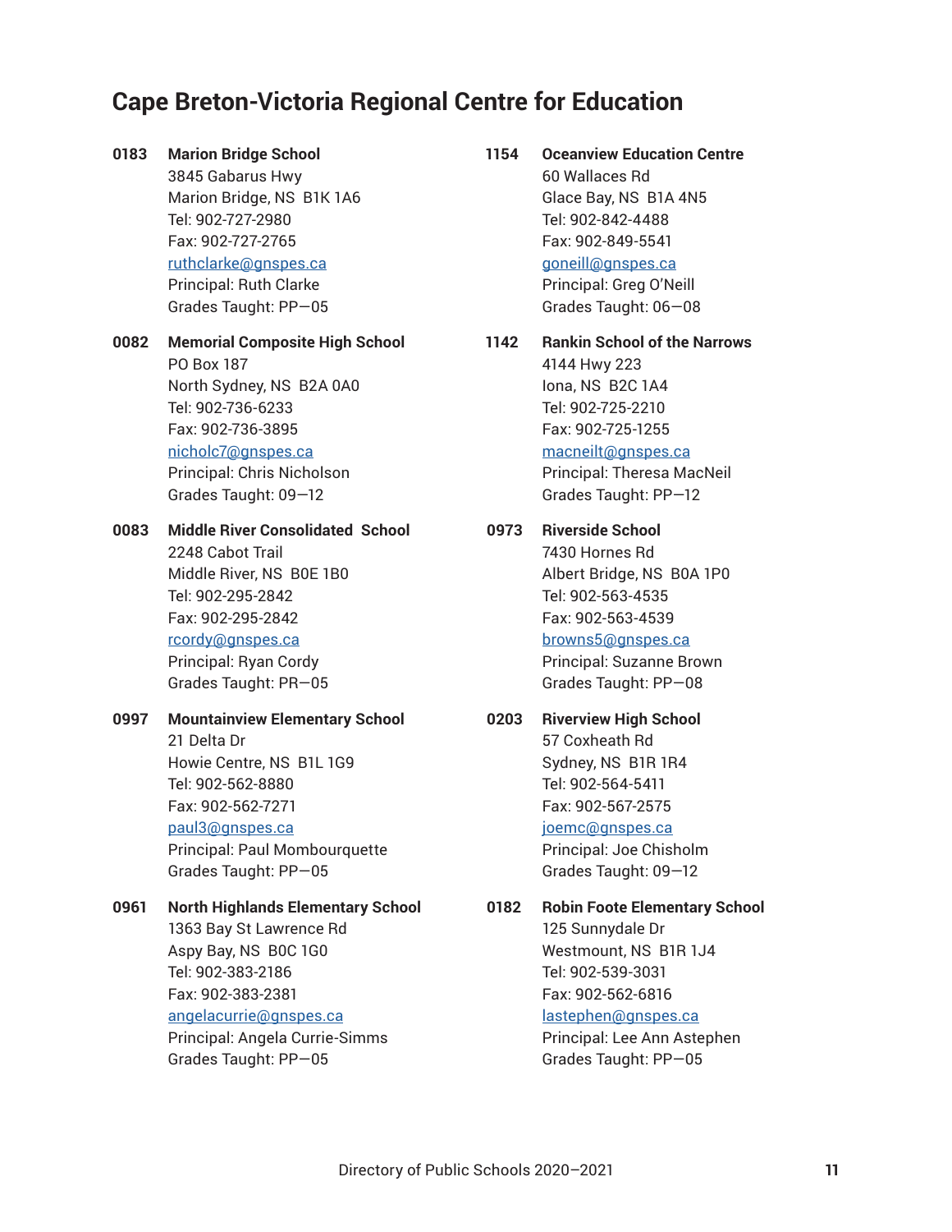## Cape Breton-Victoria Regional Centre for Education

**0183** **Marion Bridge School**
3845 Gabarus Hwy
Marion Bridge, NS B1K 1A6
Tel: 902-727-2980
Fax: 902-727-2765
ruthclarke@gnspes.ca
Principal: Ruth Clarke
Grades Taught: PP—05

**0082** **Memorial Composite High School**
PO Box 187
North Sydney, NS B2A 0A0
Tel: 902-736-6233
Fax: 902-736-3895
nicholc7@gnspes.ca
Principal: Chris Nicholson
Grades Taught: 09—12

**0083** **Middle River Consolidated School**
2248 Cabot Trail
Middle River, NS B0E 1B0
Tel: 902-295-2842
Fax: 902-295-2842
rcordy@gnspes.ca
Principal: Ryan Cordy
Grades Taught: PR—05

**0997** **Mountainview Elementary School**
21 Delta Dr
Howie Centre, NS B1L 1G9
Tel: 902-562-8880
Fax: 902-562-7271
paul3@gnspes.ca
Principal: Paul Mombourquette
Grades Taught: PP—05

**0961** **North Highlands Elementary School**
1363 Bay St Lawrence Rd
Aspy Bay, NS B0C 1G0
Tel: 902-383-2186
Fax: 902-383-2381
angelacurrie@gnspes.ca
Principal: Angela Currie-Simms
Grades Taught: PP—05

**1154** **Oceanview Education Centre**
60 Wallaces Rd
Glace Bay, NS B1A 4N5
Tel: 902-842-4488
Fax: 902-849-5541
goneill@gnspes.ca
Principal: Greg O'Neill
Grades Taught: 06—08

**1142** **Rankin School of the Narrows**
4144 Hwy 223
Iona, NS B2C 1A4
Tel: 902-725-2210
Fax: 902-725-1255
macneilt@gnspes.ca
Principal: Theresa MacNeil
Grades Taught: PP—12

**0973** **Riverside School**
7430 Hornes Rd
Albert Bridge, NS B0A 1P0
Tel: 902-563-4535
Fax: 902-563-4539
browns5@gnspes.ca
Principal: Suzanne Brown
Grades Taught: PP—08

**0203** **Riverview High School**
57 Coxheath Rd
Sydney, NS B1R 1R4
Tel: 902-564-5411
Fax: 902-567-2575
joemc@gnspes.ca
Principal: Joe Chisholm
Grades Taught: 09—12

**0182** **Robin Foote Elementary School**
125 Sunnydale Dr
Westmount, NS B1R 1J4
Tel: 902-539-3031
Fax: 902-562-6816
lastephen@gnspes.ca
Principal: Lee Ann Astephen
Grades Taught: PP—05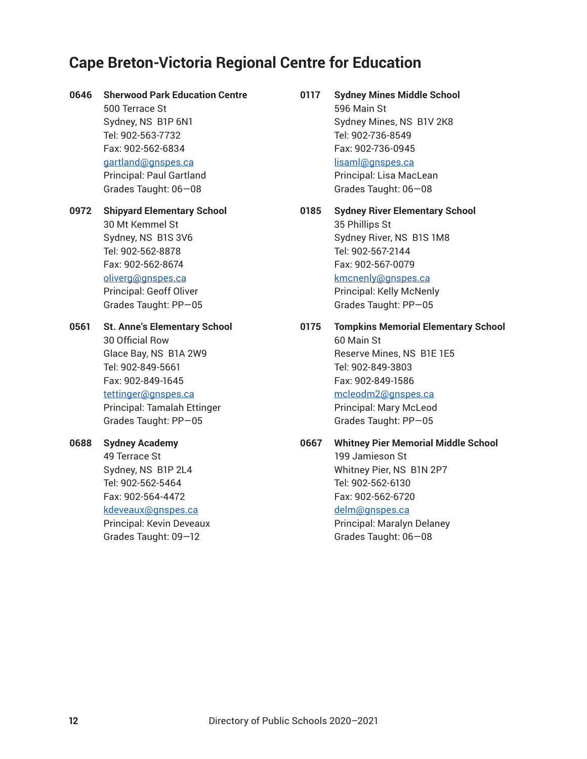## Cape Breton-Victoria Regional Centre for Education

**0646 Sherwood Park Education Centre**
500 Terrace St
Sydney, NS B1P 6N1
Tel: 902-563-7732
Fax: 902-562-6834
gartland@gnspes.ca
Principal: Paul Gartland
Grades Taught: 06—08

**0972 Shipyard Elementary School**
30 Mt Kemmel St
Sydney, NS B1S 3V6
Tel: 902-562-8878
Fax: 902-562-8674
oliverg@gnspes.ca
Principal: Geoff Oliver
Grades Taught: PP—05

**0561 St. Anne's Elementary School**
30 Official Row
Glace Bay, NS B1A 2W9
Tel: 902-849-5661
Fax: 902-849-1645
tettinger@gnspes.ca
Principal: Tamalah Ettinger
Grades Taught: PP—05

**0688 Sydney Academy**
49 Terrace St
Sydney, NS B1P 2L4
Tel: 902-562-5464
Fax: 902-564-4472
kdeveaux@gnspes.ca
Principal: Kevin Deveaux
Grades Taught: 09—12

**0117 Sydney Mines Middle School**
596 Main St
Sydney Mines, NS B1V 2K8
Tel: 902-736-8549
Fax: 902-736-0945
lisaml@gnspes.ca
Principal: Lisa MacLean
Grades Taught: 06—08

**0185 Sydney River Elementary School**
35 Phillips St
Sydney River, NS B1S 1M8
Tel: 902-567-2144
Fax: 902-567-0079
kmcnenly@gnspes.ca
Principal: Kelly McNenly
Grades Taught: PP—05

**0175 Tompkins Memorial Elementary School**
60 Main St
Reserve Mines, NS B1E 1E5
Tel: 902-849-3803
Fax: 902-849-1586
mcleodm2@gnspes.ca
Principal: Mary McLeod
Grades Taught: PP—05

**0667 Whitney Pier Memorial Middle School**
199 Jamieson St
Whitney Pier, NS B1N 2P7
Tel: 902-562-6130
Fax: 902-562-6720
delm@gnspes.ca
Principal: Maralyn Delaney
Grades Taught: 06—08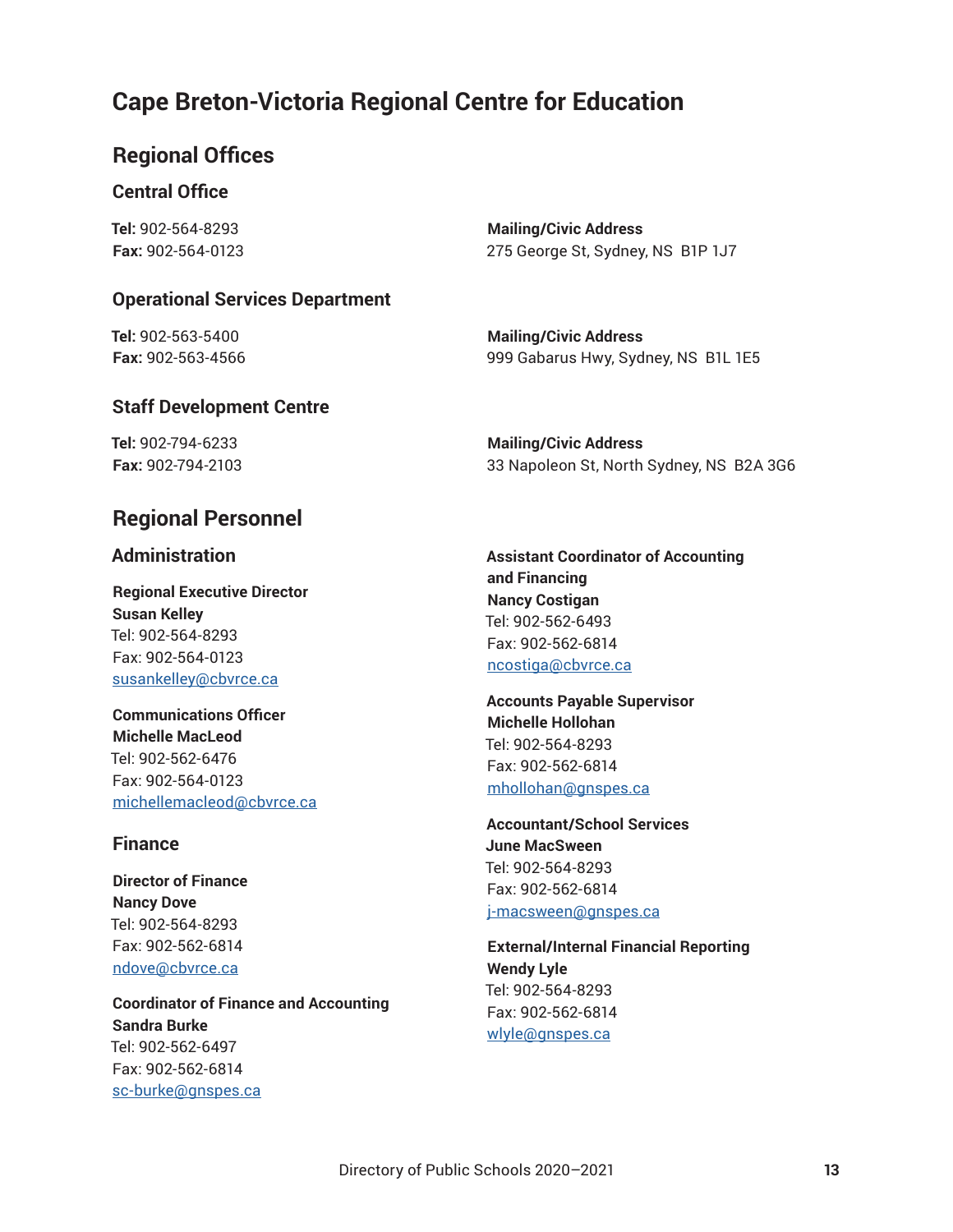# Cape Breton-Victoria Regional Centre for Education

## Regional Offices

### Central Office

**Tel:** 902-564-8293
**Fax:** 902-564-0123

**Mailing/Civic Address**
275 George St, Sydney, NS  B1P 1J7

### Operational Services Department

**Tel:** 902-563-5400
**Fax:** 902-563-4566

**Mailing/Civic Address**
999 Gabarus Hwy, Sydney, NS  B1L 1E5

### Staff Development Centre

**Tel:** 902-794-6233
**Fax:** 902-794-2103

**Mailing/Civic Address**
33 Napoleon St, North Sydney, NS  B2A 3G6

## Regional Personnel

### Administration

**Regional Executive Director**
**Susan Kelley**
Tel: 902-564-8293
Fax: 902-564-0123
susankelley@cbvrce.ca

**Communications Officer**
**Michelle MacLeod**
Tel: 902-562-6476
Fax: 902-564-0123
michellemacleod@cbvrce.ca

### Finance

**Director of Finance**
**Nancy Dove**
Tel: 902-564-8293
Fax: 902-562-6814
ndove@cbvrce.ca

**Coordinator of Finance and Accounting**
**Sandra Burke**
Tel: 902-562-6497
Fax: 902-562-6814
sc-burke@gnspes.ca

**Assistant Coordinator of Accounting and Financing**
**Nancy Costigan**
Tel: 902-562-6493
Fax: 902-562-6814
ncostiga@cbvrce.ca

**Accounts Payable Supervisor**
**Michelle Hollohan**
Tel: 902-564-8293
Fax: 902-562-6814
mhollohan@gnspes.ca

**Accountant/School Services**
**June MacSween**
Tel: 902-564-8293
Fax: 902-562-6814
j-macsween@gnspes.ca

**External/Internal Financial Reporting**
**Wendy Lyle**
Tel: 902-564-8293
Fax: 902-562-6814
wlyle@gnspes.ca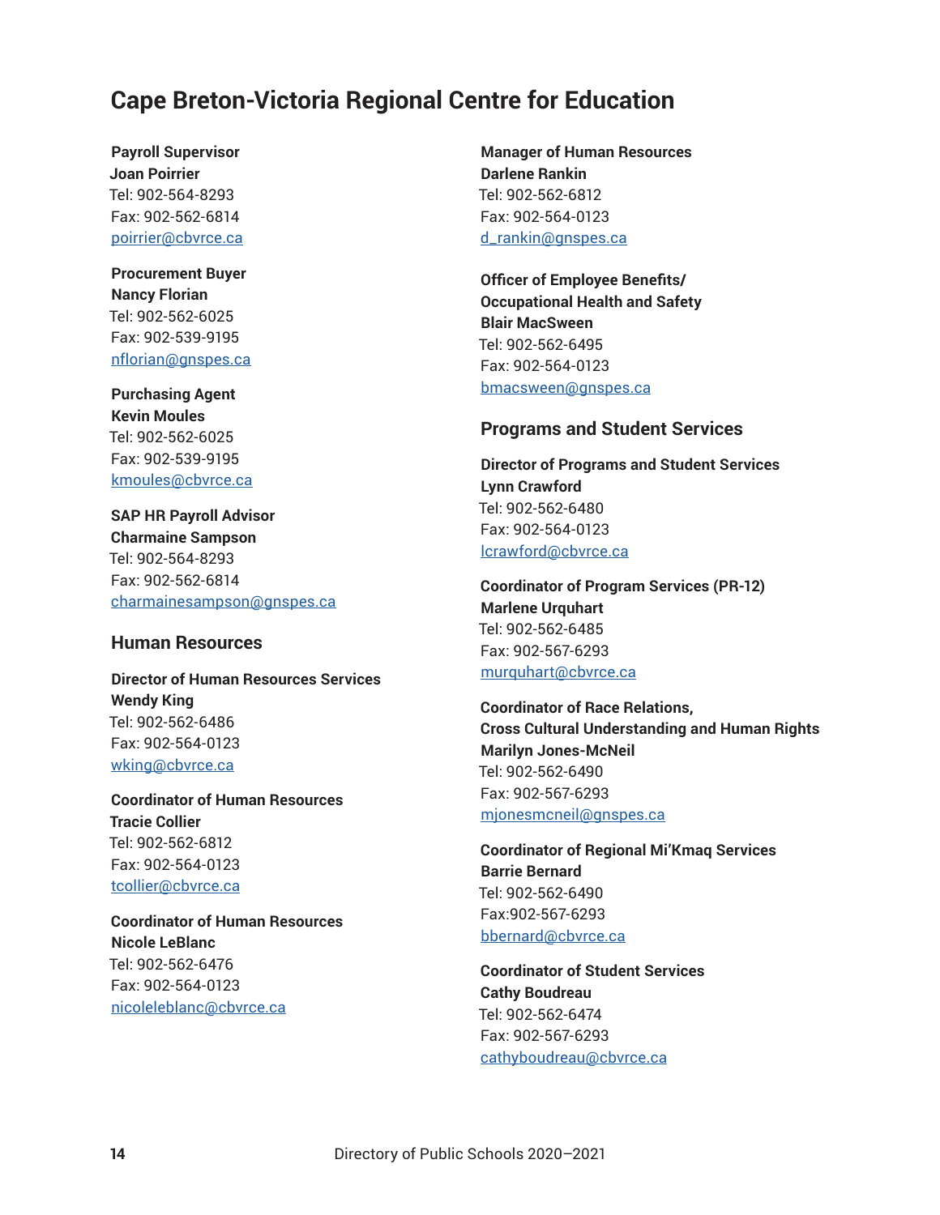## Cape Breton-Victoria Regional Centre for Education

**Payroll Supervisor**
**Joan Poirrier**
Tel: 902-564-8293
Fax: 902-562-6814
poirrier@cbvrce.ca

**Procurement Buyer**
**Nancy Florian**
Tel: 902-562-6025
Fax: 902-539-9195
nflorian@gnspes.ca

**Purchasing Agent**
**Kevin Moules**
Tel: 902-562-6025
Fax: 902-539-9195
kmoules@cbvrce.ca

**SAP HR Payroll Advisor**
**Charmaine Sampson**
Tel: 902-564-8293
Fax: 902-562-6814
charmainesampson@gnspes.ca

### Human Resources

**Director of Human Resources Services**
**Wendy King**
Tel: 902-562-6486
Fax: 902-564-0123
wking@cbvrce.ca

**Coordinator of Human Resources**
**Tracie Collier**
Tel: 902-562-6812
Fax: 902-564-0123
tcollier@cbvrce.ca

**Coordinator of Human Resources**
**Nicole LeBlanc**
Tel: 902-562-6476
Fax: 902-564-0123
nicoleleblanc@cbvrce.ca

**Manager of Human Resources**
**Darlene Rankin**
Tel: 902-562-6812
Fax: 902-564-0123
d_rankin@gnspes.ca

**Officer of Employee Benefits/ Occupational Health and Safety**
**Blair MacSween**
Tel: 902-562-6495
Fax: 902-564-0123
bmacsween@gnspes.ca

### Programs and Student Services

**Director of Programs and Student Services**
**Lynn Crawford**
Tel: 902-562-6480
Fax: 902-564-0123
lcrawford@cbvrce.ca

**Coordinator of Program Services (PR-12)**
**Marlene Urquhart**
Tel: 902-562-6485
Fax: 902-567-6293
murquhart@cbvrce.ca

**Coordinator of Race Relations, Cross Cultural Understanding and Human Rights**
**Marilyn Jones-McNeil**
Tel: 902-562-6490
Fax: 902-567-6293
mjonesmcneil@gnspes.ca

**Coordinator of Regional Mi'Kmaq Services**
**Barrie Bernard**
Tel: 902-562-6490
Fax:902-567-6293
bbernard@cbvrce.ca

**Coordinator of Student Services**
**Cathy Boudreau**
Tel: 902-562-6474
Fax: 902-567-6293
cathyboudreau@cbvrce.ca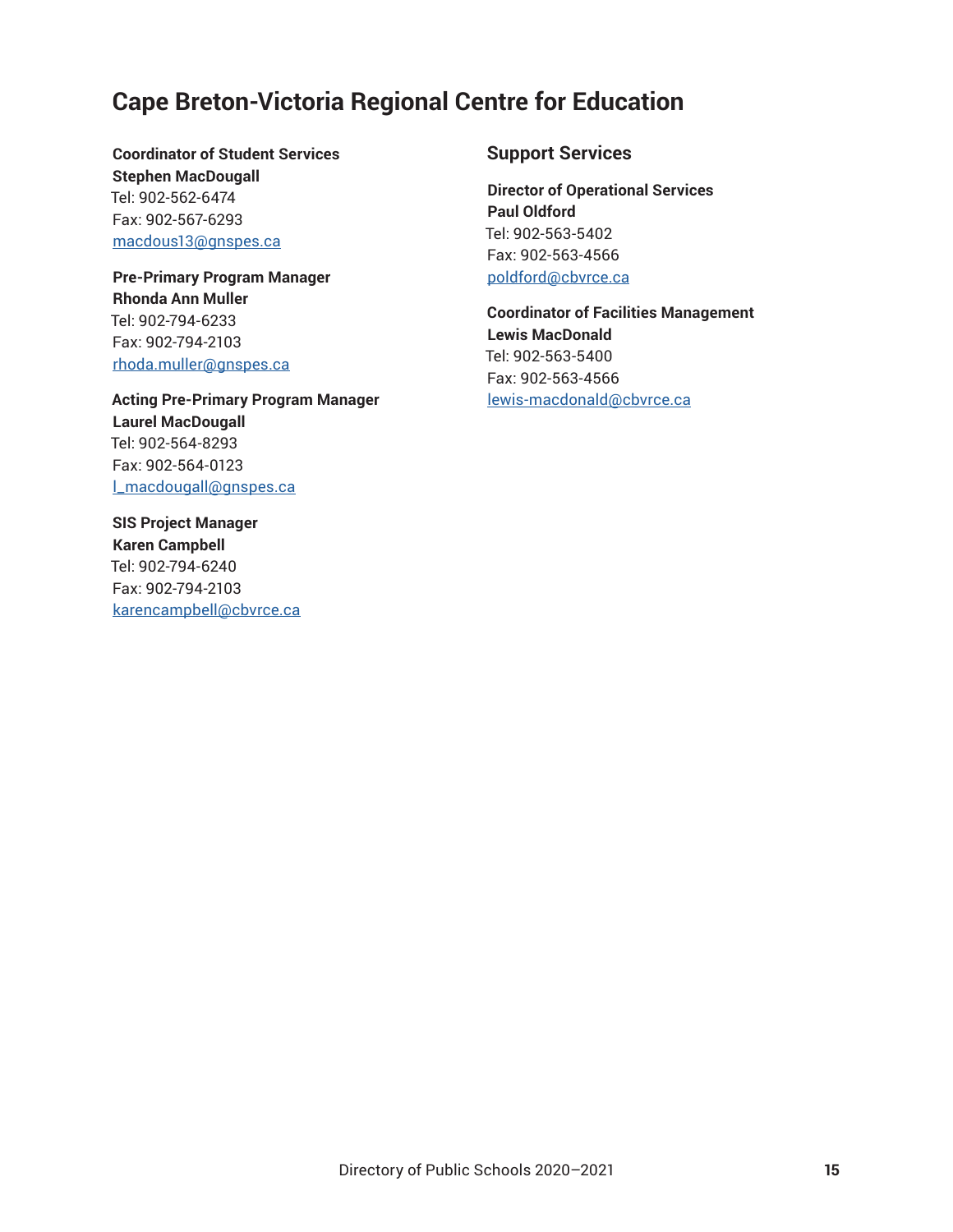# Cape Breton-Victoria Regional Centre for Education

**Coordinator of Student Services**
**Stephen MacDougall**
Tel: 902-562-6474
Fax: 902-567-6293
macdous13@gnspes.ca

**Pre-Primary Program Manager**
**Rhonda Ann Muller**
Tel: 902-794-6233
Fax: 902-794-2103
rhoda.muller@gnspes.ca

**Acting Pre-Primary Program Manager**
**Laurel MacDougall**
Tel: 902-564-8293
Fax: 902-564-0123
l_macdougall@gnspes.ca

**SIS Project Manager**
**Karen Campbell**
Tel: 902-794-6240
Fax: 902-794-2103
karencampbell@cbvrce.ca

## Support Services

**Director of Operational Services**
**Paul Oldford**
Tel: 902-563-5402
Fax: 902-563-4566
poldford@cbvrce.ca

**Coordinator of Facilities Management**
**Lewis MacDonald**
Tel: 902-563-5400
Fax: 902-563-4566
lewis-macdonald@cbvrce.ca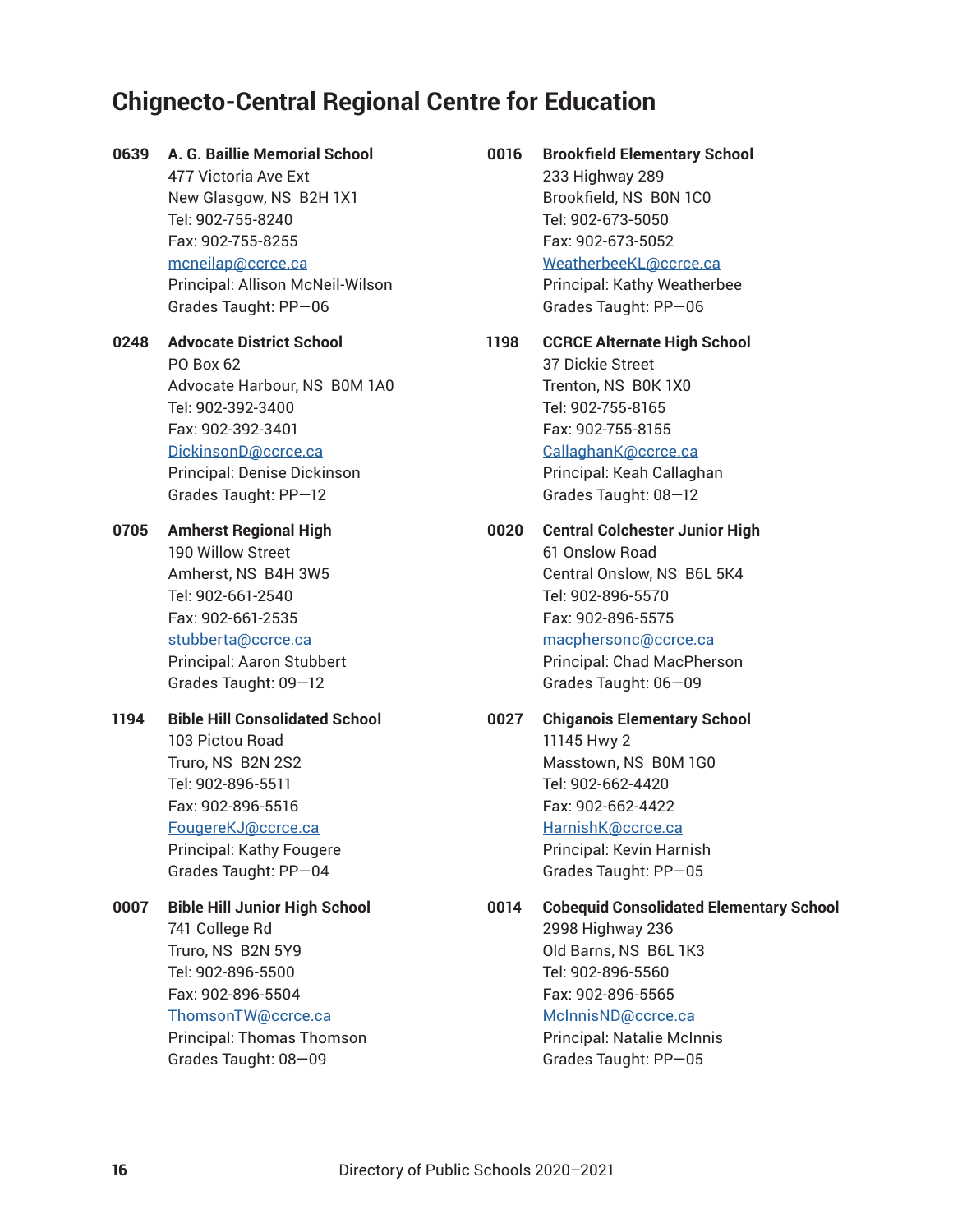## Chignecto-Central Regional Centre for Education

**0639 A. G. Baillie Memorial School**
477 Victoria Ave Ext
New Glasgow, NS  B2H 1X1
Tel: 902-755-8240
Fax: 902-755-8255
mcneilap@ccrce.ca
Principal: Allison McNeil-Wilson
Grades Taught: PP—06

**0248 Advocate District School**
PO Box 62
Advocate Harbour, NS  B0M 1A0
Tel: 902-392-3400
Fax: 902-392-3401
DickinsonD@ccrce.ca
Principal: Denise Dickinson
Grades Taught: PP—12

**0705 Amherst Regional High**
190 Willow Street
Amherst, NS  B4H 3W5
Tel: 902-661-2540
Fax: 902-661-2535
stubberta@ccrce.ca
Principal: Aaron Stubbert
Grades Taught: 09—12

**1194 Bible Hill Consolidated School**
103 Pictou Road
Truro, NS  B2N 2S2
Tel: 902-896-5511
Fax: 902-896-5516
FougereKJ@ccrce.ca
Principal: Kathy Fougere
Grades Taught: PP—04

**0007 Bible Hill Junior High School**
741 College Rd
Truro, NS  B2N 5Y9
Tel: 902-896-5500
Fax: 902-896-5504
ThomsonTW@ccrce.ca
Principal: Thomas Thomson
Grades Taught: 08—09

**0016 Brookfield Elementary School**
233 Highway 289
Brookfield, NS  B0N 1C0
Tel: 902-673-5050
Fax: 902-673-5052
WeatherbeeKL@ccrce.ca
Principal: Kathy Weatherbee
Grades Taught: PP—06

**1198 CCRCE Alternate High School**
37 Dickie Street
Trenton, NS  B0K 1X0
Tel: 902-755-8165
Fax: 902-755-8155
CallaghanK@ccrce.ca
Principal: Keah Callaghan
Grades Taught: 08—12

**0020 Central Colchester Junior High**
61 Onslow Road
Central Onslow, NS  B6L 5K4
Tel: 902-896-5570
Fax: 902-896-5575
macphersonc@ccrce.ca
Principal: Chad MacPherson
Grades Taught: 06—09

**0027 Chiganois Elementary School**
11145 Hwy 2
Masstown, NS  B0M 1G0
Tel: 902-662-4420
Fax: 902-662-4422
HarnishK@ccrce.ca
Principal: Kevin Harnish
Grades Taught: PP—05

**0014 Cobequid Consolidated Elementary School**
2998 Highway 236
Old Barns, NS  B6L 1K3
Tel: 902-896-5560
Fax: 902-896-5565
McInnisND@ccrce.ca
Principal: Natalie McInnis
Grades Taught: PP—05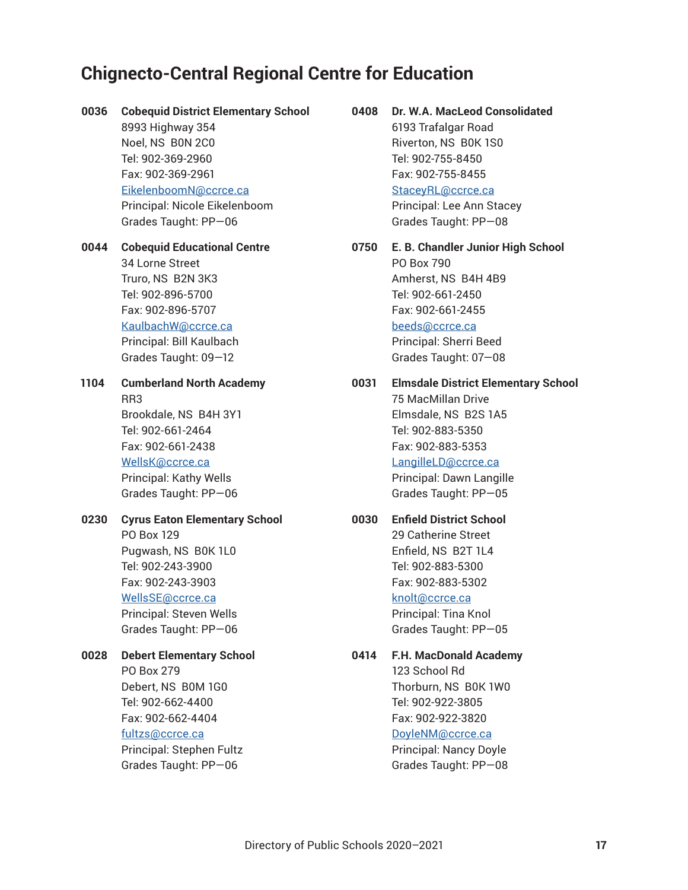## Chignecto-Central Regional Centre for Education

**0036** **Cobequid District Elementary School**
8993 Highway 354
Noel, NS B0N 2C0
Tel: 902-369-2960
Fax: 902-369-2961
EikelenboomN@ccrce.ca
Principal: Nicole Eikelenboom
Grades Taught: PP—06

**0044** **Cobequid Educational Centre**
34 Lorne Street
Truro, NS B2N 3K3
Tel: 902-896-5700
Fax: 902-896-5707
KaulbachW@ccrce.ca
Principal: Bill Kaulbach
Grades Taught: 09—12

**1104** **Cumberland North Academy**
RR3
Brookdale, NS B4H 3Y1
Tel: 902-661-2464
Fax: 902-661-2438
WellsK@ccrce.ca
Principal: Kathy Wells
Grades Taught: PP—06

**0230** **Cyrus Eaton Elementary School**
PO Box 129
Pugwash, NS B0K 1L0
Tel: 902-243-3900
Fax: 902-243-3903
WellsSE@ccrce.ca
Principal: Steven Wells
Grades Taught: PP—06

**0028** **Debert Elementary School**
PO Box 279
Debert, NS B0M 1G0
Tel: 902-662-4400
Fax: 902-662-4404
fultzs@ccrce.ca
Principal: Stephen Fultz
Grades Taught: PP—06

**0408** **Dr. W.A. MacLeod Consolidated**
6193 Trafalgar Road
Riverton, NS B0K 1S0
Tel: 902-755-8450
Fax: 902-755-8455
StaceyRL@ccrce.ca
Principal: Lee Ann Stacey
Grades Taught: PP—08

**0750** **E. B. Chandler Junior High School**
PO Box 790
Amherst, NS B4H 4B9
Tel: 902-661-2450
Fax: 902-661-2455
beeds@ccrce.ca
Principal: Sherri Beed
Grades Taught: 07—08

**0031** **Elmsdale District Elementary School**
75 MacMillan Drive
Elmsdale, NS B2S 1A5
Tel: 902-883-5350
Fax: 902-883-5353
LangilleLD@ccrce.ca
Principal: Dawn Langille
Grades Taught: PP—05

**0030** **Enfield District School**
29 Catherine Street
Enfield, NS B2T 1L4
Tel: 902-883-5300
Fax: 902-883-5302
knolt@ccrce.ca
Principal: Tina Knol
Grades Taught: PP—05

**0414** **F.H. MacDonald Academy**
123 School Rd
Thorburn, NS B0K 1W0
Tel: 902-922-3805
Fax: 902-922-3820
DoyleNM@ccrce.ca
Principal: Nancy Doyle
Grades Taught: PP—08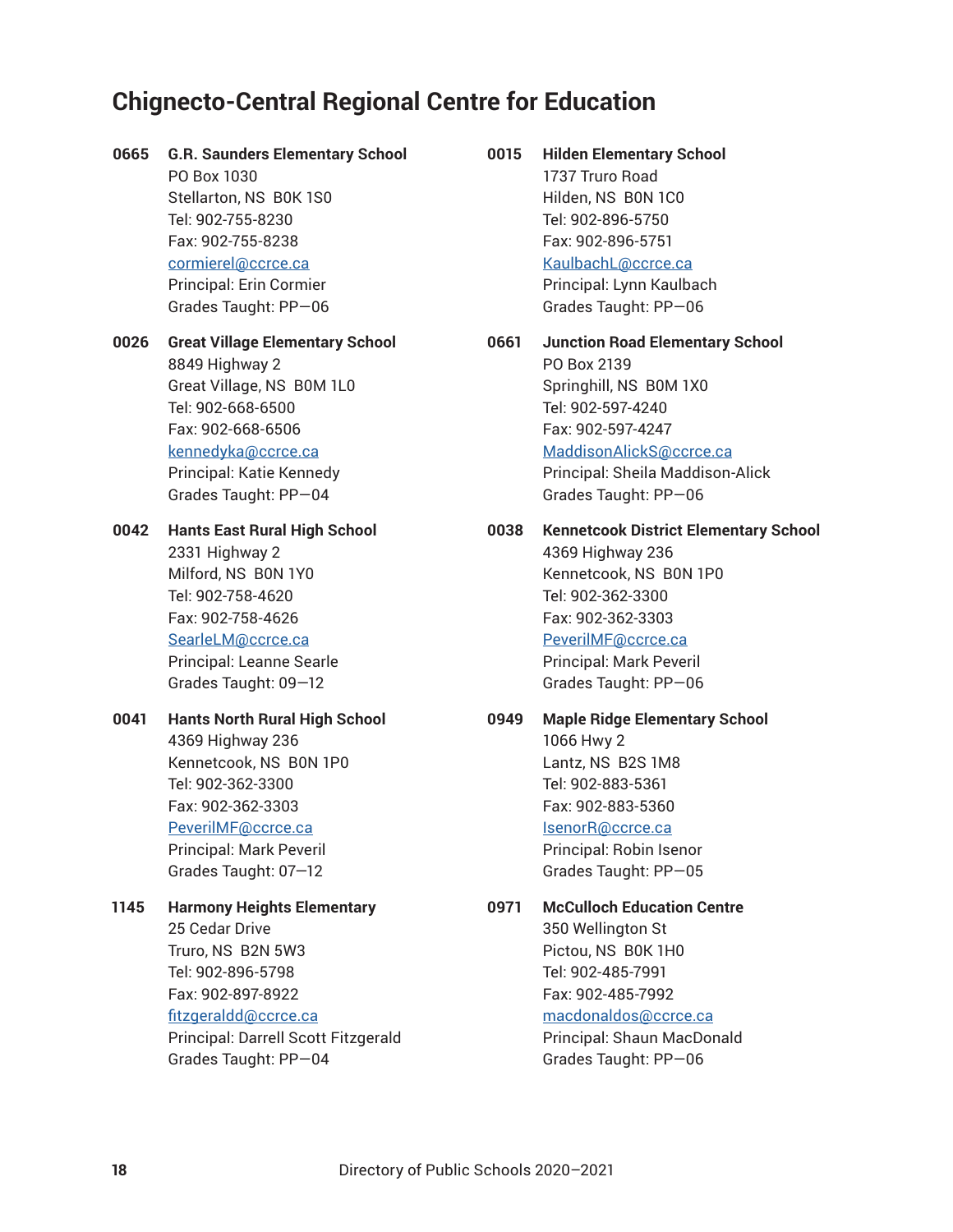## Chignecto-Central Regional Centre for Education

**0665 G.R. Saunders Elementary School**
PO Box 1030
Stellarton, NS B0K 1S0
Tel: 902-755-8230
Fax: 902-755-8238
cormierel@ccrce.ca
Principal: Erin Cormier
Grades Taught: PP—06

**0026 Great Village Elementary School**
8849 Highway 2
Great Village, NS B0M 1L0
Tel: 902-668-6500
Fax: 902-668-6506
kennedyka@ccrce.ca
Principal: Katie Kennedy
Grades Taught: PP—04

**0042 Hants East Rural High School**
2331 Highway 2
Milford, NS B0N 1Y0
Tel: 902-758-4620
Fax: 902-758-4626
SearleLM@ccrce.ca
Principal: Leanne Searle
Grades Taught: 09—12

**0041 Hants North Rural High School**
4369 Highway 236
Kennetcook, NS B0N 1P0
Tel: 902-362-3300
Fax: 902-362-3303
PeverilMF@ccrce.ca
Principal: Mark Peveril
Grades Taught: 07—12

**1145 Harmony Heights Elementary**
25 Cedar Drive
Truro, NS B2N 5W3
Tel: 902-896-5798
Fax: 902-897-8922
fitzgeraldd@ccrce.ca
Principal: Darrell Scott Fitzgerald
Grades Taught: PP—04

**0015 Hilden Elementary School**
1737 Truro Road
Hilden, NS B0N 1C0
Tel: 902-896-5750
Fax: 902-896-5751
KaulbachL@ccrce.ca
Principal: Lynn Kaulbach
Grades Taught: PP—06

**0661 Junction Road Elementary School**
PO Box 2139
Springhill, NS B0M 1X0
Tel: 902-597-4240
Fax: 902-597-4247
MaddisonAlickS@ccrce.ca
Principal: Sheila Maddison-Alick
Grades Taught: PP—06

**0038 Kennetcook District Elementary School**
4369 Highway 236
Kennetcook, NS B0N 1P0
Tel: 902-362-3300
Fax: 902-362-3303
PeverilMF@ccrce.ca
Principal: Mark Peveril
Grades Taught: PP—06

**0949 Maple Ridge Elementary School**
1066 Hwy 2
Lantz, NS B2S 1M8
Tel: 902-883-5361
Fax: 902-883-5360
IsenorR@ccrce.ca
Principal: Robin Isenor
Grades Taught: PP—05

**0971 McCulloch Education Centre**
350 Wellington St
Pictou, NS B0K 1H0
Tel: 902-485-7991
Fax: 902-485-7992
macdonaldos@ccrce.ca
Principal: Shaun MacDonald
Grades Taught: PP—06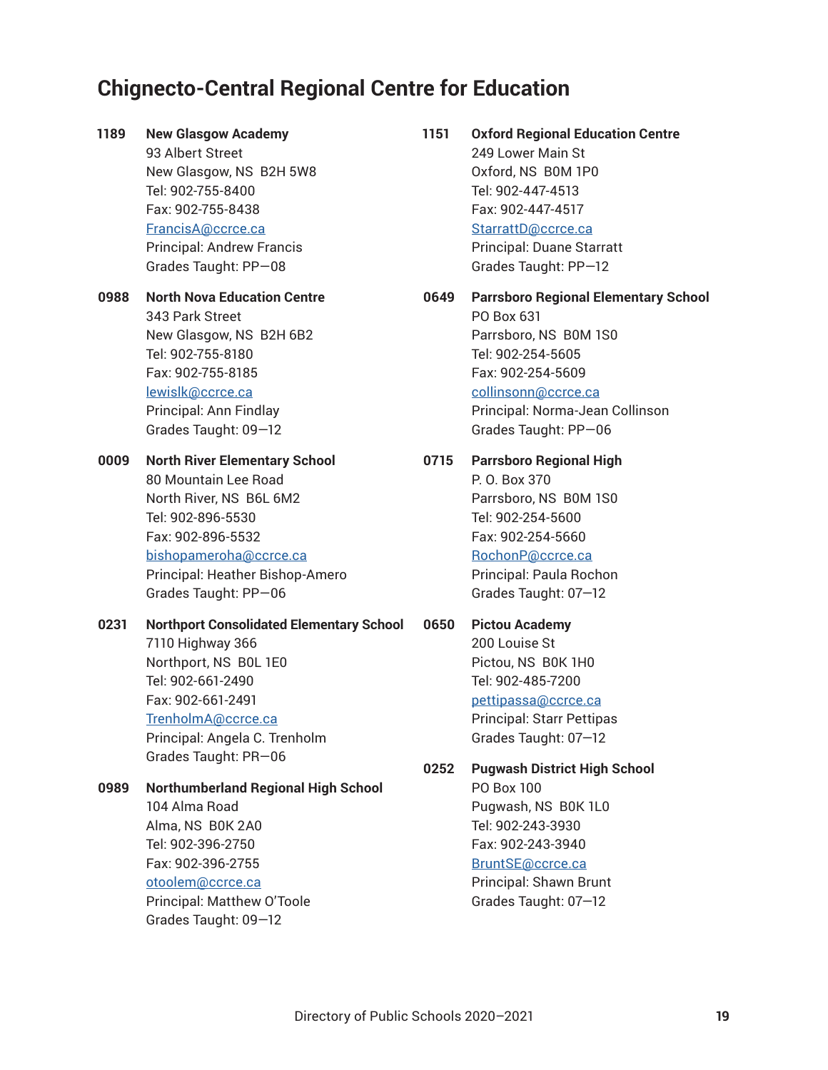## Chignecto-Central Regional Centre for Education

**1189** **New Glasgow Academy**
93 Albert Street
New Glasgow, NS  B2H 5W8
Tel: 902-755-8400
Fax: 902-755-8438
FrancisA@ccrce.ca
Principal: Andrew Francis
Grades Taught: PP—08

**0988** **North Nova Education Centre**
343 Park Street
New Glasgow, NS  B2H 6B2
Tel: 902-755-8180
Fax: 902-755-8185
lewislk@ccrce.ca
Principal: Ann Findlay
Grades Taught: 09—12

**0009** **North River Elementary School**
80 Mountain Lee Road
North River, NS  B6L 6M2
Tel: 902-896-5530
Fax: 902-896-5532
bishopameroha@ccrce.ca
Principal: Heather Bishop-Amero
Grades Taught: PP—06

**0231** **Northport Consolidated Elementary School**
7110 Highway 366
Northport, NS  B0L 1E0
Tel: 902-661-2490
Fax: 902-661-2491
TrenholmA@ccrce.ca
Principal: Angela C. Trenholm
Grades Taught: PR—06

**0989** **Northumberland Regional High School**
104 Alma Road
Alma, NS  B0K 2A0
Tel: 902-396-2750
Fax: 902-396-2755
otoolem@ccrce.ca
Principal: Matthew O'Toole
Grades Taught: 09—12

**1151** **Oxford Regional Education Centre**
249 Lower Main St
Oxford, NS  B0M 1P0
Tel: 902-447-4513
Fax: 902-447-4517
StarrattD@ccrce.ca
Principal: Duane Starratt
Grades Taught: PP—12

**0649** **Parrsboro Regional Elementary School**
PO Box 631
Parrsboro, NS  B0M 1S0
Tel: 902-254-5605
Fax: 902-254-5609
collinsonn@ccrce.ca
Principal: Norma-Jean Collinson
Grades Taught: PP—06

**0715** **Parrsboro Regional High**
P. O. Box 370
Parrsboro, NS  B0M 1S0
Tel: 902-254-5600
Fax: 902-254-5660
RochonP@ccrce.ca
Principal: Paula Rochon
Grades Taught: 07—12

**0650** **Pictou Academy**
200 Louise St
Pictou, NS  B0K 1H0
Tel: 902-485-7200
pettipassa@ccrce.ca
Principal: Starr Pettipas
Grades Taught: 07—12

**0252** **Pugwash District High School**
PO Box 100
Pugwash, NS  B0K 1L0
Tel: 902-243-3930
Fax: 902-243-3940
BruntSE@ccrce.ca
Principal: Shawn Brunt
Grades Taught: 07—12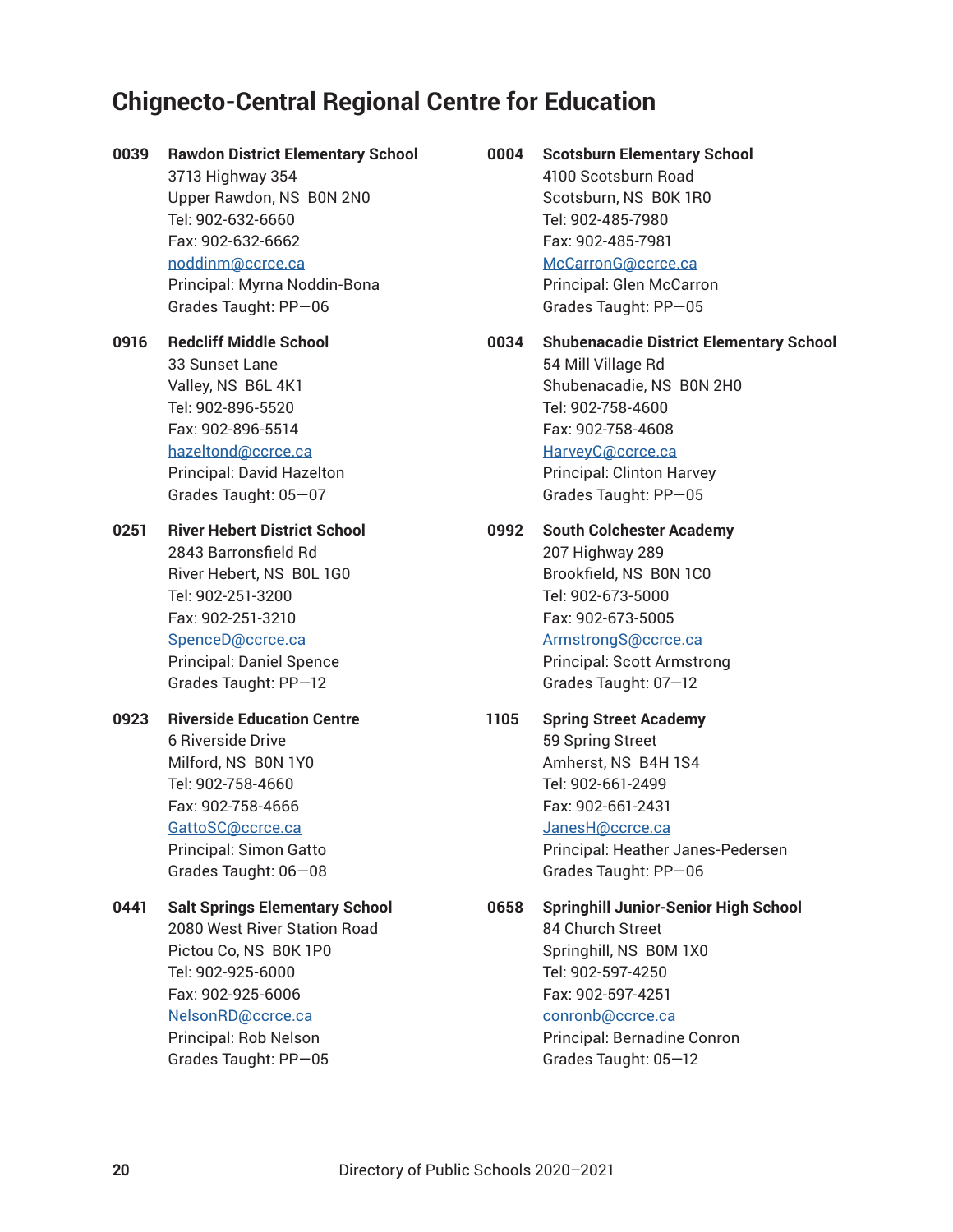## Chignecto-Central Regional Centre for Education

**0039 Rawdon District Elementary School**
3713 Highway 354
Upper Rawdon, NS B0N 2N0
Tel: 902-632-6660
Fax: 902-632-6662
noddinm@ccrce.ca
Principal: Myrna Noddin-Bona
Grades Taught: PP—06

**0916 Redcliff Middle School**
33 Sunset Lane
Valley, NS B6L 4K1
Tel: 902-896-5520
Fax: 902-896-5514
hazeltond@ccrce.ca
Principal: David Hazelton
Grades Taught: 05—07

**0251 River Hebert District School**
2843 Barronsfield Rd
River Hebert, NS B0L 1G0
Tel: 902-251-3200
Fax: 902-251-3210
SpenceD@ccrce.ca
Principal: Daniel Spence
Grades Taught: PP—12

**0923 Riverside Education Centre**
6 Riverside Drive
Milford, NS B0N 1Y0
Tel: 902-758-4660
Fax: 902-758-4666
GattoSC@ccrce.ca
Principal: Simon Gatto
Grades Taught: 06—08

**0441 Salt Springs Elementary School**
2080 West River Station Road
Pictou Co, NS B0K 1P0
Tel: 902-925-6000
Fax: 902-925-6006
NelsonRD@ccrce.ca
Principal: Rob Nelson
Grades Taught: PP—05

**0004 Scotsburn Elementary School**
4100 Scotsburn Road
Scotsburn, NS B0K 1R0
Tel: 902-485-7980
Fax: 902-485-7981
McCarronG@ccrce.ca
Principal: Glen McCarron
Grades Taught: PP—05

**0034 Shubenacadie District Elementary School**
54 Mill Village Rd
Shubenacadie, NS B0N 2H0
Tel: 902-758-4600
Fax: 902-758-4608
HarveyC@ccrce.ca
Principal: Clinton Harvey
Grades Taught: PP—05

**0992 South Colchester Academy**
207 Highway 289
Brookfield, NS B0N 1C0
Tel: 902-673-5000
Fax: 902-673-5005
ArmstrongS@ccrce.ca
Principal: Scott Armstrong
Grades Taught: 07—12

**1105 Spring Street Academy**
59 Spring Street
Amherst, NS B4H 1S4
Tel: 902-661-2499
Fax: 902-661-2431
JanesH@ccrce.ca
Principal: Heather Janes-Pedersen
Grades Taught: PP—06

**0658 Springhill Junior-Senior High School**
84 Church Street
Springhill, NS B0M 1X0
Tel: 902-597-4250
Fax: 902-597-4251
conronb@ccrce.ca
Principal: Bernadine Conron
Grades Taught: 05—12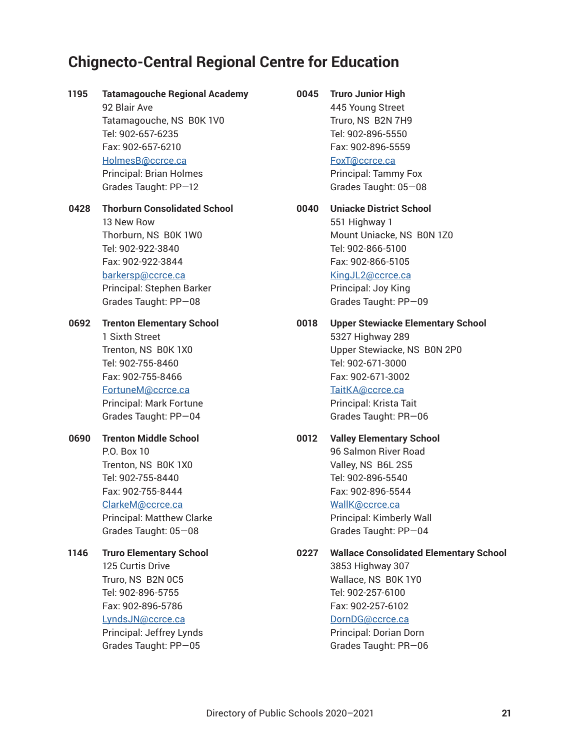## Chignecto-Central Regional Centre for Education

**1195** **Tatamagouche Regional Academy**
92 Blair Ave
Tatamagouche, NS  B0K 1V0
Tel: 902-657-6235
Fax: 902-657-6210
HolmesB@ccrce.ca
Principal: Brian Holmes
Grades Taught: PP—12

**0428** **Thorburn Consolidated School**
13 New Row
Thorburn, NS  B0K 1W0
Tel: 902-922-3840
Fax: 902-922-3844
barkersp@ccrce.ca
Principal: Stephen Barker
Grades Taught: PP—08

**0692** **Trenton Elementary School**
1 Sixth Street
Trenton, NS  B0K 1X0
Tel: 902-755-8460
Fax: 902-755-8466
FortuneM@ccrce.ca
Principal: Mark Fortune
Grades Taught: PP—04

**0690** **Trenton Middle School**
P.O. Box 10
Trenton, NS  B0K 1X0
Tel: 902-755-8440
Fax: 902-755-8444
ClarkeM@ccrce.ca
Principal: Matthew Clarke
Grades Taught: 05—08

**1146** **Truro Elementary School**
125 Curtis Drive
Truro, NS  B2N 0C5
Tel: 902-896-5755
Fax: 902-896-5786
LyndsJN@ccrce.ca
Principal: Jeffrey Lynds
Grades Taught: PP—05

**0045** **Truro Junior High**
445 Young Street
Truro, NS  B2N 7H9
Tel: 902-896-5550
Fax: 902-896-5559
FoxT@ccrce.ca
Principal: Tammy Fox
Grades Taught: 05—08

**0040** **Uniacke District School**
551 Highway 1
Mount Uniacke, NS  B0N 1Z0
Tel: 902-866-5100
Fax: 902-866-5105
KingJL2@ccrce.ca
Principal: Joy King
Grades Taught: PP—09

**0018** **Upper Stewiacke Elementary School**
5327 Highway 289
Upper Stewiacke, NS  B0N 2P0
Tel: 902-671-3000
Fax: 902-671-3002
TaitKA@ccrce.ca
Principal: Krista Tait
Grades Taught: PR—06

**0012** **Valley Elementary School**
96 Salmon River Road
Valley, NS  B6L 2S5
Tel: 902-896-5540
Fax: 902-896-5544
WallK@ccrce.ca
Principal: Kimberly Wall
Grades Taught: PP—04

**0227** **Wallace Consolidated Elementary School**
3853 Highway 307
Wallace, NS  B0K 1Y0
Tel: 902-257-6100
Fax: 902-257-6102
DornDG@ccrce.ca
Principal: Dorian Dorn
Grades Taught: PR—06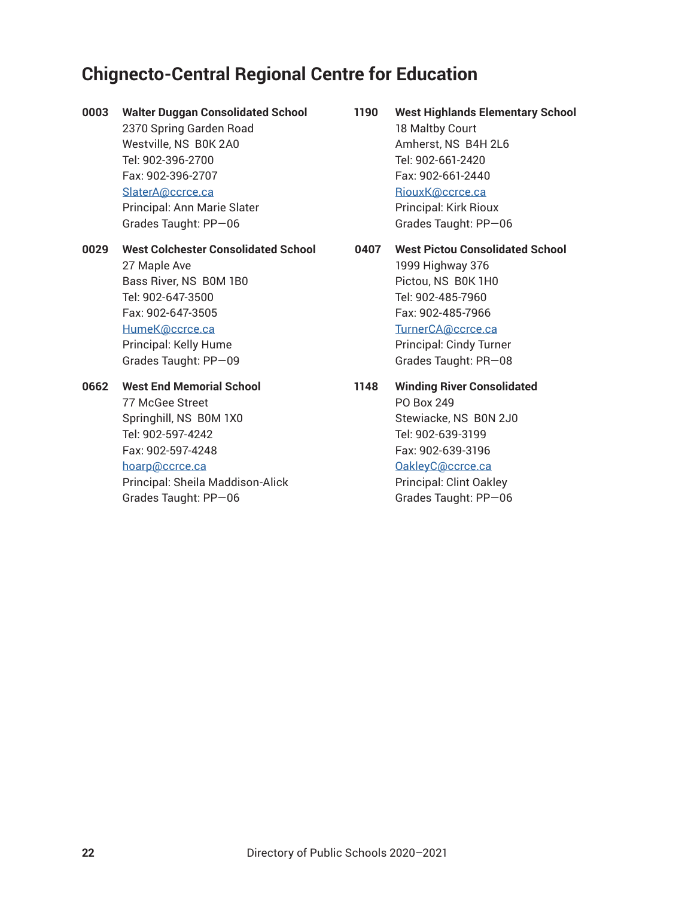## Chignecto-Central Regional Centre for Education

**0003 Walter Duggan Consolidated School**
2370 Spring Garden Road
Westville, NS B0K 2A0
Tel: 902-396-2700
Fax: 902-396-2707
SlaterA@ccrce.ca
Principal: Ann Marie Slater
Grades Taught: PP—06

**0029 West Colchester Consolidated School**
27 Maple Ave
Bass River, NS B0M 1B0
Tel: 902-647-3500
Fax: 902-647-3505
HumeK@ccrce.ca
Principal: Kelly Hume
Grades Taught: PP—09

**0662 West End Memorial School**
77 McGee Street
Springhill, NS B0M 1X0
Tel: 902-597-4242
Fax: 902-597-4248
hoarp@ccrce.ca
Principal: Sheila Maddison-Alick
Grades Taught: PP—06

**1190 West Highlands Elementary School**
18 Maltby Court
Amherst, NS B4H 2L6
Tel: 902-661-2420
Fax: 902-661-2440
RiouxK@ccrce.ca
Principal: Kirk Rioux
Grades Taught: PP—06

**0407 West Pictou Consolidated School**
1999 Highway 376
Pictou, NS B0K 1H0
Tel: 902-485-7960
Fax: 902-485-7966
TurnerCA@ccrce.ca
Principal: Cindy Turner
Grades Taught: PR—08

**1148 Winding River Consolidated**
PO Box 249
Stewiacke, NS B0N 2J0
Tel: 902-639-3199
Fax: 902-639-3196
OakleyC@ccrce.ca
Principal: Clint Oakley
Grades Taught: PP—06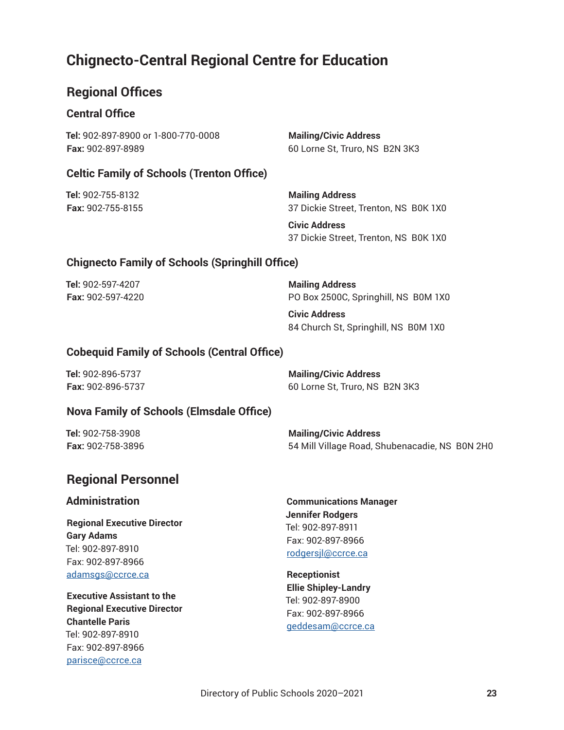# Chignecto-Central Regional Centre for Education

## Regional Offices

### Central Office

**Tel:** 902-897-8900 or 1-800-770-0008
**Fax:** 902-897-8989

**Mailing/Civic Address**
60 Lorne St, Truro, NS  B2N 3K3

### Celtic Family of Schools (Trenton Office)

**Tel:** 902-755-8132
**Fax:** 902-755-8155

**Mailing Address**
37 Dickie Street, Trenton, NS  B0K 1X0

**Civic Address**
37 Dickie Street, Trenton, NS  B0K 1X0

### Chignecto Family of Schools (Springhill Office)

**Tel:** 902-597-4207
**Fax:** 902-597-4220

**Mailing Address**
PO Box 2500C, Springhill, NS  B0M 1X0

**Civic Address**
84 Church St, Springhill, NS  B0M 1X0

### Cobequid Family of Schools (Central Office)

**Tel:** 902-896-5737
**Fax:** 902-896-5737

**Mailing/Civic Address**
60 Lorne St, Truro, NS  B2N 3K3

### Nova Family of Schools (Elmsdale Office)

**Tel:** 902-758-3908
**Fax:** 902-758-3896

**Mailing/Civic Address**
54 Mill Village Road, Shubenacadie, NS  B0N 2H0

## Regional Personnel

### Administration

**Regional Executive Director**
**Gary Adams**
Tel: 902-897-8910
Fax: 902-897-8966
adamsgs@ccrce.ca

**Executive Assistant to the Regional Executive Director**
**Chantelle Paris**
Tel: 902-897-8910
Fax: 902-897-8966
parisce@ccrce.ca

**Communications Manager**
**Jennifer Rodgers**
Tel: 902-897-8911
Fax: 902-897-8966
rodgersjl@ccrce.ca

**Receptionist**
**Ellie Shipley-Landry**
Tel: 902-897-8900
Fax: 902-897-8966
geddesam@ccrce.ca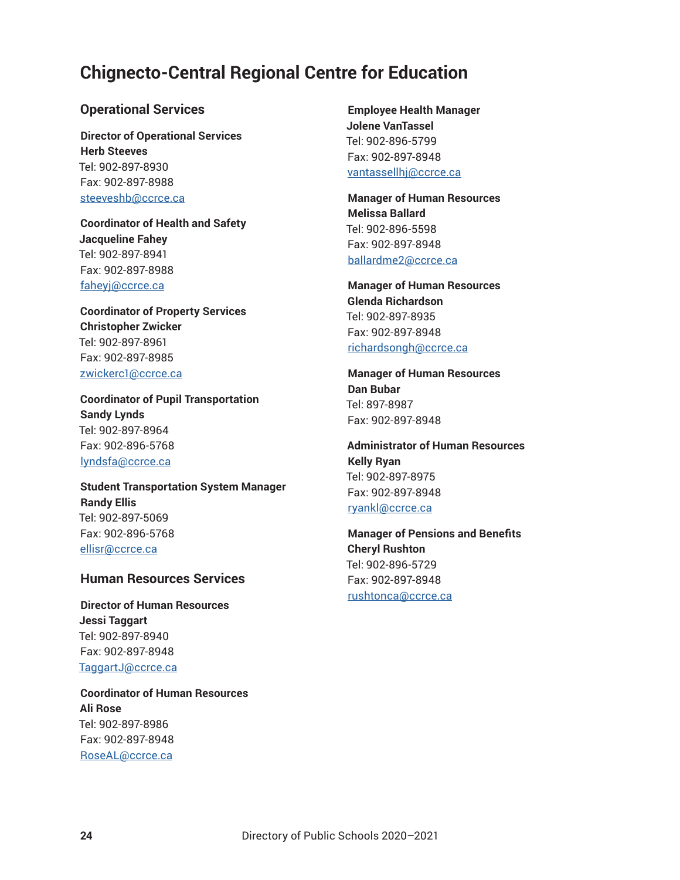# Chignecto-Central Regional Centre for Education

## Operational Services

**Director of Operational Services**
**Herb Steeves**
Tel: 902-897-8930
Fax: 902-897-8988
steeveshb@ccrce.ca

**Coordinator of Health and Safety**
**Jacqueline Fahey**
Tel: 902-897-8941
Fax: 902-897-8988
faheyj@ccrce.ca

**Coordinator of Property Services**
**Christopher Zwicker**
Tel: 902-897-8961
Fax: 902-897-8985
zwickerc1@ccrce.ca

**Coordinator of Pupil Transportation**
**Sandy Lynds**
Tel: 902-897-8964
Fax: 902-896-5768
lyndsfa@ccrce.ca

**Student Transportation System Manager**
**Randy Ellis**
Tel: 902-897-5069
Fax: 902-896-5768
ellisr@ccrce.ca

## Human Resources Services

**Director of Human Resources**
**Jessi Taggart**
Tel: 902-897-8940
Fax: 902-897-8948
TaggartJ@ccrce.ca

**Coordinator of Human Resources**
**Ali Rose**
Tel: 902-897-8986
Fax: 902-897-8948
RoseAL@ccrce.ca

**Employee Health Manager**
**Jolene VanTassel**
Tel: 902-896-5799
Fax: 902-897-8948
vantassellhj@ccrce.ca

**Manager of Human Resources**
**Melissa Ballard**
Tel: 902-896-5598
Fax: 902-897-8948
ballardme2@ccrce.ca

**Manager of Human Resources**
**Glenda Richardson**
Tel: 902-897-8935
Fax: 902-897-8948
richardsongh@ccrce.ca

**Manager of Human Resources**
**Dan Bubar**
Tel: 897-8987
Fax: 902-897-8948

**Administrator of Human Resources**
**Kelly Ryan**
Tel: 902-897-8975
Fax: 902-897-8948
ryankl@ccrce.ca

**Manager of Pensions and Benefits**
**Cheryl Rushton**
Tel: 902-896-5729
Fax: 902-897-8948
rushtonca@ccrce.ca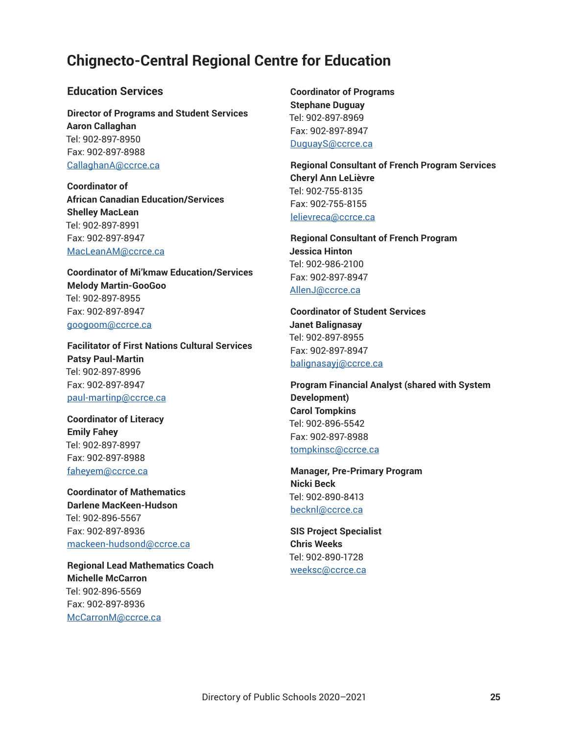# Chignecto-Central Regional Centre for Education

## Education Services

**Director of Programs and Student Services**
**Aaron Callaghan**
Tel: 902-897-8950
Fax: 902-897-8988
CallaghanA@ccrce.ca

**Coordinator of African Canadian Education/Services**
**Shelley MacLean**
Tel: 902-897-8991
Fax: 902-897-8947
MacLeanAM@ccrce.ca

**Coordinator of Mi'kmaw Education/Services**
**Melody Martin-GooGoo**
Tel: 902-897-8955
Fax: 902-897-8947
googoom@ccrce.ca

**Facilitator of First Nations Cultural Services**
**Patsy Paul-Martin**
Tel: 902-897-8996
Fax: 902-897-8947
paul-martinp@ccrce.ca

**Coordinator of Literacy**
**Emily Fahey**
Tel: 902-897-8997
Fax: 902-897-8988
faheyem@ccrce.ca

**Coordinator of Mathematics**
**Darlene MacKeen-Hudson**
Tel: 902-896-5567
Fax: 902-897-8936
mackeen-hudsond@ccrce.ca

**Regional Lead Mathematics Coach**
**Michelle McCarron**
Tel: 902-896-5569
Fax: 902-897-8936
McCarronM@ccrce.ca

**Coordinator of Programs**
**Stephane Duguay**
Tel: 902-897-8969
Fax: 902-897-8947
DuguayS@ccrce.ca

**Regional Consultant of French Program Services**
**Cheryl Ann LeLièvre**
Tel: 902-755-8135
Fax: 902-755-8155
lelievreca@ccrce.ca

**Regional Consultant of French Program**
**Jessica Hinton**
Tel: 902-986-2100
Fax: 902-897-8947
AllenJ@ccrce.ca

**Coordinator of Student Services**
**Janet Balignasay**
Tel: 902-897-8955
Fax: 902-897-8947
balignasayj@ccrce.ca

**Program Financial Analyst (shared with System Development)**
**Carol Tompkins**
Tel: 902-896-5542
Fax: 902-897-8988
tompkinsc@ccrce.ca

**Manager, Pre-Primary Program**
**Nicki Beck**
Tel: 902-890-8413
becknl@ccrce.ca

**SIS Project Specialist**
**Chris Weeks**
Tel: 902-890-1728
weeksc@ccrce.ca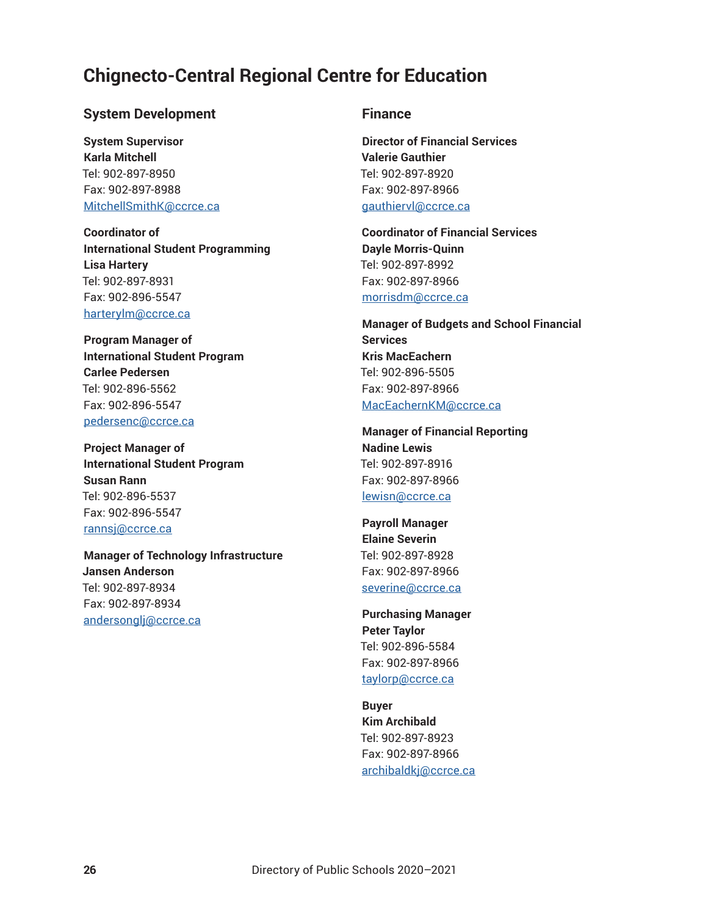# Chignecto-Central Regional Centre for Education

## System Development

**System Supervisor**
**Karla Mitchell**
Tel: 902-897-8950
Fax: 902-897-8988
MitchellSmithK@ccrce.ca

**Coordinator of International Student Programming**
**Lisa Hartery**
Tel: 902-897-8931
Fax: 902-896-5547
harterylm@ccrce.ca

**Program Manager of International Student Program**
**Carlee Pedersen**
Tel: 902-896-5562
Fax: 902-896-5547
pedersenc@ccrce.ca

**Project Manager of International Student Program**
**Susan Rann**
Tel: 902-896-5537
Fax: 902-896-5547
rannsj@ccrce.ca

**Manager of Technology Infrastructure**
**Jansen Anderson**
Tel: 902-897-8934
Fax: 902-897-8934
andersonglj@ccrce.ca

## Finance

**Director of Financial Services**
**Valerie Gauthier**
Tel: 902-897-8920
Fax: 902-897-8966
gauthiervl@ccrce.ca

**Coordinator of Financial Services**
**Dayle Morris-Quinn**
Tel: 902-897-8992
Fax: 902-897-8966
morrisdm@ccrce.ca

**Manager of Budgets and School Financial Services**
**Kris MacEachern**
Tel: 902-896-5505
Fax: 902-897-8966
MacEachernKM@ccrce.ca

**Manager of Financial Reporting**
**Nadine Lewis**
Tel: 902-897-8916
Fax: 902-897-8966
lewisn@ccrce.ca

**Payroll Manager**
**Elaine Severin**
Tel: 902-897-8928
Fax: 902-897-8966
severine@ccrce.ca

**Purchasing Manager**
**Peter Taylor**
Tel: 902-896-5584
Fax: 902-897-8966
taylorp@ccrce.ca

**Buyer**
**Kim Archibald**
Tel: 902-897-8923
Fax: 902-897-8966
archibaldkj@ccrce.ca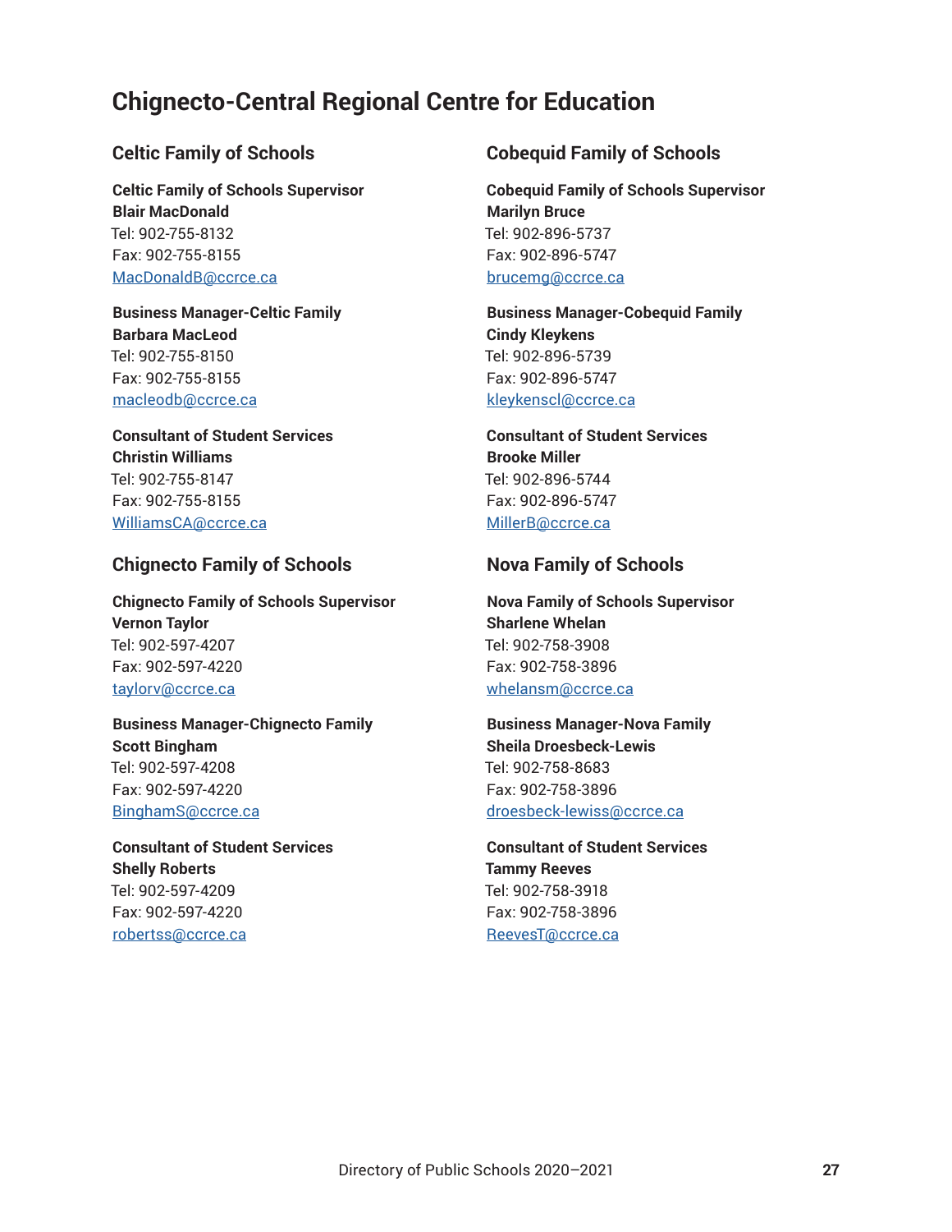# Chignecto-Central Regional Centre for Education

## Celtic Family of Schools

**Celtic Family of Schools Supervisor**
**Blair MacDonald**
Tel: 902-755-8132
Fax: 902-755-8155
MacDonaldB@ccrce.ca

**Business Manager-Celtic Family**
**Barbara MacLeod**
Tel: 902-755-8150
Fax: 902-755-8155
macleodb@ccrce.ca

**Consultant of Student Services**
**Christin Williams**
Tel: 902-755-8147
Fax: 902-755-8155
WilliamsCA@ccrce.ca

## Chignecto Family of Schools

**Chignecto Family of Schools Supervisor**
**Vernon Taylor**
Tel: 902-597-4207
Fax: 902-597-4220
taylorv@ccrce.ca

**Business Manager-Chignecto Family**
**Scott Bingham**
Tel: 902-597-4208
Fax: 902-597-4220
BinghamS@ccrce.ca

**Consultant of Student Services**
**Shelly Roberts**
Tel: 902-597-4209
Fax: 902-597-4220
robertss@ccrce.ca

## Cobequid Family of Schools

**Cobequid Family of Schools Supervisor**
**Marilyn Bruce**
Tel: 902-896-5737
Fax: 902-896-5747
brucemg@ccrce.ca

**Business Manager-Cobequid Family**
**Cindy Kleykens**
Tel: 902-896-5739
Fax: 902-896-5747
kleykenscl@ccrce.ca

**Consultant of Student Services**
**Brooke Miller**
Tel: 902-896-5744
Fax: 902-896-5747
MillerB@ccrce.ca

## Nova Family of Schools

**Nova Family of Schools Supervisor**
**Sharlene Whelan**
Tel: 902-758-3908
Fax: 902-758-3896
whelansm@ccrce.ca

**Business Manager-Nova Family**
**Sheila Droesbeck-Lewis**
Tel: 902-758-8683
Fax: 902-758-3896
droesbeck-lewiss@ccrce.ca

**Consultant of Student Services**
**Tammy Reeves**
Tel: 902-758-3918
Fax: 902-758-3896
ReevesT@ccrce.ca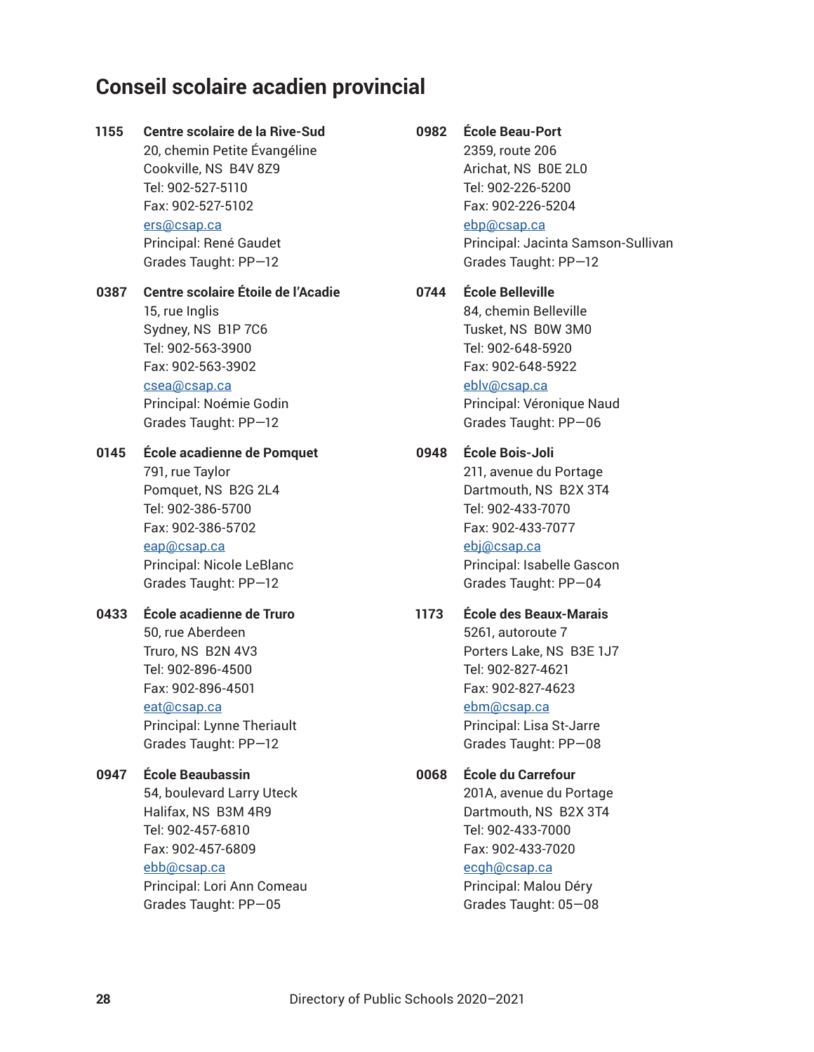## Conseil scolaire acadien provincial

**1155** **Centre scolaire de la Rive-Sud**
20, chemin Petite Évangéline
Cookville, NS  B4V 8Z9
Tel: 902-527-5110
Fax: 902-527-5102
ers@csap.ca
Principal: René Gaudet
Grades Taught: PP—12

**0387** **Centre scolaire Étoile de l'Acadie**
15, rue Inglis
Sydney, NS  B1P 7C6
Tel: 902-563-3900
Fax: 902-563-3902
csea@csap.ca
Principal: Noémie Godin
Grades Taught: PP—12

**0145** **École acadienne de Pomquet**
791, rue Taylor
Pomquet, NS  B2G 2L4
Tel: 902-386-5700
Fax: 902-386-5702
eap@csap.ca
Principal: Nicole LeBlanc
Grades Taught: PP—12

**0433** **École acadienne de Truro**
50, rue Aberdeen
Truro, NS  B2N 4V3
Tel: 902-896-4500
Fax: 902-896-4501
eat@csap.ca
Principal: Lynne Theriault
Grades Taught: PP—12

**0947** **École Beaubassin**
54, boulevard Larry Uteck
Halifax, NS  B3M 4R9
Tel: 902-457-6810
Fax: 902-457-6809
ebb@csap.ca
Principal: Lori Ann Comeau
Grades Taught: PP—05

**0982** **École Beau-Port**
2359, route 206
Arichat, NS  B0E 2L0
Tel: 902-226-5200
Fax: 902-226-5204
ebp@csap.ca
Principal: Jacinta Samson-Sullivan
Grades Taught: PP—12

**0744** **École Belleville**
84, chemin Belleville
Tusket, NS  B0W 3M0
Tel: 902-648-5920
Fax: 902-648-5922
eblv@csap.ca
Principal: Véronique Naud
Grades Taught: PP—06

**0948** **École Bois-Joli**
211, avenue du Portage
Dartmouth, NS  B2X 3T4
Tel: 902-433-7070
Fax: 902-433-7077
ebj@csap.ca
Principal: Isabelle Gascon
Grades Taught: PP—04

**1173** **École des Beaux-Marais**
5261, autoroute 7
Porters Lake, NS  B3E 1J7
Tel: 902-827-4621
Fax: 902-827-4623
ebm@csap.ca
Principal: Lisa St-Jarre
Grades Taught: PP—08

**0068** **École du Carrefour**
201A, avenue du Portage
Dartmouth, NS  B2X 3T4
Tel: 902-433-7000
Fax: 902-433-7020
ecgh@csap.ca
Principal: Malou Déry
Grades Taught: 05—08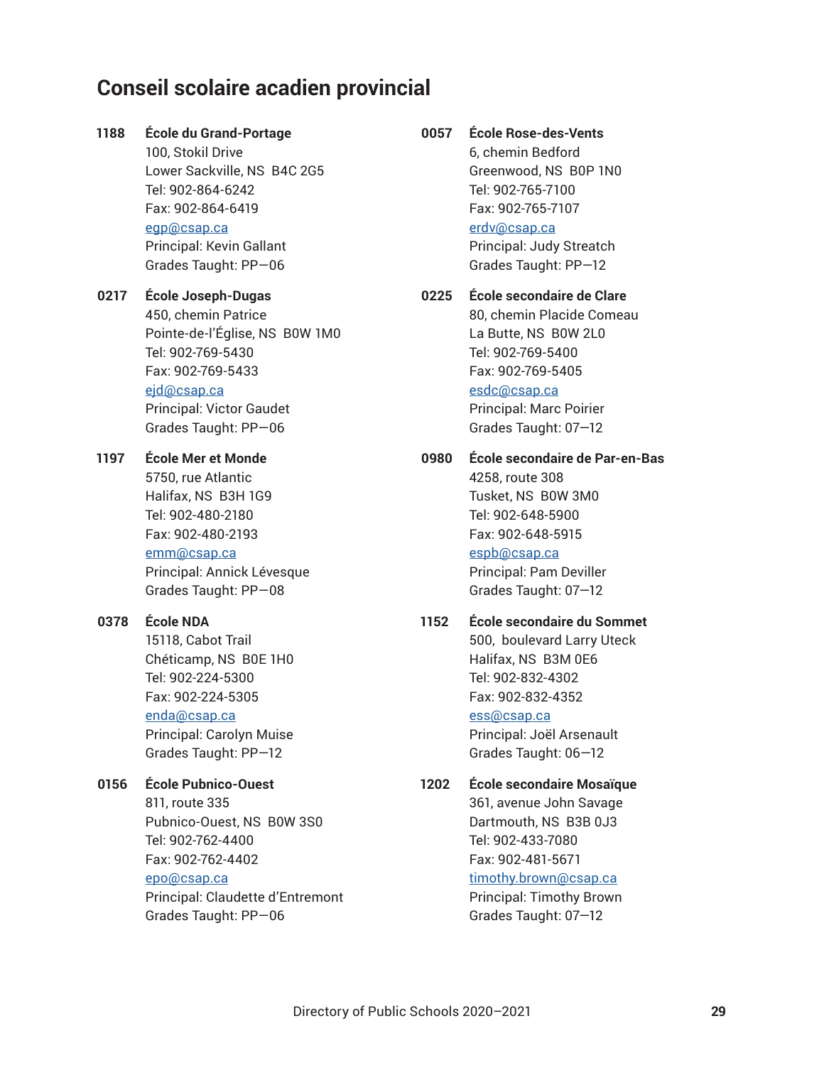# Conseil scolaire acadien provincial

**1188 École du Grand-Portage**
100, Stokil Drive
Lower Sackville, NS  B4C 2G5
Tel: 902-864-6242
Fax: 902-864-6419
egp@csap.ca
Principal: Kevin Gallant
Grades Taught: PP—06

**0217 École Joseph-Dugas**
450, chemin Patrice
Pointe-de-l'Église, NS  B0W 1M0
Tel: 902-769-5430
Fax: 902-769-5433
ejd@csap.ca
Principal: Victor Gaudet
Grades Taught: PP—06

**1197 École Mer et Monde**
5750, rue Atlantic
Halifax, NS  B3H 1G9
Tel: 902-480-2180
Fax: 902-480-2193
emm@csap.ca
Principal: Annick Lévesque
Grades Taught: PP—08

**0378 École NDA**
15118, Cabot Trail
Chéticamp, NS  B0E 1H0
Tel: 902-224-5300
Fax: 902-224-5305
enda@csap.ca
Principal: Carolyn Muise
Grades Taught: PP—12

**0156 École Pubnico-Ouest**
811, route 335
Pubnico-Ouest, NS  B0W 3S0
Tel: 902-762-4400
Fax: 902-762-4402
epo@csap.ca
Principal: Claudette d'Entremont
Grades Taught: PP—06

**0057 École Rose-des-Vents**
6, chemin Bedford
Greenwood, NS  B0P 1N0
Tel: 902-765-7100
Fax: 902-765-7107
erdv@csap.ca
Principal: Judy Streatch
Grades Taught: PP—12

**0225 École secondaire de Clare**
80, chemin Placide Comeau
La Butte, NS  B0W 2L0
Tel: 902-769-5400
Fax: 902-769-5405
esdc@csap.ca
Principal: Marc Poirier
Grades Taught: 07—12

**0980 École secondaire de Par-en-Bas**
4258, route 308
Tusket, NS  B0W 3M0
Tel: 902-648-5900
Fax: 902-648-5915
espb@csap.ca
Principal: Pam Deviller
Grades Taught: 07—12

**1152 École secondaire du Sommet**
500, boulevard Larry Uteck
Halifax, NS  B3M 0E6
Tel: 902-832-4302
Fax: 902-832-4352
ess@csap.ca
Principal: Joël Arsenault
Grades Taught: 06—12

**1202 École secondaire Mosaïque**
361, avenue John Savage
Dartmouth, NS  B3B 0J3
Tel: 902-433-7080
Fax: 902-481-5671
timothy.brown@csap.ca
Principal: Timothy Brown
Grades Taught: 07—12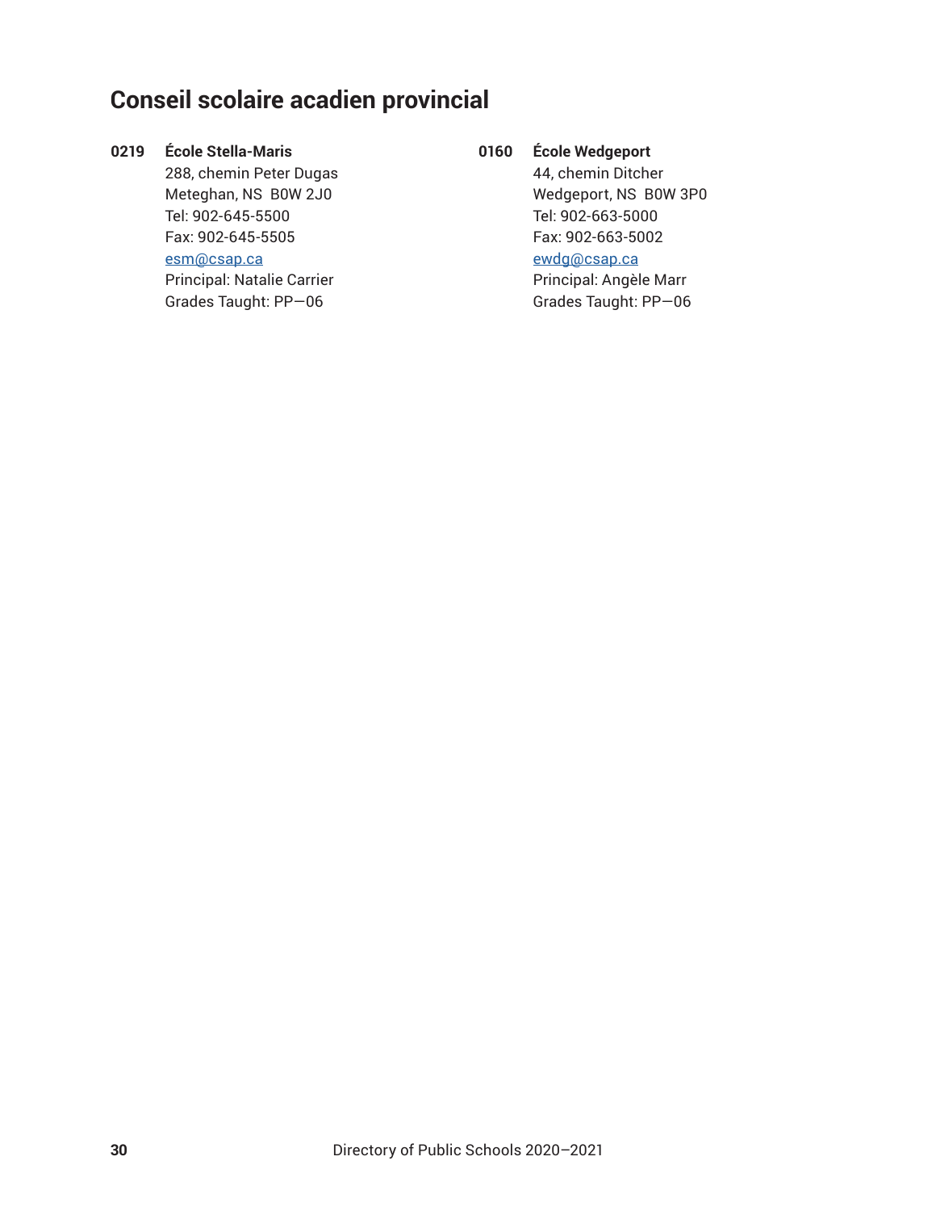## Conseil scolaire acadien provincial

**0219 École Stella-Maris**
288, chemin Peter Dugas
Meteghan, NS B0W 2J0
Tel: 902-645-5500
Fax: 902-645-5505
esm@csap.ca
Principal: Natalie Carrier
Grades Taught: PP—06

**0160 École Wedgeport**
44, chemin Ditcher
Wedgeport, NS B0W 3P0
Tel: 902-663-5000
Fax: 902-663-5002
ewdg@csap.ca
Principal: Angèle Marr
Grades Taught: PP—06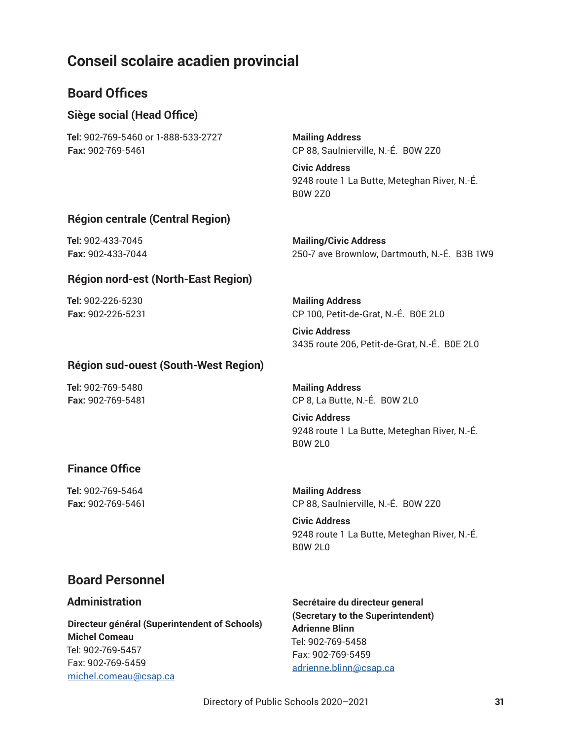# Conseil scolaire acadien provincial

## Board Offices

### Siège social (Head Office)

**Tel:** 902-769-5460 or 1-888-533-2727
**Fax:** 902-769-5461

**Mailing Address**
CP 88, Saulnierville, N.-É.  B0W 2Z0

**Civic Address**
9248 route 1 La Butte, Meteghan River, N.-É.
B0W 2Z0

### Région centrale (Central Region)

**Tel:** 902-433-7045
**Fax:** 902-433-7044

**Mailing/Civic Address**
250-7 ave Brownlow, Dartmouth, N.-É.  B3B 1W9

### Région nord-est (North-East Region)

**Tel:** 902-226-5230
**Fax:** 902-226-5231

**Mailing Address**
CP 100, Petit-de-Grat, N.-É.  B0E 2L0

**Civic Address**
3435 route 206, Petit-de-Grat, N.-É.  B0E 2L0

### Région sud-ouest (South-West Region)

**Tel:** 902-769-5480
**Fax:** 902-769-5481

**Mailing Address**
CP 8, La Butte, N.-É.  B0W 2L0

**Civic Address**
9248 route 1 La Butte, Meteghan River, N.-É.
B0W 2L0

### Finance Office

**Tel:** 902-769-5464
**Fax:** 902-769-5461

**Mailing Address**
CP 88, Saulnierville, N.-É.  B0W 2Z0

**Civic Address**
9248 route 1 La Butte, Meteghan River, N.-É.
B0W 2L0

## Board Personnel

### Administration

**Directeur général (Superintendent of Schools)**
**Michel Comeau**
Tel: 902-769-5457
Fax: 902-769-5459
michel.comeau@csap.ca

**Secrétaire du directeur general**
**(Secretary to the Superintendent)**
**Adrienne Blinn**
Tel: 902-769-5458
Fax: 902-769-5459
adrienne.blinn@csap.ca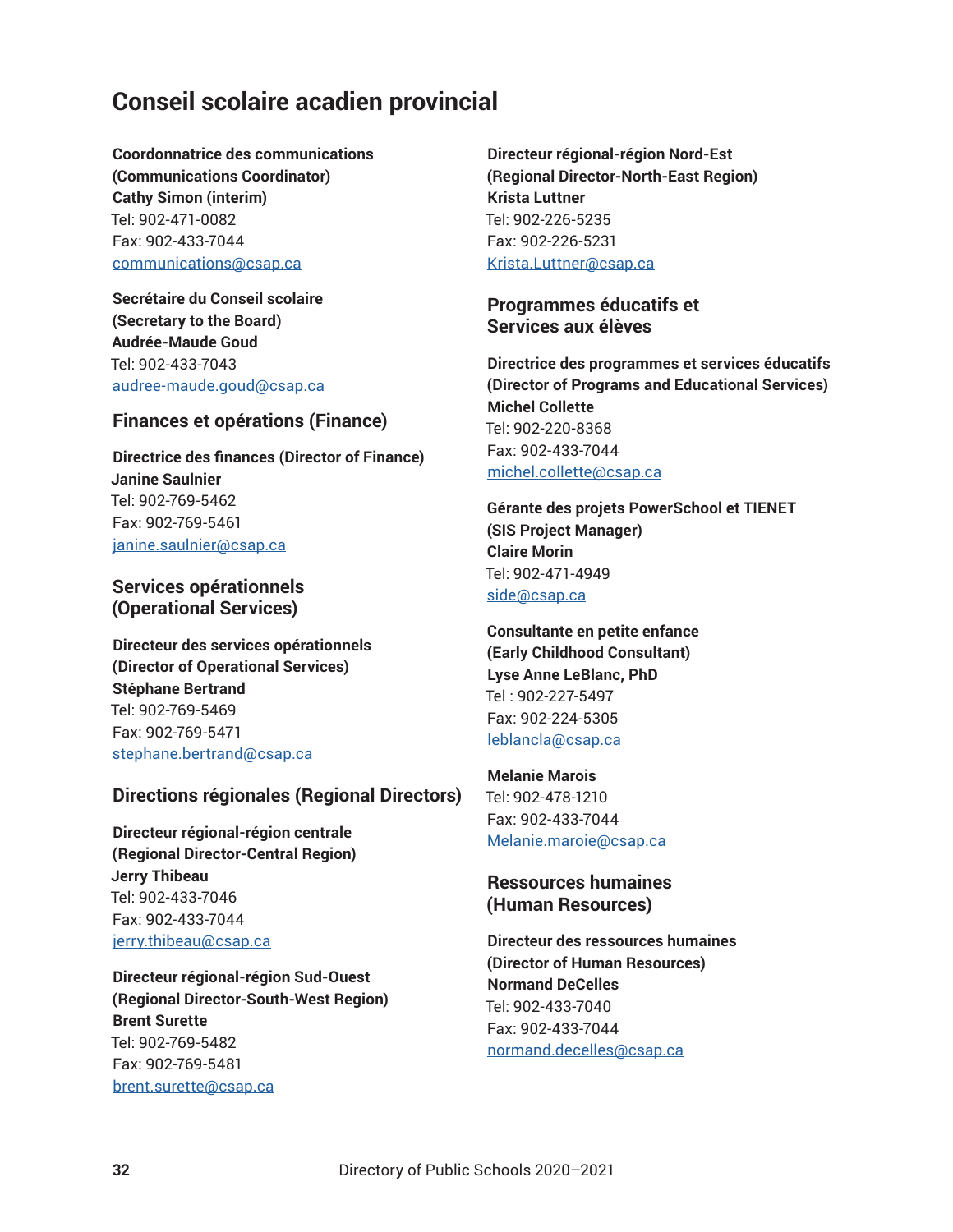## Conseil scolaire acadien provincial

**Coordonnatrice des communications**
**(Communications Coordinator)**
**Cathy Simon (interim)**
Tel: 902-471-0082
Fax: 902-433-7044
communications@csap.ca

**Secrétaire du Conseil scolaire**
**(Secretary to the Board)**
**Audrée-Maude Goud**
Tel: 902-433-7043
audree-maude.goud@csap.ca

### Finances et opérations (Finance)

**Directrice des finances (Director of Finance)**
**Janine Saulnier**
Tel: 902-769-5462
Fax: 902-769-5461
janine.saulnier@csap.ca

### Services opérationnels (Operational Services)

**Directeur des services opérationnels**
**(Director of Operational Services)**
**Stéphane Bertrand**
Tel: 902-769-5469
Fax: 902-769-5471
stephane.bertrand@csap.ca

### Directions régionales (Regional Directors)

**Directeur régional-région centrale**
**(Regional Director-Central Region)**
**Jerry Thibeau**
Tel: 902-433-7046
Fax: 902-433-7044
jerry.thibeau@csap.ca

**Directeur régional-région Sud-Ouest**
**(Regional Director-South-West Region)**
**Brent Surette**
Tel: 902-769-5482
Fax: 902-769-5481
brent.surette@csap.ca

**Directeur régional-région Nord-Est**
**(Regional Director-North-East Region)**
**Krista Luttner**
Tel: 902-226-5235
Fax: 902-226-5231
Krista.Luttner@csap.ca

### Programmes éducatifs et Services aux élèves

**Directrice des programmes et services éducatifs**
**(Director of Programs and Educational Services)**
**Michel Collette**
Tel: 902-220-8368
Fax: 902-433-7044
michel.collette@csap.ca

**Gérante des projets PowerSchool et TIENET**
**(SIS Project Manager)**
**Claire Morin**
Tel: 902-471-4949
side@csap.ca

**Consultante en petite enfance**
**(Early Childhood Consultant)**
**Lyse Anne LeBlanc, PhD**
Tel : 902-227-5497
Fax: 902-224-5305
leblancla@csap.ca

**Melanie Marois**
Tel: 902-478-1210
Fax: 902-433-7044
Melanie.maroie@csap.ca

### Ressources humaines (Human Resources)

**Directeur des ressources humaines**
**(Director of Human Resources)**
**Normand DeCelles**
Tel: 902-433-7040
Fax: 902-433-7044
normand.decelles@csap.ca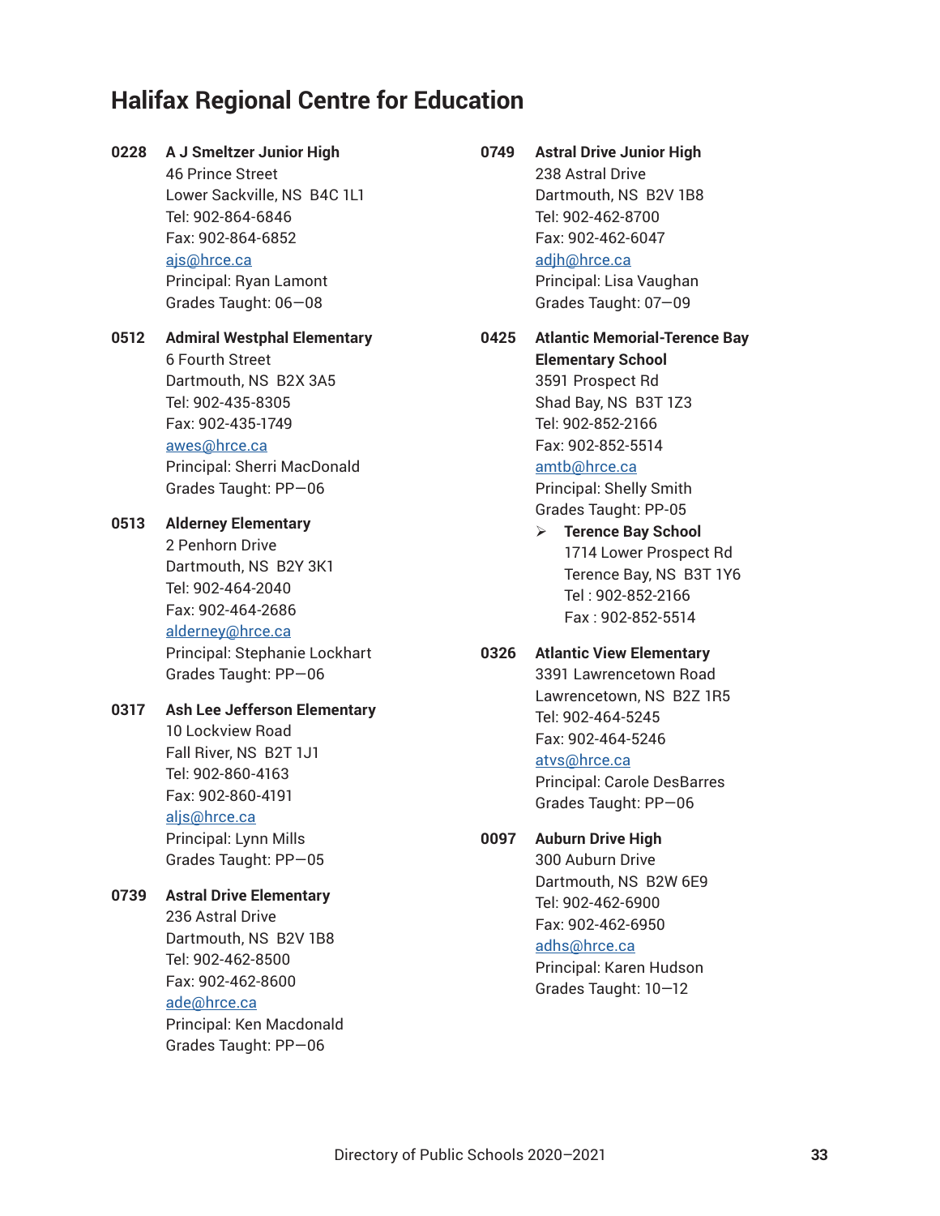# Halifax Regional Centre for Education

**0228 A J Smeltzer Junior High**
46 Prince Street
Lower Sackville, NS B4C 1L1
Tel: 902-864-6846
Fax: 902-864-6852
ajs@hrce.ca
Principal: Ryan Lamont
Grades Taught: 06—08

**0512 Admiral Westphal Elementary**
6 Fourth Street
Dartmouth, NS B2X 3A5
Tel: 902-435-8305
Fax: 902-435-1749
awes@hrce.ca
Principal: Sherri MacDonald
Grades Taught: PP—06

**0513 Alderney Elementary**
2 Penhorn Drive
Dartmouth, NS B2Y 3K1
Tel: 902-464-2040
Fax: 902-464-2686
alderney@hrce.ca
Principal: Stephanie Lockhart
Grades Taught: PP—06

**0317 Ash Lee Jefferson Elementary**
10 Lockview Road
Fall River, NS B2T 1J1
Tel: 902-860-4163
Fax: 902-860-4191
aljs@hrce.ca
Principal: Lynn Mills
Grades Taught: PP—05

**0739 Astral Drive Elementary**
236 Astral Drive
Dartmouth, NS B2V 1B8
Tel: 902-462-8500
Fax: 902-462-8600
ade@hrce.ca
Principal: Ken Macdonald
Grades Taught: PP—06

**0749 Astral Drive Junior High**
238 Astral Drive
Dartmouth, NS B2V 1B8
Tel: 902-462-8700
Fax: 902-462-6047
adjh@hrce.ca
Principal: Lisa Vaughan
Grades Taught: 07—09

**0425 Atlantic Memorial-Terence Bay Elementary School**
3591 Prospect Rd
Shad Bay, NS B3T 1Z3
Tel: 902-852-2166
Fax: 902-852-5514
amtb@hrce.ca
Principal: Shelly Smith
Grades Taught: PP-05

- **Terence Bay School**
  1714 Lower Prospect Rd
  Terence Bay, NS B3T 1Y6
  Tel : 902-852-2166
  Fax : 902-852-5514

**0326 Atlantic View Elementary**
3391 Lawrencetown Road
Lawrencetown, NS B2Z 1R5
Tel: 902-464-5245
Fax: 902-464-5246
atvs@hrce.ca
Principal: Carole DesBarres
Grades Taught: PP—06

**0097 Auburn Drive High**
300 Auburn Drive
Dartmouth, NS B2W 6E9
Tel: 902-462-6900
Fax: 902-462-6950
adhs@hrce.ca
Principal: Karen Hudson
Grades Taught: 10—12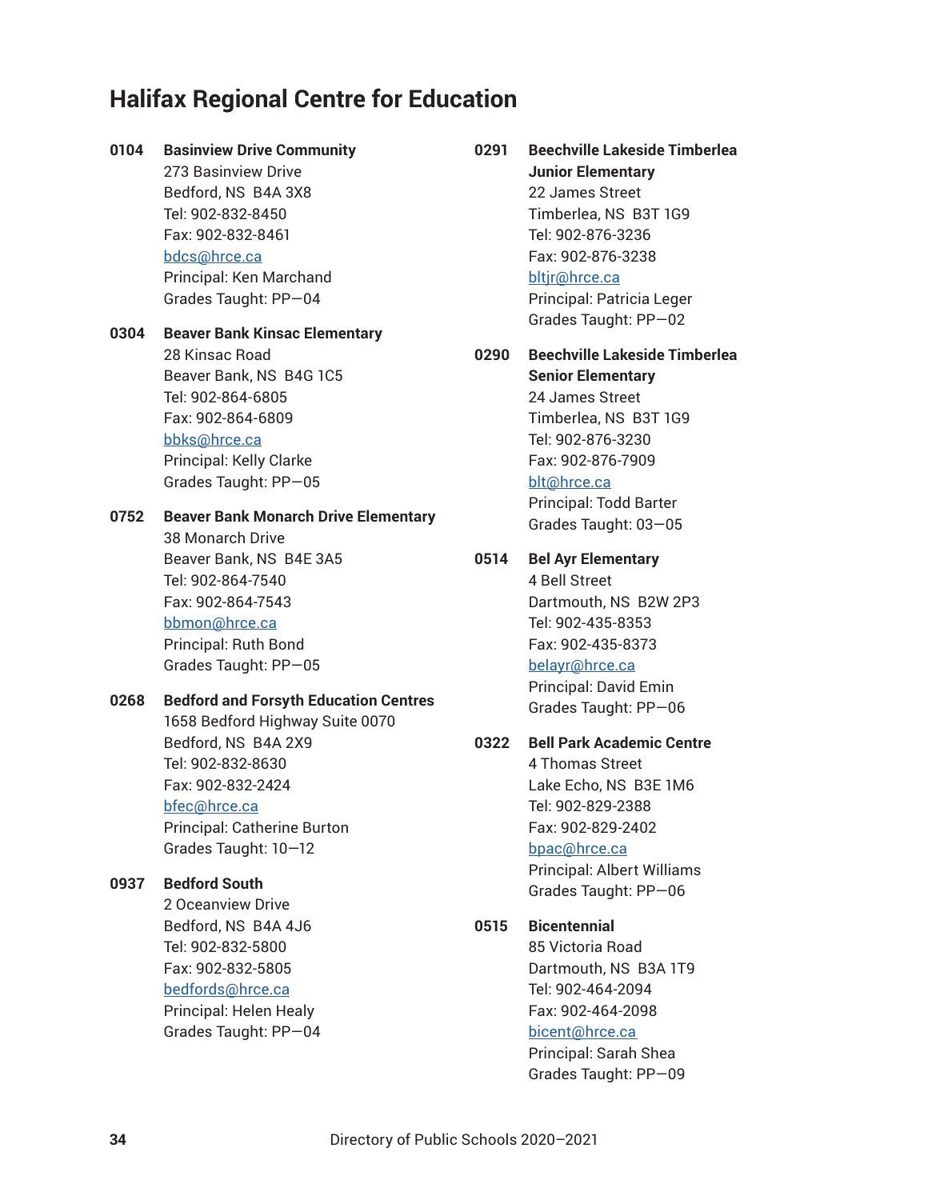# Halifax Regional Centre for Education

**0104 Basinview Drive Community**
273 Basinview Drive
Bedford, NS B4A 3X8
Tel: 902-832-8450
Fax: 902-832-8461
bdcs@hrce.ca
Principal: Ken Marchand
Grades Taught: PP—04

**0304 Beaver Bank Kinsac Elementary**
28 Kinsac Road
Beaver Bank, NS B4G 1C5
Tel: 902-864-6805
Fax: 902-864-6809
bbks@hrce.ca
Principal: Kelly Clarke
Grades Taught: PP—05

**0752 Beaver Bank Monarch Drive Elementary**
38 Monarch Drive
Beaver Bank, NS B4E 3A5
Tel: 902-864-7540
Fax: 902-864-7543
bbmon@hrce.ca
Principal: Ruth Bond
Grades Taught: PP—05

**0268 Bedford and Forsyth Education Centres**
1658 Bedford Highway Suite 0070
Bedford, NS B4A 2X9
Tel: 902-832-8630
Fax: 902-832-2424
bfec@hrce.ca
Principal: Catherine Burton
Grades Taught: 10—12

**0937 Bedford South**
2 Oceanview Drive
Bedford, NS B4A 4J6
Tel: 902-832-5800
Fax: 902-832-5805
bedfords@hrce.ca
Principal: Helen Healy
Grades Taught: PP—04

**0291 Beechville Lakeside Timberlea Junior Elementary**
22 James Street
Timberlea, NS B3T 1G9
Tel: 902-876-3236
Fax: 902-876-3238
bltjr@hrce.ca
Principal: Patricia Leger
Grades Taught: PP—02

**0290 Beechville Lakeside Timberlea Senior Elementary**
24 James Street
Timberlea, NS B3T 1G9
Tel: 902-876-3230
Fax: 902-876-7909
blt@hrce.ca
Principal: Todd Barter
Grades Taught: 03—05

**0514 Bel Ayr Elementary**
4 Bell Street
Dartmouth, NS B2W 2P3
Tel: 902-435-8353
Fax: 902-435-8373
belayr@hrce.ca
Principal: David Emin
Grades Taught: PP—06

**0322 Bell Park Academic Centre**
4 Thomas Street
Lake Echo, NS B3E 1M6
Tel: 902-829-2388
Fax: 902-829-2402
bpac@hrce.ca
Principal: Albert Williams
Grades Taught: PP—06

**0515 Bicentennial**
85 Victoria Road
Dartmouth, NS B3A 1T9
Tel: 902-464-2094
Fax: 902-464-2098
bicent@hrce.ca
Principal: Sarah Shea
Grades Taught: PP—09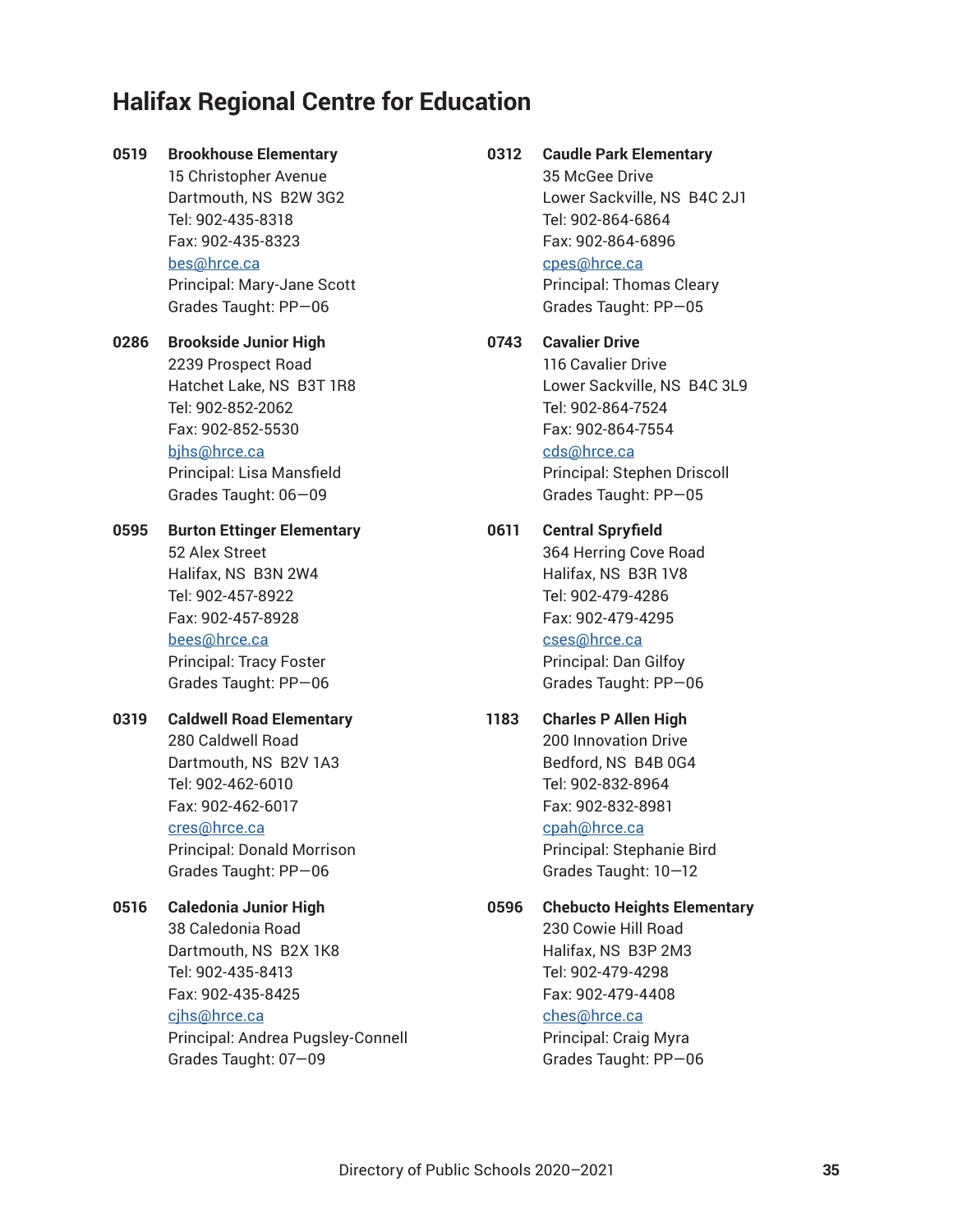## Halifax Regional Centre for Education

**0519 Brookhouse Elementary**
15 Christopher Avenue
Dartmouth, NS  B2W 3G2
Tel: 902-435-8318
Fax: 902-435-8323
bes@hrce.ca
Principal: Mary-Jane Scott
Grades Taught: PP—06

**0286 Brookside Junior High**
2239 Prospect Road
Hatchet Lake, NS  B3T 1R8
Tel: 902-852-2062
Fax: 902-852-5530
bjhs@hrce.ca
Principal: Lisa Mansfield
Grades Taught: 06—09

**0595 Burton Ettinger Elementary**
52 Alex Street
Halifax, NS  B3N 2W4
Tel: 902-457-8922
Fax: 902-457-8928
bees@hrce.ca
Principal: Tracy Foster
Grades Taught: PP—06

**0319 Caldwell Road Elementary**
280 Caldwell Road
Dartmouth, NS  B2V 1A3
Tel: 902-462-6010
Fax: 902-462-6017
cres@hrce.ca
Principal: Donald Morrison
Grades Taught: PP—06

**0516 Caledonia Junior High**
38 Caledonia Road
Dartmouth, NS  B2X 1K8
Tel: 902-435-8413
Fax: 902-435-8425
cjhs@hrce.ca
Principal: Andrea Pugsley-Connell
Grades Taught: 07—09

**0312 Caudle Park Elementary**
35 McGee Drive
Lower Sackville, NS  B4C 2J1
Tel: 902-864-6864
Fax: 902-864-6896
cpes@hrce.ca
Principal: Thomas Cleary
Grades Taught: PP—05

**0743 Cavalier Drive**
116 Cavalier Drive
Lower Sackville, NS  B4C 3L9
Tel: 902-864-7524
Fax: 902-864-7554
cds@hrce.ca
Principal: Stephen Driscoll
Grades Taught: PP—05

**0611 Central Spryfield**
364 Herring Cove Road
Halifax, NS  B3R 1V8
Tel: 902-479-4286
Fax: 902-479-4295
cses@hrce.ca
Principal: Dan Gilfoy
Grades Taught: PP—06

**1183 Charles P Allen High**
200 Innovation Drive
Bedford, NS  B4B 0G4
Tel: 902-832-8964
Fax: 902-832-8981
cpah@hrce.ca
Principal: Stephanie Bird
Grades Taught: 10—12

**0596 Chebucto Heights Elementary**
230 Cowie Hill Road
Halifax, NS  B3P 2M3
Tel: 902-479-4298
Fax: 902-479-4408
ches@hrce.ca
Principal: Craig Myra
Grades Taught: PP—06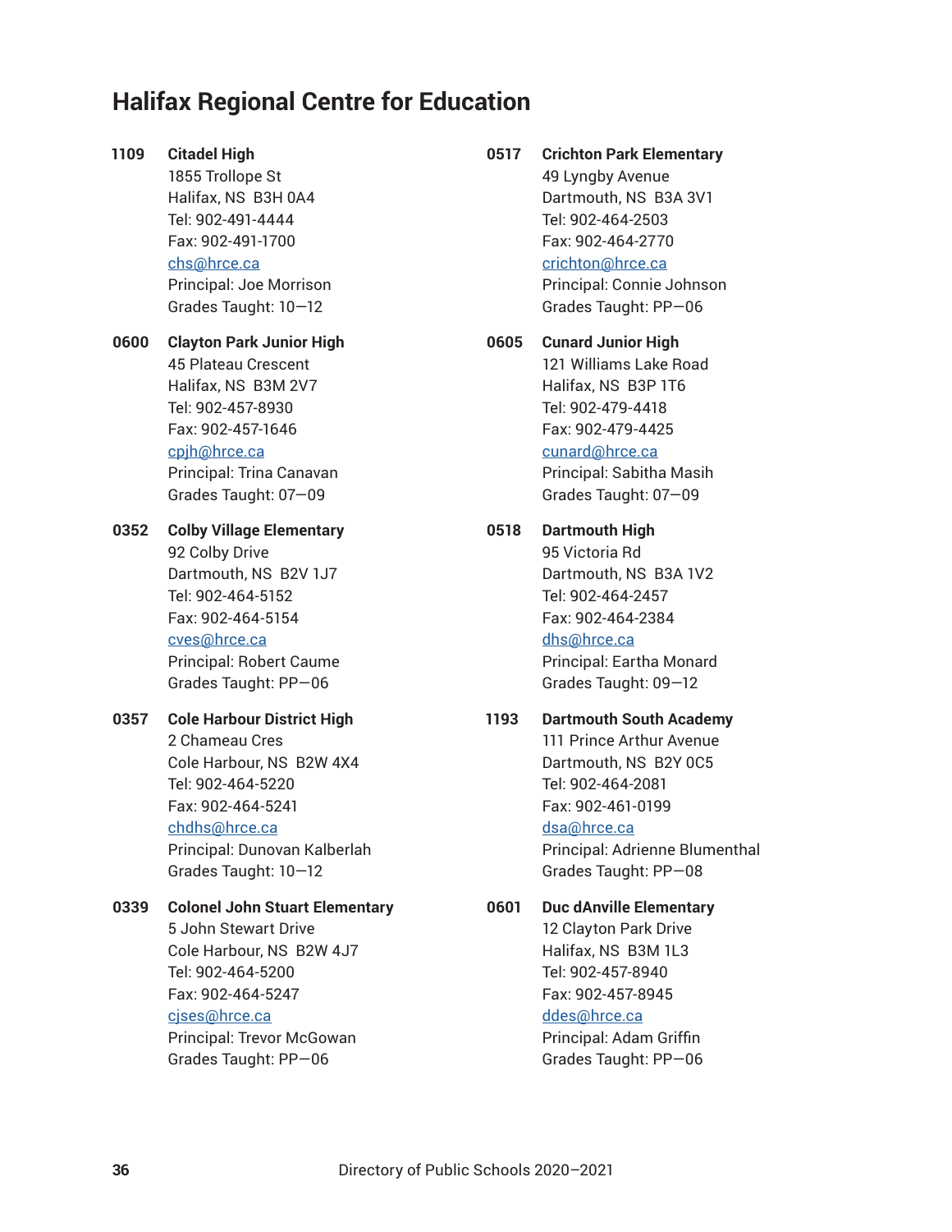## Halifax Regional Centre for Education

**1109 Citadel High**
1855 Trollope St
Halifax, NS B3H 0A4
Tel: 902-491-4444
Fax: 902-491-1700
chs@hrce.ca
Principal: Joe Morrison
Grades Taught: 10—12

**0600 Clayton Park Junior High**
45 Plateau Crescent
Halifax, NS B3M 2V7
Tel: 902-457-8930
Fax: 902-457-1646
cpjh@hrce.ca
Principal: Trina Canavan
Grades Taught: 07—09

**0352 Colby Village Elementary**
92 Colby Drive
Dartmouth, NS B2V 1J7
Tel: 902-464-5152
Fax: 902-464-5154
cves@hrce.ca
Principal: Robert Caume
Grades Taught: PP—06

**0357 Cole Harbour District High**
2 Chameau Cres
Cole Harbour, NS B2W 4X4
Tel: 902-464-5220
Fax: 902-464-5241
chdhs@hrce.ca
Principal: Dunovan Kalberlah
Grades Taught: 10—12

**0339 Colonel John Stuart Elementary**
5 John Stewart Drive
Cole Harbour, NS B2W 4J7
Tel: 902-464-5200
Fax: 902-464-5247
cjses@hrce.ca
Principal: Trevor McGowan
Grades Taught: PP—06

**0517 Crichton Park Elementary**
49 Lyngby Avenue
Dartmouth, NS B3A 3V1
Tel: 902-464-2503
Fax: 902-464-2770
crichton@hrce.ca
Principal: Connie Johnson
Grades Taught: PP—06

**0605 Cunard Junior High**
121 Williams Lake Road
Halifax, NS B3P 1T6
Tel: 902-479-4418
Fax: 902-479-4425
cunard@hrce.ca
Principal: Sabitha Masih
Grades Taught: 07—09

**0518 Dartmouth High**
95 Victoria Rd
Dartmouth, NS B3A 1V2
Tel: 902-464-2457
Fax: 902-464-2384
dhs@hrce.ca
Principal: Eartha Monard
Grades Taught: 09—12

**1193 Dartmouth South Academy**
111 Prince Arthur Avenue
Dartmouth, NS B2Y 0C5
Tel: 902-464-2081
Fax: 902-461-0199
dsa@hrce.ca
Principal: Adrienne Blumenthal
Grades Taught: PP—08

**0601 Duc dAnville Elementary**
12 Clayton Park Drive
Halifax, NS B3M 1L3
Tel: 902-457-8940
Fax: 902-457-8945
ddes@hrce.ca
Principal: Adam Griffin
Grades Taught: PP—06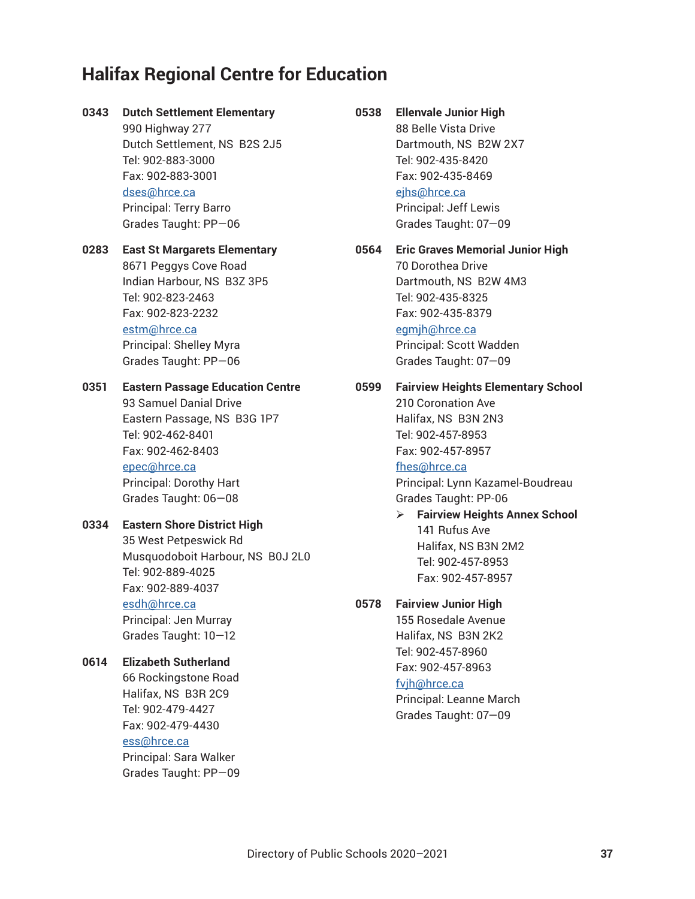# Halifax Regional Centre for Education

**0343 Dutch Settlement Elementary**
990 Highway 277
Dutch Settlement, NS B2S 2J5
Tel: 902-883-3000
Fax: 902-883-3001
dses@hrce.ca
Principal: Terry Barro
Grades Taught: PP—06

**0283 East St Margarets Elementary**
8671 Peggys Cove Road
Indian Harbour, NS B3Z 3P5
Tel: 902-823-2463
Fax: 902-823-2232
estm@hrce.ca
Principal: Shelley Myra
Grades Taught: PP—06

**0351 Eastern Passage Education Centre**
93 Samuel Danial Drive
Eastern Passage, NS B3G 1P7
Tel: 902-462-8401
Fax: 902-462-8403
epec@hrce.ca
Principal: Dorothy Hart
Grades Taught: 06—08

**0334 Eastern Shore District High**
35 West Petpeswick Rd
Musquodoboit Harbour, NS B0J 2L0
Tel: 902-889-4025
Fax: 902-889-4037
esdh@hrce.ca
Principal: Jen Murray
Grades Taught: 10—12

**0614 Elizabeth Sutherland**
66 Rockingstone Road
Halifax, NS B3R 2C9
Tel: 902-479-4427
Fax: 902-479-4430
ess@hrce.ca
Principal: Sara Walker
Grades Taught: PP—09

**0538 Ellenvale Junior High**
88 Belle Vista Drive
Dartmouth, NS B2W 2X7
Tel: 902-435-8420
Fax: 902-435-8469
ejhs@hrce.ca
Principal: Jeff Lewis
Grades Taught: 07—09

**0564 Eric Graves Memorial Junior High**
70 Dorothea Drive
Dartmouth, NS B2W 4M3
Tel: 902-435-8325
Fax: 902-435-8379
egmjh@hrce.ca
Principal: Scott Wadden
Grades Taught: 07—09

**0599 Fairview Heights Elementary School**
210 Coronation Ave
Halifax, NS B3N 2N3
Tel: 902-457-8953
Fax: 902-457-8957
fhes@hrce.ca
Principal: Lynn Kazamel-Boudreau
Grades Taught: PP-06

- **Fairview Heights Annex School**
  141 Rufus Ave
  Halifax, NS B3N 2M2
  Tel: 902-457-8953
  Fax: 902-457-8957

**0578 Fairview Junior High**
155 Rosedale Avenue
Halifax, NS B3N 2K2
Tel: 902-457-8960
Fax: 902-457-8963
fvjh@hrce.ca
Principal: Leanne March
Grades Taught: 07—09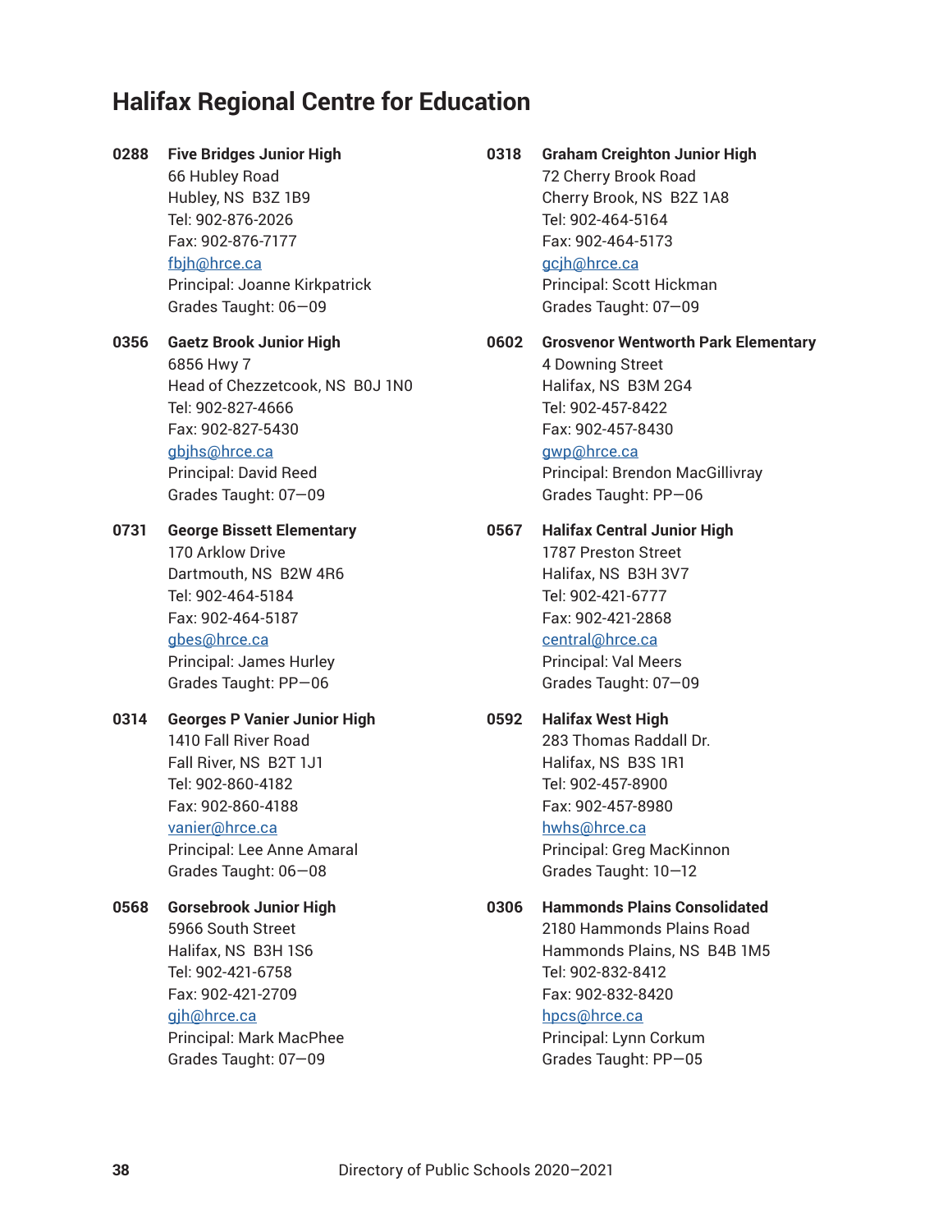## Halifax Regional Centre for Education

**0288 Five Bridges Junior High**
66 Hubley Road
Hubley, NS  B3Z 1B9
Tel: 902-876-2026
Fax: 902-876-7177
fbjh@hrce.ca
Principal: Joanne Kirkpatrick
Grades Taught: 06—09

**0356 Gaetz Brook Junior High**
6856 Hwy 7
Head of Chezzetcook, NS  B0J 1N0
Tel: 902-827-4666
Fax: 902-827-5430
gbjhs@hrce.ca
Principal: David Reed
Grades Taught: 07—09

**0731 George Bissett Elementary**
170 Arklow Drive
Dartmouth, NS  B2W 4R6
Tel: 902-464-5184
Fax: 902-464-5187
gbes@hrce.ca
Principal: James Hurley
Grades Taught: PP—06

**0314 Georges P Vanier Junior High**
1410 Fall River Road
Fall River, NS  B2T 1J1
Tel: 902-860-4182
Fax: 902-860-4188
vanier@hrce.ca
Principal: Lee Anne Amaral
Grades Taught: 06—08

**0568 Gorsebrook Junior High**
5966 South Street
Halifax, NS  B3H 1S6
Tel: 902-421-6758
Fax: 902-421-2709
gjh@hrce.ca
Principal: Mark MacPhee
Grades Taught: 07—09

**0318 Graham Creighton Junior High**
72 Cherry Brook Road
Cherry Brook, NS  B2Z 1A8
Tel: 902-464-5164
Fax: 902-464-5173
gcjh@hrce.ca
Principal: Scott Hickman
Grades Taught: 07—09

**0602 Grosvenor Wentworth Park Elementary**
4 Downing Street
Halifax, NS  B3M 2G4
Tel: 902-457-8422
Fax: 902-457-8430
gwp@hrce.ca
Principal: Brendon MacGillivray
Grades Taught: PP—06

**0567 Halifax Central Junior High**
1787 Preston Street
Halifax, NS  B3H 3V7
Tel: 902-421-6777
Fax: 902-421-2868
central@hrce.ca
Principal: Val Meers
Grades Taught: 07—09

**0592 Halifax West High**
283 Thomas Raddall Dr.
Halifax, NS  B3S 1R1
Tel: 902-457-8900
Fax: 902-457-8980
hwhs@hrce.ca
Principal: Greg MacKinnon
Grades Taught: 10—12

**0306 Hammonds Plains Consolidated**
2180 Hammonds Plains Road
Hammonds Plains, NS  B4B 1M5
Tel: 902-832-8412
Fax: 902-832-8420
hpcs@hrce.ca
Principal: Lynn Corkum
Grades Taught: PP—05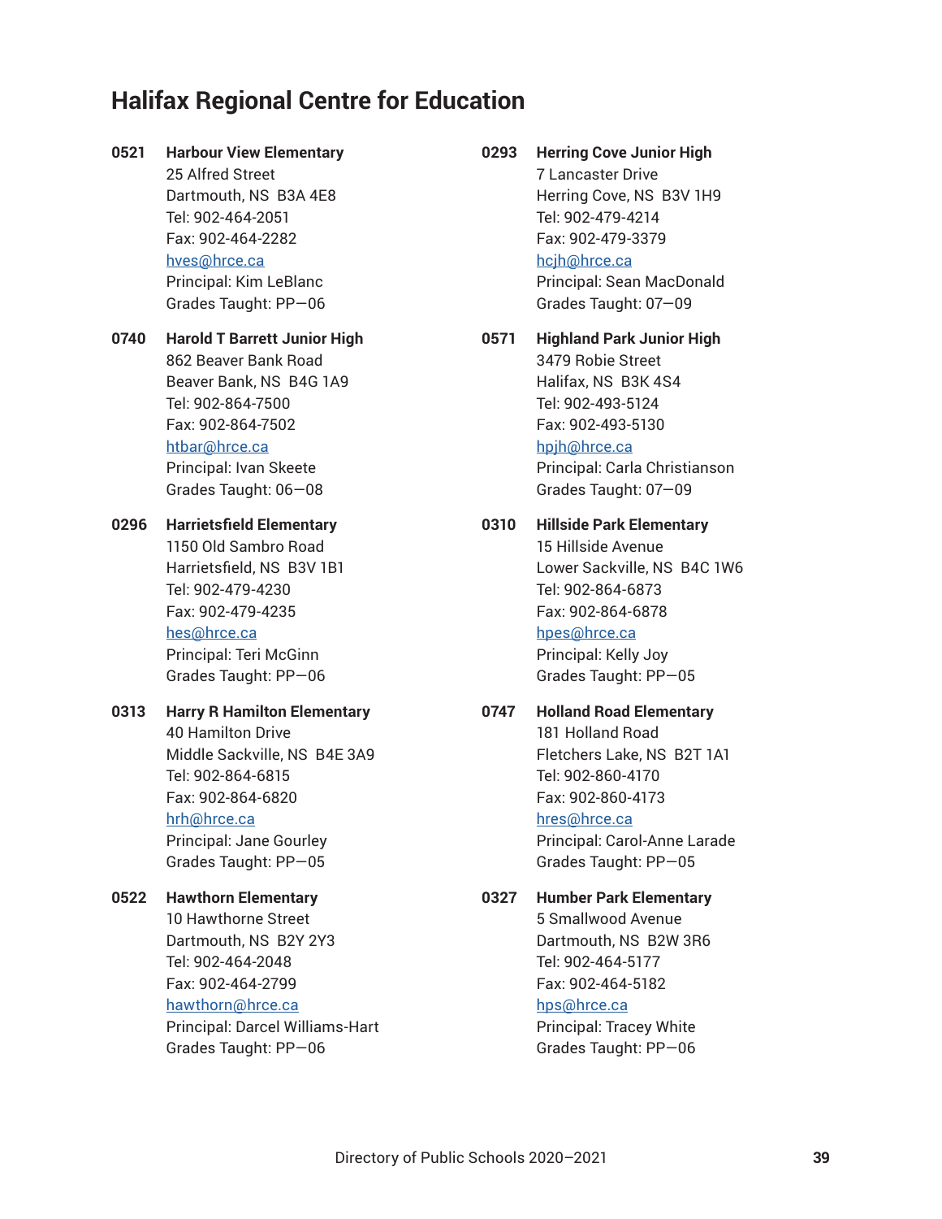## Halifax Regional Centre for Education

**0521 Harbour View Elementary**
25 Alfred Street
Dartmouth, NS B3A 4E8
Tel: 902-464-2051
Fax: 902-464-2282
hves@hrce.ca
Principal: Kim LeBlanc
Grades Taught: PP—06

**0740 Harold T Barrett Junior High**
862 Beaver Bank Road
Beaver Bank, NS B4G 1A9
Tel: 902-864-7500
Fax: 902-864-7502
htbar@hrce.ca
Principal: Ivan Skeete
Grades Taught: 06—08

**0296 Harrietsfield Elementary**
1150 Old Sambro Road
Harrietsfield, NS B3V 1B1
Tel: 902-479-4230
Fax: 902-479-4235
hes@hrce.ca
Principal: Teri McGinn
Grades Taught: PP—06

**0313 Harry R Hamilton Elementary**
40 Hamilton Drive
Middle Sackville, NS B4E 3A9
Tel: 902-864-6815
Fax: 902-864-6820
hrh@hrce.ca
Principal: Jane Gourley
Grades Taught: PP—05

**0522 Hawthorn Elementary**
10 Hawthorne Street
Dartmouth, NS B2Y 2Y3
Tel: 902-464-2048
Fax: 902-464-2799
hawthorn@hrce.ca
Principal: Darcel Williams-Hart
Grades Taught: PP—06

**0293 Herring Cove Junior High**
7 Lancaster Drive
Herring Cove, NS B3V 1H9
Tel: 902-479-4214
Fax: 902-479-3379
hcjh@hrce.ca
Principal: Sean MacDonald
Grades Taught: 07—09

**0571 Highland Park Junior High**
3479 Robie Street
Halifax, NS B3K 4S4
Tel: 902-493-5124
Fax: 902-493-5130
hpjh@hrce.ca
Principal: Carla Christianson
Grades Taught: 07—09

**0310 Hillside Park Elementary**
15 Hillside Avenue
Lower Sackville, NS B4C 1W6
Tel: 902-864-6873
Fax: 902-864-6878
hpes@hrce.ca
Principal: Kelly Joy
Grades Taught: PP—05

**0747 Holland Road Elementary**
181 Holland Road
Fletchers Lake, NS B2T 1A1
Tel: 902-860-4170
Fax: 902-860-4173
hres@hrce.ca
Principal: Carol-Anne Larade
Grades Taught: PP—05

**0327 Humber Park Elementary**
5 Smallwood Avenue
Dartmouth, NS B2W 3R6
Tel: 902-464-5177
Fax: 902-464-5182
hps@hrce.ca
Principal: Tracey White
Grades Taught: PP—06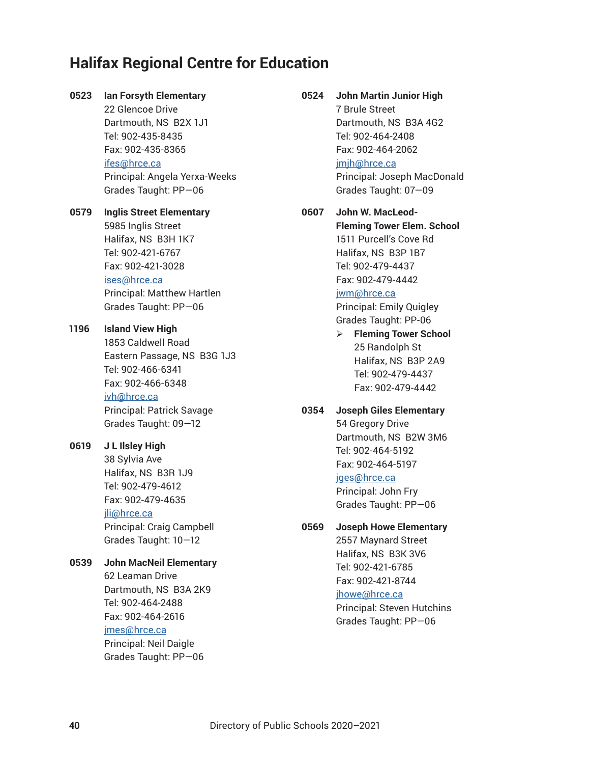# Halifax Regional Centre for Education

**0523** **Ian Forsyth Elementary**
22 Glencoe Drive
Dartmouth, NS B2X 1J1
Tel: 902-435-8435
Fax: 902-435-8365
ifes@hrce.ca
Principal: Angela Yerxa-Weeks
Grades Taught: PP—06

**0579** **Inglis Street Elementary**
5985 Inglis Street
Halifax, NS B3H 1K7
Tel: 902-421-6767
Fax: 902-421-3028
ises@hrce.ca
Principal: Matthew Hartlen
Grades Taught: PP—06

**1196** **Island View High**
1853 Caldwell Road
Eastern Passage, NS B3G 1J3
Tel: 902-466-6341
Fax: 902-466-6348
ivh@hrce.ca
Principal: Patrick Savage
Grades Taught: 09—12

**0619** **J L Ilsley High**
38 Sylvia Ave
Halifax, NS B3R 1J9
Tel: 902-479-4612
Fax: 902-479-4635
jli@hrce.ca
Principal: Craig Campbell
Grades Taught: 10—12

**0539** **John MacNeil Elementary**
62 Leaman Drive
Dartmouth, NS B3A 2K9
Tel: 902-464-2488
Fax: 902-464-2616
jmes@hrce.ca
Principal: Neil Daigle
Grades Taught: PP—06

**0524** **John Martin Junior High**
7 Brule Street
Dartmouth, NS B3A 4G2
Tel: 902-464-2408
Fax: 902-464-2062
jmjh@hrce.ca
Principal: Joseph MacDonald
Grades Taught: 07—09

**0607** **John W. MacLeod-Fleming Tower Elem. School**
1511 Purcell's Cove Rd
Halifax, NS B3P 1B7
Tel: 902-479-4437
Fax: 902-479-4442
jwm@hrce.ca
Principal: Emily Quigley
Grades Taught: PP-06

- **Fleming Tower School**
  25 Randolph St
  Halifax, NS B3P 2A9
  Tel: 902-479-4437
  Fax: 902-479-4442

**0354** **Joseph Giles Elementary**
54 Gregory Drive
Dartmouth, NS B2W 3M6
Tel: 902-464-5192
Fax: 902-464-5197
jges@hrce.ca
Principal: John Fry
Grades Taught: PP—06

**0569** **Joseph Howe Elementary**
2557 Maynard Street
Halifax, NS B3K 3V6
Tel: 902-421-6785
Fax: 902-421-8744
jhowe@hrce.ca
Principal: Steven Hutchins
Grades Taught: PP—06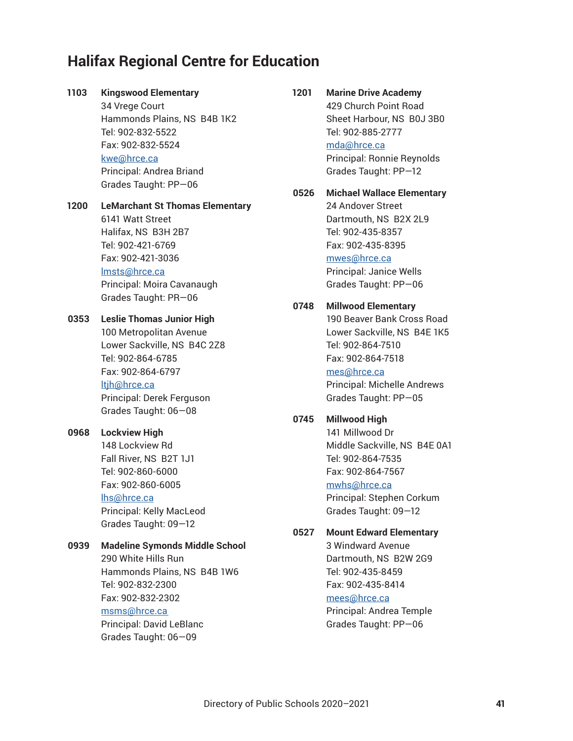# Halifax Regional Centre for Education

**1103 Kingswood Elementary**
34 Vrege Court
Hammonds Plains, NS  B4B 1K2
Tel: 902-832-5522
Fax: 902-832-5524
kwe@hrce.ca
Principal: Andrea Briand
Grades Taught: PP—06

**1200 LeMarchant St Thomas Elementary**
6141 Watt Street
Halifax, NS  B3H 2B7
Tel: 902-421-6769
Fax: 902-421-3036
lmsts@hrce.ca
Principal: Moira Cavanaugh
Grades Taught: PR—06

**0353 Leslie Thomas Junior High**
100 Metropolitan Avenue
Lower Sackville, NS  B4C 2Z8
Tel: 902-864-6785
Fax: 902-864-6797
ltjh@hrce.ca
Principal: Derek Ferguson
Grades Taught: 06—08

**0968 Lockview High**
148 Lockview Rd
Fall River, NS  B2T 1J1
Tel: 902-860-6000
Fax: 902-860-6005
lhs@hrce.ca
Principal: Kelly MacLeod
Grades Taught: 09—12

**0939 Madeline Symonds Middle School**
290 White Hills Run
Hammonds Plains, NS  B4B 1W6
Tel: 902-832-2300
Fax: 902-832-2302
msms@hrce.ca
Principal: David LeBlanc
Grades Taught: 06—09

**1201 Marine Drive Academy**
429 Church Point Road
Sheet Harbour, NS  B0J 3B0
Tel: 902-885-2777
mda@hrce.ca
Principal: Ronnie Reynolds
Grades Taught: PP—12

**0526 Michael Wallace Elementary**
24 Andover Street
Dartmouth, NS  B2X 2L9
Tel: 902-435-8357
Fax: 902-435-8395
mwes@hrce.ca
Principal: Janice Wells
Grades Taught: PP—06

**0748 Millwood Elementary**
190 Beaver Bank Cross Road
Lower Sackville, NS  B4E 1K5
Tel: 902-864-7510
Fax: 902-864-7518
mes@hrce.ca
Principal: Michelle Andrews
Grades Taught: PP—05

**0745 Millwood High**
141 Millwood Dr
Middle Sackville, NS  B4E 0A1
Tel: 902-864-7535
Fax: 902-864-7567
mwhs@hrce.ca
Principal: Stephen Corkum
Grades Taught: 09—12

**0527 Mount Edward Elementary**
3 Windward Avenue
Dartmouth, NS  B2W 2G9
Tel: 902-435-8459
Fax: 902-435-8414
mees@hrce.ca
Principal: Andrea Temple
Grades Taught: PP—06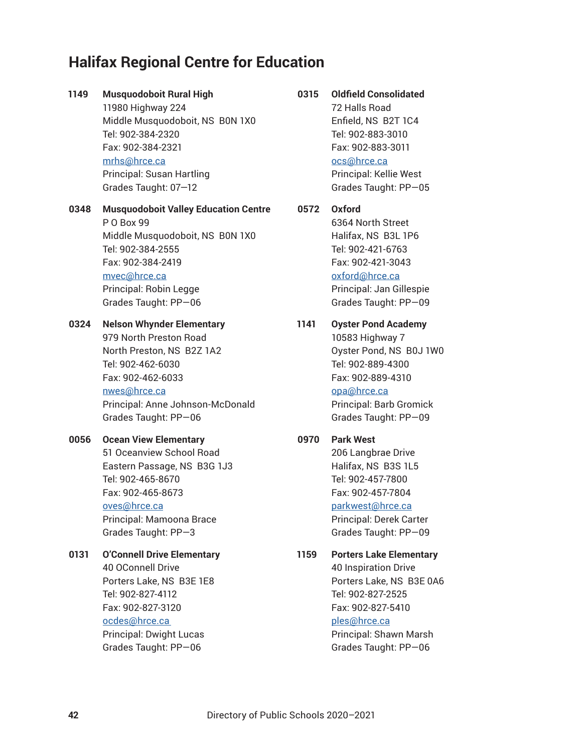# Halifax Regional Centre for Education

**1149** **Musquodoboit Rural High**
11980 Highway 224
Middle Musquodoboit, NS B0N 1X0
Tel: 902-384-2320
Fax: 902-384-2321
mrhs@hrce.ca
Principal: Susan Hartling
Grades Taught: 07—12

**0348** **Musquodoboit Valley Education Centre**
P O Box 99
Middle Musquodoboit, NS B0N 1X0
Tel: 902-384-2555
Fax: 902-384-2419
mvec@hrce.ca
Principal: Robin Legge
Grades Taught: PP—06

**0324** **Nelson Whynder Elementary**
979 North Preston Road
North Preston, NS B2Z 1A2
Tel: 902-462-6030
Fax: 902-462-6033
nwes@hrce.ca
Principal: Anne Johnson-McDonald
Grades Taught: PP—06

**0056** **Ocean View Elementary**
51 Oceanview School Road
Eastern Passage, NS B3G 1J3
Tel: 902-465-8670
Fax: 902-465-8673
oves@hrce.ca
Principal: Mamoona Brace
Grades Taught: PP—3

**0131** **O'Connell Drive Elementary**
40 OConnell Drive
Porters Lake, NS B3E 1E8
Tel: 902-827-4112
Fax: 902-827-3120
ocdes@hrce.ca
Principal: Dwight Lucas
Grades Taught: PP—06

**0315** **Oldfield Consolidated**
72 Halls Road
Enfield, NS B2T 1C4
Tel: 902-883-3010
Fax: 902-883-3011
ocs@hrce.ca
Principal: Kellie West
Grades Taught: PP—05

**0572** **Oxford**
6364 North Street
Halifax, NS B3L 1P6
Tel: 902-421-6763
Fax: 902-421-3043
oxford@hrce.ca
Principal: Jan Gillespie
Grades Taught: PP—09

**1141** **Oyster Pond Academy**
10583 Highway 7
Oyster Pond, NS B0J 1W0
Tel: 902-889-4300
Fax: 902-889-4310
opa@hrce.ca
Principal: Barb Gromick
Grades Taught: PP—09

**0970** **Park West**
206 Langbrae Drive
Halifax, NS B3S 1L5
Tel: 902-457-7800
Fax: 902-457-7804
parkwest@hrce.ca
Principal: Derek Carter
Grades Taught: PP—09

**1159** **Porters Lake Elementary**
40 Inspiration Drive
Porters Lake, NS B3E 0A6
Tel: 902-827-2525
Fax: 902-827-5410
ples@hrce.ca
Principal: Shawn Marsh
Grades Taught: PP—06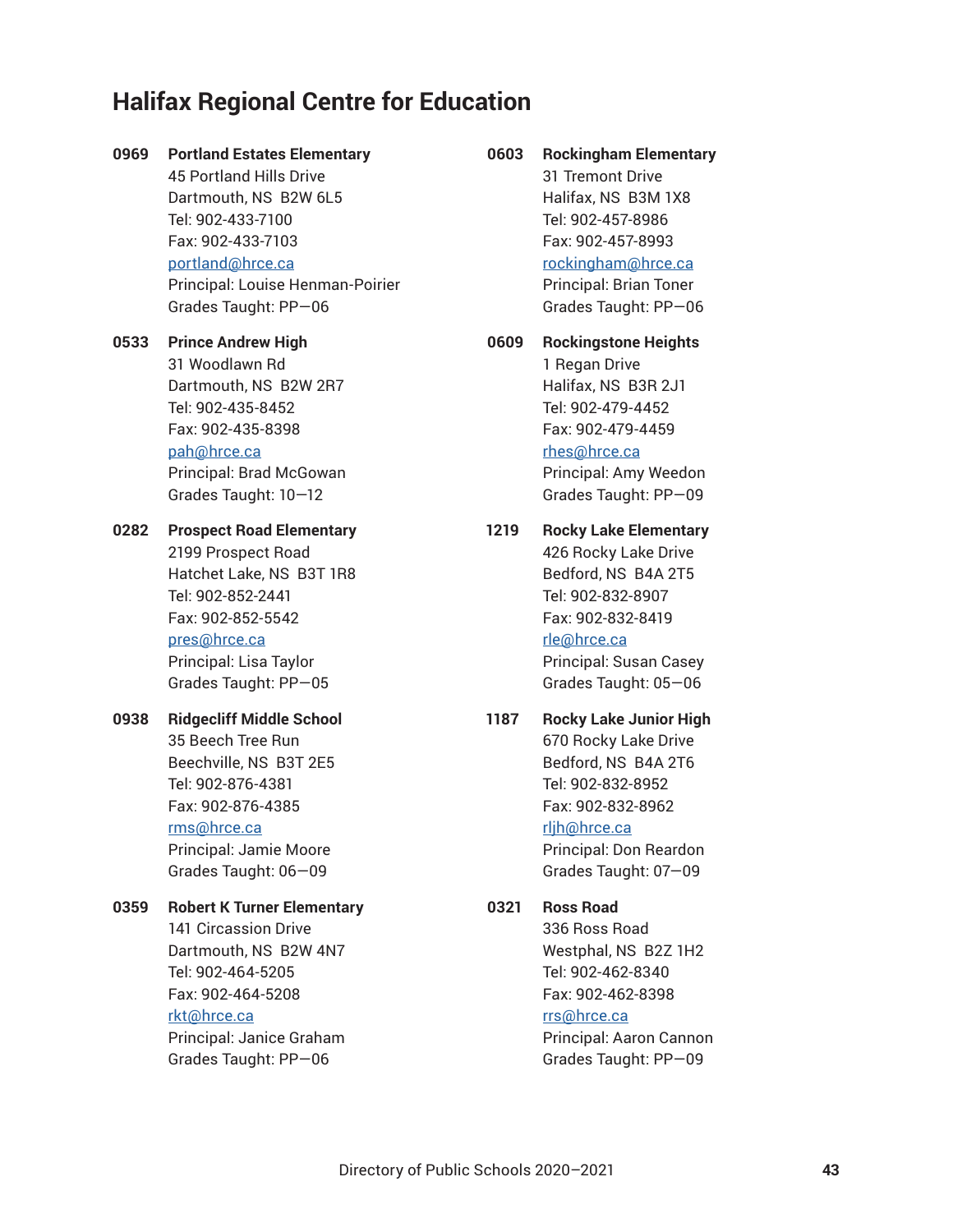# Halifax Regional Centre for Education

**0969 Portland Estates Elementary**
45 Portland Hills Drive
Dartmouth, NS B2W 6L5
Tel: 902-433-7100
Fax: 902-433-7103
portland@hrce.ca
Principal: Louise Henman-Poirier
Grades Taught: PP—06

**0533 Prince Andrew High**
31 Woodlawn Rd
Dartmouth, NS B2W 2R7
Tel: 902-435-8452
Fax: 902-435-8398
pah@hrce.ca
Principal: Brad McGowan
Grades Taught: 10—12

**0282 Prospect Road Elementary**
2199 Prospect Road
Hatchet Lake, NS B3T 1R8
Tel: 902-852-2441
Fax: 902-852-5542
pres@hrce.ca
Principal: Lisa Taylor
Grades Taught: PP—05

**0938 Ridgecliff Middle School**
35 Beech Tree Run
Beechville, NS B3T 2E5
Tel: 902-876-4381
Fax: 902-876-4385
rms@hrce.ca
Principal: Jamie Moore
Grades Taught: 06—09

**0359 Robert K Turner Elementary**
141 Circassion Drive
Dartmouth, NS B2W 4N7
Tel: 902-464-5205
Fax: 902-464-5208
rkt@hrce.ca
Principal: Janice Graham
Grades Taught: PP—06

**0603 Rockingham Elementary**
31 Tremont Drive
Halifax, NS B3M 1X8
Tel: 902-457-8986
Fax: 902-457-8993
rockingham@hrce.ca
Principal: Brian Toner
Grades Taught: PP—06

**0609 Rockingstone Heights**
1 Regan Drive
Halifax, NS B3R 2J1
Tel: 902-479-4452
Fax: 902-479-4459
rhes@hrce.ca
Principal: Amy Weedon
Grades Taught: PP—09

**1219 Rocky Lake Elementary**
426 Rocky Lake Drive
Bedford, NS B4A 2T5
Tel: 902-832-8907
Fax: 902-832-8419
rle@hrce.ca
Principal: Susan Casey
Grades Taught: 05—06

**1187 Rocky Lake Junior High**
670 Rocky Lake Drive
Bedford, NS B4A 2T6
Tel: 902-832-8952
Fax: 902-832-8962
rljh@hrce.ca
Principal: Don Reardon
Grades Taught: 07—09

**0321 Ross Road**
336 Ross Road
Westphal, NS B2Z 1H2
Tel: 902-462-8340
Fax: 902-462-8398
rrs@hrce.ca
Principal: Aaron Cannon
Grades Taught: PP—09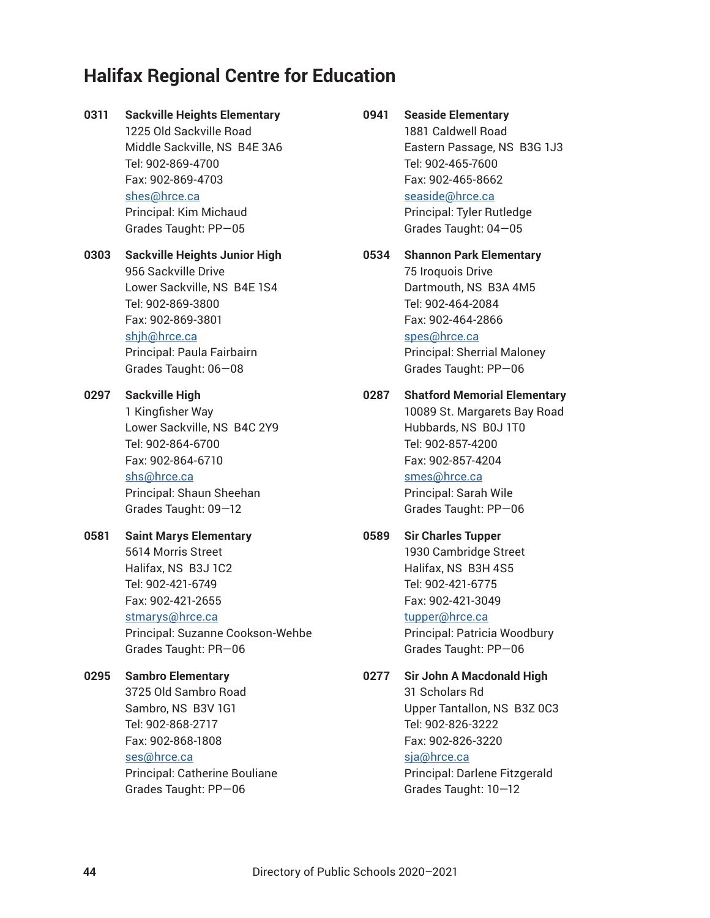## Halifax Regional Centre for Education

**0311** **Sackville Heights Elementary**
1225 Old Sackville Road
Middle Sackville, NS B4E 3A6
Tel: 902-869-4700
Fax: 902-869-4703
shes@hrce.ca
Principal: Kim Michaud
Grades Taught: PP—05

**0303** **Sackville Heights Junior High**
956 Sackville Drive
Lower Sackville, NS B4E 1S4
Tel: 902-869-3800
Fax: 902-869-3801
shjh@hrce.ca
Principal: Paula Fairbairn
Grades Taught: 06—08

**0297** **Sackville High**
1 Kingfisher Way
Lower Sackville, NS B4C 2Y9
Tel: 902-864-6700
Fax: 902-864-6710
shs@hrce.ca
Principal: Shaun Sheehan
Grades Taught: 09—12

**0581** **Saint Marys Elementary**
5614 Morris Street
Halifax, NS B3J 1C2
Tel: 902-421-6749
Fax: 902-421-2655
stmarys@hrce.ca
Principal: Suzanne Cookson-Wehbe
Grades Taught: PR—06

**0295** **Sambro Elementary**
3725 Old Sambro Road
Sambro, NS B3V 1G1
Tel: 902-868-2717
Fax: 902-868-1808
ses@hrce.ca
Principal: Catherine Bouliane
Grades Taught: PP—06

**0941** **Seaside Elementary**
1881 Caldwell Road
Eastern Passage, NS B3G 1J3
Tel: 902-465-7600
Fax: 902-465-8662
seaside@hrce.ca
Principal: Tyler Rutledge
Grades Taught: 04—05

**0534** **Shannon Park Elementary**
75 Iroquois Drive
Dartmouth, NS B3A 4M5
Tel: 902-464-2084
Fax: 902-464-2866
spes@hrce.ca
Principal: Sherrial Maloney
Grades Taught: PP—06

**0287** **Shatford Memorial Elementary**
10089 St. Margarets Bay Road
Hubbards, NS B0J 1T0
Tel: 902-857-4200
Fax: 902-857-4204
smes@hrce.ca
Principal: Sarah Wile
Grades Taught: PP—06

**0589** **Sir Charles Tupper**
1930 Cambridge Street
Halifax, NS B3H 4S5
Tel: 902-421-6775
Fax: 902-421-3049
tupper@hrce.ca
Principal: Patricia Woodbury
Grades Taught: PP—06

**0277** **Sir John A Macdonald High**
31 Scholars Rd
Upper Tantallon, NS B3Z 0C3
Tel: 902-826-3222
Fax: 902-826-3220
sja@hrce.ca
Principal: Darlene Fitzgerald
Grades Taught: 10—12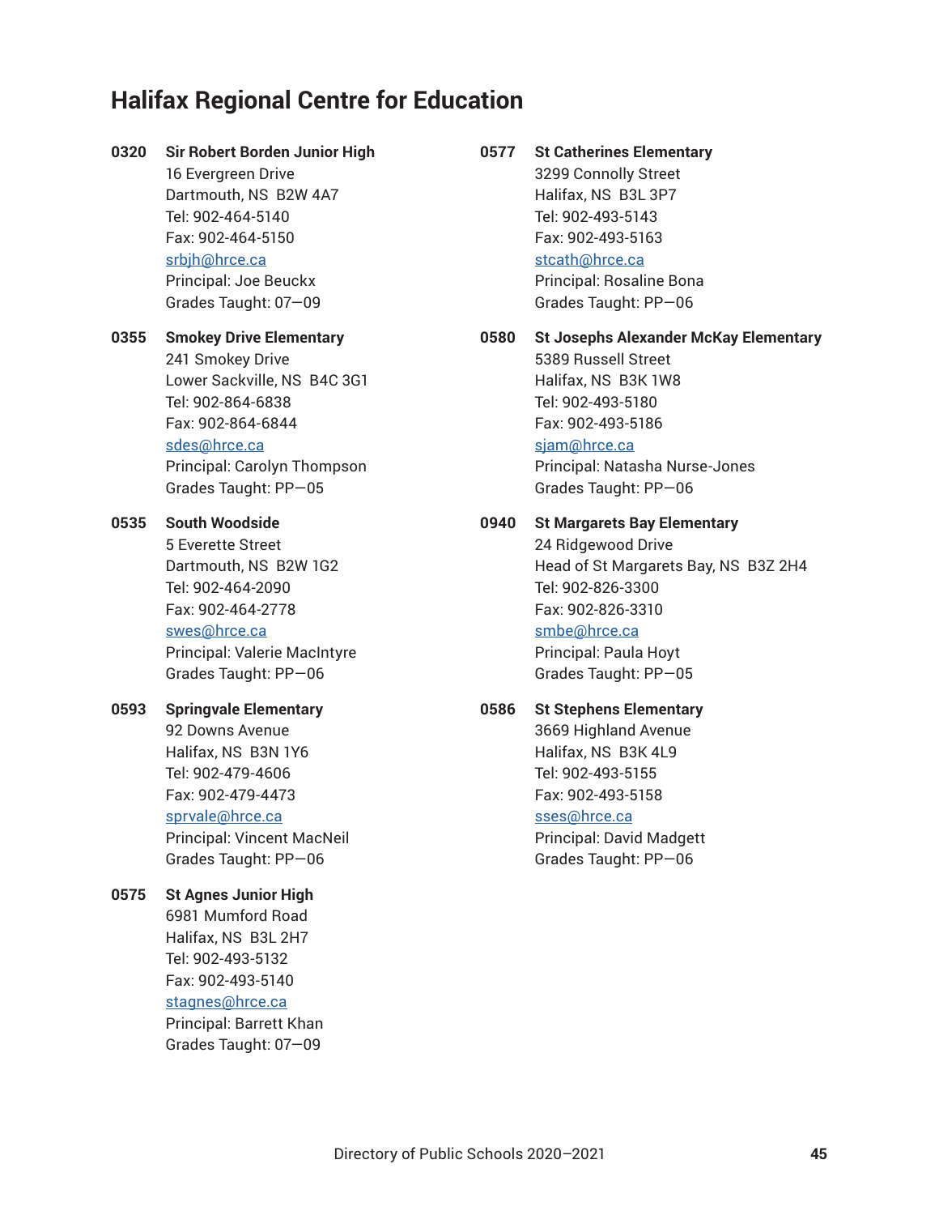## Halifax Regional Centre for Education

**0320 Sir Robert Borden Junior High**
16 Evergreen Drive
Dartmouth, NS B2W 4A7
Tel: 902-464-5140
Fax: 902-464-5150
srbjh@hrce.ca
Principal: Joe Beuckx
Grades Taught: 07—09

**0355 Smokey Drive Elementary**
241 Smokey Drive
Lower Sackville, NS B4C 3G1
Tel: 902-864-6838
Fax: 902-864-6844
sdes@hrce.ca
Principal: Carolyn Thompson
Grades Taught: PP—05

**0535 South Woodside**
5 Everette Street
Dartmouth, NS B2W 1G2
Tel: 902-464-2090
Fax: 902-464-2778
swes@hrce.ca
Principal: Valerie MacIntyre
Grades Taught: PP—06

**0593 Springvale Elementary**
92 Downs Avenue
Halifax, NS B3N 1Y6
Tel: 902-479-4606
Fax: 902-479-4473
sprvale@hrce.ca
Principal: Vincent MacNeil
Grades Taught: PP—06

**0575 St Agnes Junior High**
6981 Mumford Road
Halifax, NS B3L 2H7
Tel: 902-493-5132
Fax: 902-493-5140
stagnes@hrce.ca
Principal: Barrett Khan
Grades Taught: 07—09

**0577 St Catherines Elementary**
3299 Connolly Street
Halifax, NS B3L 3P7
Tel: 902-493-5143
Fax: 902-493-5163
stcath@hrce.ca
Principal: Rosaline Bona
Grades Taught: PP—06

**0580 St Josephs Alexander McKay Elementary**
5389 Russell Street
Halifax, NS B3K 1W8
Tel: 902-493-5180
Fax: 902-493-5186
sjam@hrce.ca
Principal: Natasha Nurse-Jones
Grades Taught: PP—06

**0940 St Margarets Bay Elementary**
24 Ridgewood Drive
Head of St Margarets Bay, NS B3Z 2H4
Tel: 902-826-3300
Fax: 902-826-3310
smbe@hrce.ca
Principal: Paula Hoyt
Grades Taught: PP—05

**0586 St Stephens Elementary**
3669 Highland Avenue
Halifax, NS B3K 4L9
Tel: 902-493-5155
Fax: 902-493-5158
sses@hrce.ca
Principal: David Madgett
Grades Taught: PP—06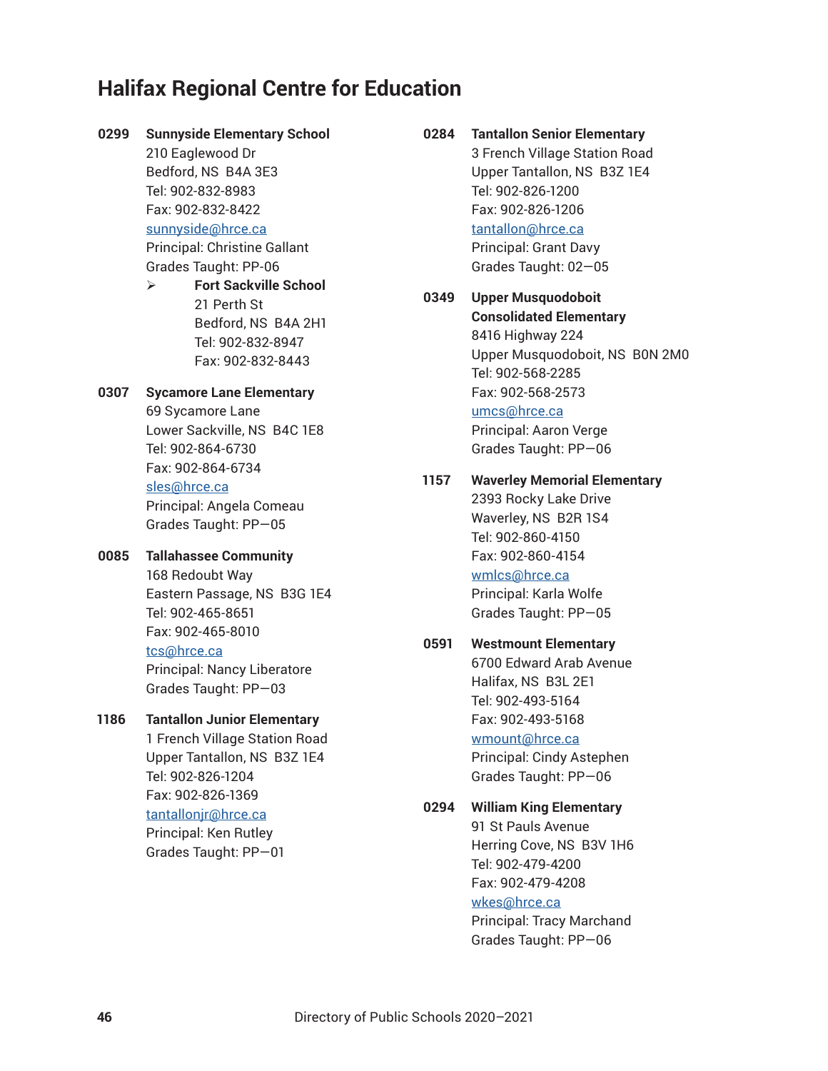## Halifax Regional Centre for Education

**0299 Sunnyside Elementary School**
210 Eaglewood Dr
Bedford, NS  B4A 3E3
Tel: 902-832-8983
Fax: 902-832-8422
sunnyside@hrce.ca
Principal: Christine Gallant
Grades Taught: PP-06

- **Fort Sackville School**
  21 Perth St
  Bedford, NS  B4A 2H1
  Tel: 902-832-8947
  Fax: 902-832-8443

**0307 Sycamore Lane Elementary**
69 Sycamore Lane
Lower Sackville, NS  B4C 1E8
Tel: 902-864-6730
Fax: 902-864-6734
sles@hrce.ca
Principal: Angela Comeau
Grades Taught: PP—05

**0085 Tallahassee Community**
168 Redoubt Way
Eastern Passage, NS  B3G 1E4
Tel: 902-465-8651
Fax: 902-465-8010
tcs@hrce.ca
Principal: Nancy Liberatore
Grades Taught: PP—03

**1186 Tantallon Junior Elementary**
1 French Village Station Road
Upper Tantallon, NS  B3Z 1E4
Tel: 902-826-1204
Fax: 902-826-1369
tantallonjr@hrce.ca
Principal: Ken Rutley
Grades Taught: PP—01

**0284 Tantallon Senior Elementary**
3 French Village Station Road
Upper Tantallon, NS  B3Z 1E4
Tel: 902-826-1200
Fax: 902-826-1206
tantallon@hrce.ca
Principal: Grant Davy
Grades Taught: 02—05

**0349 Upper Musquodoboit Consolidated Elementary**
8416 Highway 224
Upper Musquodoboit, NS  B0N 2M0
Tel: 902-568-2285
Fax: 902-568-2573
umcs@hrce.ca
Principal: Aaron Verge
Grades Taught: PP—06

**1157 Waverley Memorial Elementary**
2393 Rocky Lake Drive
Waverley, NS  B2R 1S4
Tel: 902-860-4150
Fax: 902-860-4154
wmlcs@hrce.ca
Principal: Karla Wolfe
Grades Taught: PP—05

**0591 Westmount Elementary**
6700 Edward Arab Avenue
Halifax, NS  B3L 2E1
Tel: 902-493-5164
Fax: 902-493-5168
wmount@hrce.ca
Principal: Cindy Astephen
Grades Taught: PP—06

**0294 William King Elementary**
91 St Pauls Avenue
Herring Cove, NS  B3V 1H6
Tel: 902-479-4200
Fax: 902-479-4208
wkes@hrce.ca
Principal: Tracy Marchand
Grades Taught: PP—06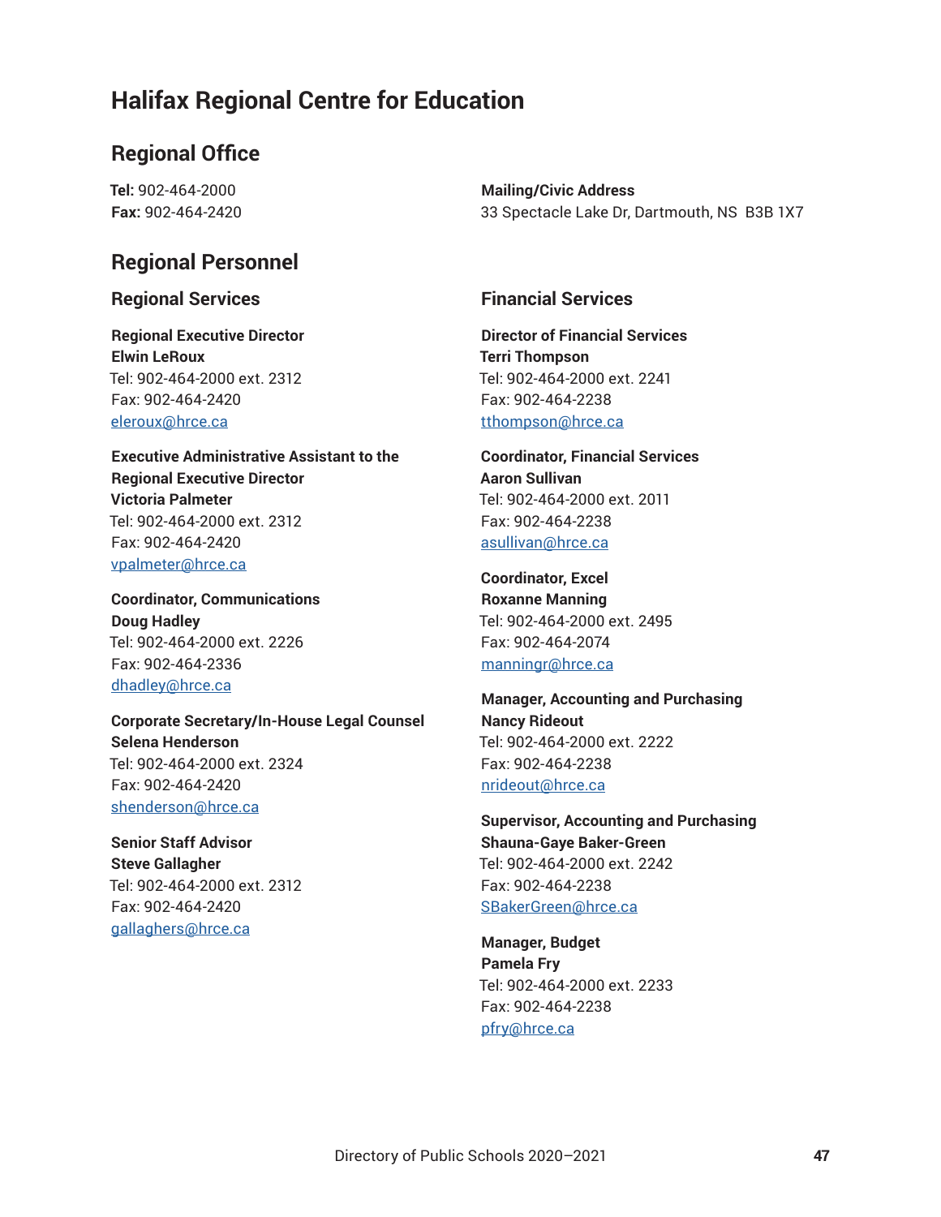# Halifax Regional Centre for Education

## Regional Office

**Tel:** 902-464-2000
**Fax:** 902-464-2420

**Mailing/Civic Address**
33 Spectacle Lake Dr, Dartmouth, NS  B3B 1X7

## Regional Personnel

### Regional Services

**Regional Executive Director**
**Elwin LeRoux**
Tel: 902-464-2000 ext. 2312
Fax: 902-464-2420
eleroux@hrce.ca

**Executive Administrative Assistant to the Regional Executive Director**
**Victoria Palmeter**
Tel: 902-464-2000 ext. 2312
Fax: 902-464-2420
vpalmeter@hrce.ca

**Coordinator, Communications**
**Doug Hadley**
Tel: 902-464-2000 ext. 2226
Fax: 902-464-2336
dhadley@hrce.ca

**Corporate Secretary/In-House Legal Counsel**
**Selena Henderson**
Tel: 902-464-2000 ext. 2324
Fax: 902-464-2420
shenderson@hrce.ca

**Senior Staff Advisor**
**Steve Gallagher**
Tel: 902-464-2000 ext. 2312
Fax: 902-464-2420
gallaghers@hrce.ca

### Financial Services

**Director of Financial Services**
**Terri Thompson**
Tel: 902-464-2000 ext. 2241
Fax: 902-464-2238
tthompson@hrce.ca

**Coordinator, Financial Services**
**Aaron Sullivan**
Tel: 902-464-2000 ext. 2011
Fax: 902-464-2238
asullivan@hrce.ca

**Coordinator, Excel**
**Roxanne Manning**
Tel: 902-464-2000 ext. 2495
Fax: 902-464-2074
manningr@hrce.ca

**Manager, Accounting and Purchasing**
**Nancy Rideout**
Tel: 902-464-2000 ext. 2222
Fax: 902-464-2238
nrideout@hrce.ca

**Supervisor, Accounting and Purchasing**
**Shauna-Gaye Baker-Green**
Tel: 902-464-2000 ext. 2242
Fax: 902-464-2238
SBakerGreen@hrce.ca

**Manager, Budget**
**Pamela Fry**
Tel: 902-464-2000 ext. 2233
Fax: 902-464-2238
pfry@hrce.ca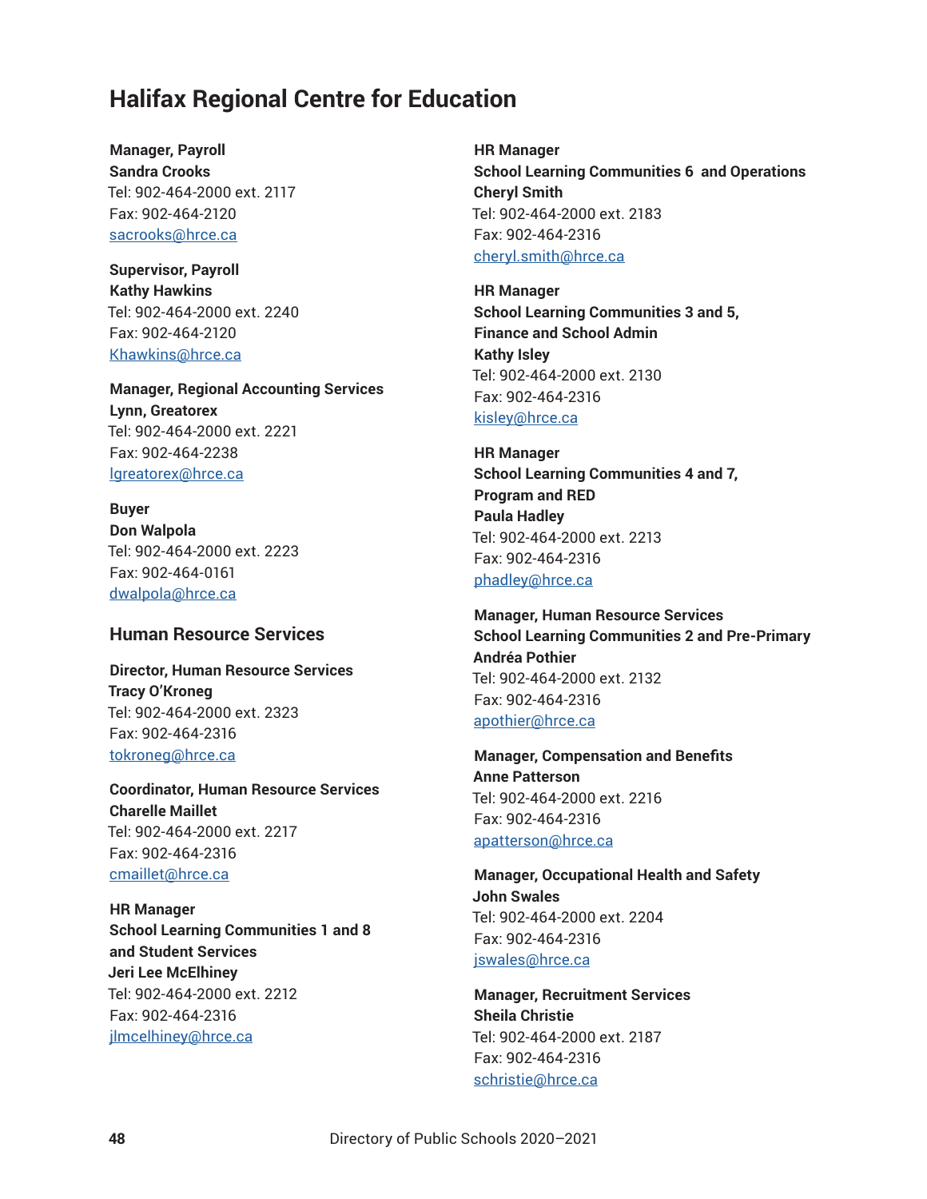# Halifax Regional Centre for Education

**Manager, Payroll**
**Sandra Crooks**
Tel: 902-464-2000 ext. 2117
Fax: 902-464-2120
sacrooks@hrce.ca

**Supervisor, Payroll**
**Kathy Hawkins**
Tel: 902-464-2000 ext. 2240
Fax: 902-464-2120
Khawkins@hrce.ca

**Manager, Regional Accounting Services**
**Lynn, Greatorex**
Tel: 902-464-2000 ext. 2221
Fax: 902-464-2238
lgreatorex@hrce.ca

**Buyer**
**Don Walpola**
Tel: 902-464-2000 ext. 2223
Fax: 902-464-0161
dwalpola@hrce.ca

## Human Resource Services

**Director, Human Resource Services**
**Tracy O'Kroneg**
Tel: 902-464-2000 ext. 2323
Fax: 902-464-2316
tokroneg@hrce.ca

**Coordinator, Human Resource Services**
**Charelle Maillet**
Tel: 902-464-2000 ext. 2217
Fax: 902-464-2316
cmaillet@hrce.ca

**HR Manager**
**School Learning Communities 1 and 8 and Student Services**
**Jeri Lee McElhiney**
Tel: 902-464-2000 ext. 2212
Fax: 902-464-2316
jlmcelhiney@hrce.ca

**HR Manager**
**School Learning Communities 6 and Operations**
**Cheryl Smith**
Tel: 902-464-2000 ext. 2183
Fax: 902-464-2316
cheryl.smith@hrce.ca

**HR Manager**
**School Learning Communities 3 and 5, Finance and School Admin**
**Kathy Isley**
Tel: 902-464-2000 ext. 2130
Fax: 902-464-2316
kisley@hrce.ca

**HR Manager**
**School Learning Communities 4 and 7, Program and RED**
**Paula Hadley**
Tel: 902-464-2000 ext. 2213
Fax: 902-464-2316
phadley@hrce.ca

**Manager, Human Resource Services**
**School Learning Communities 2 and Pre-Primary**
**Andréa Pothier**
Tel: 902-464-2000 ext. 2132
Fax: 902-464-2316
apothier@hrce.ca

**Manager, Compensation and Benefits**
**Anne Patterson**
Tel: 902-464-2000 ext. 2216
Fax: 902-464-2316
apatterson@hrce.ca

**Manager, Occupational Health and Safety**
**John Swales**
Tel: 902-464-2000 ext. 2204
Fax: 902-464-2316
jswales@hrce.ca

**Manager, Recruitment Services**
**Sheila Christie**
Tel: 902-464-2000 ext. 2187
Fax: 902-464-2316
schristie@hrce.ca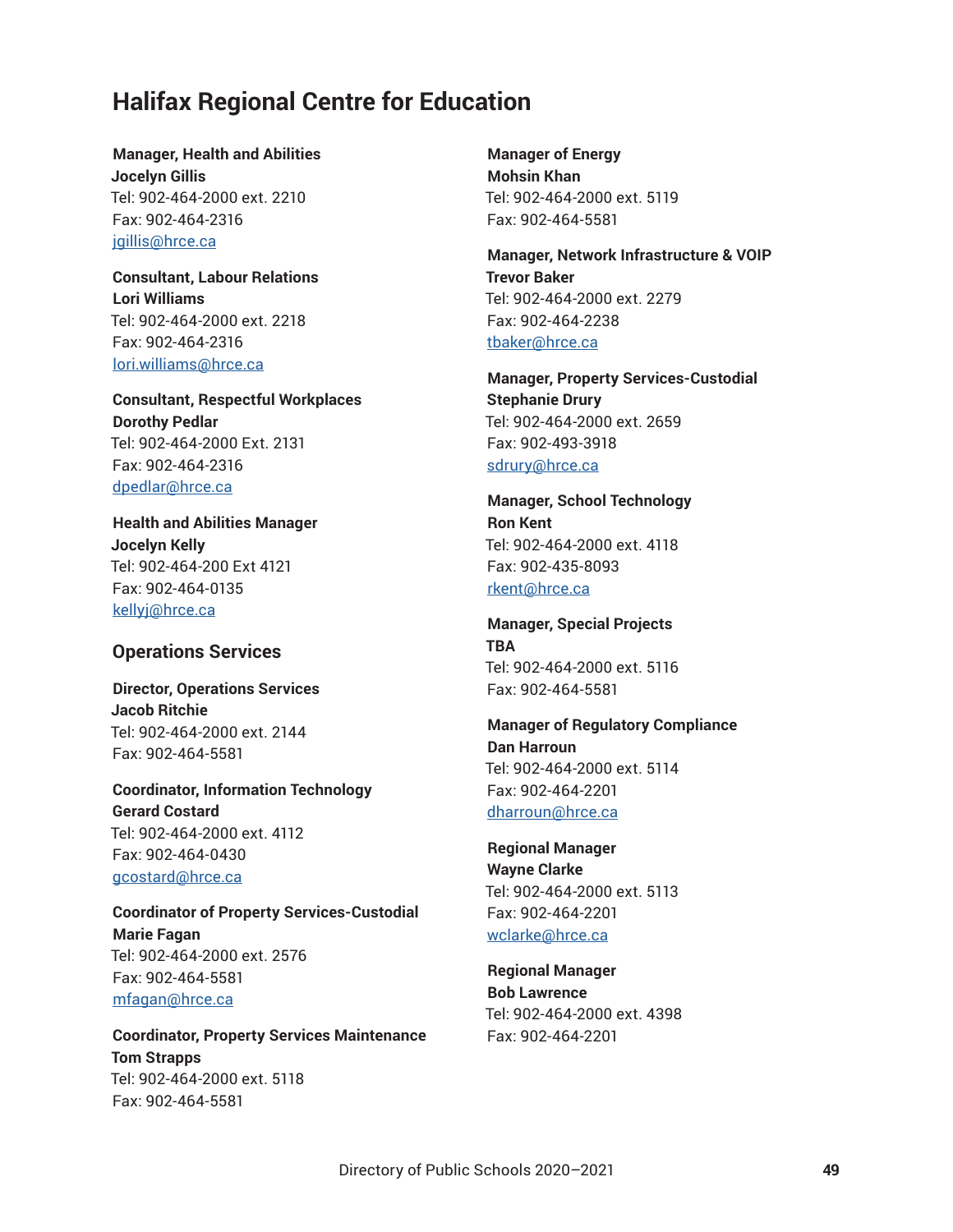# Halifax Regional Centre for Education

**Manager, Health and Abilities**
**Jocelyn Gillis**
Tel: 902-464-2000 ext. 2210
Fax: 902-464-2316
jgillis@hrce.ca

**Consultant, Labour Relations**
**Lori Williams**
Tel: 902-464-2000 ext. 2218
Fax: 902-464-2316
lori.williams@hrce.ca

**Consultant, Respectful Workplaces**
**Dorothy Pedlar**
Tel: 902-464-2000 Ext. 2131
Fax: 902-464-2316
dpedlar@hrce.ca

**Health and Abilities Manager**
**Jocelyn Kelly**
Tel: 902-464-200 Ext 4121
Fax: 902-464-0135
kellyj@hrce.ca

## Operations Services

**Director, Operations Services**
**Jacob Ritchie**
Tel: 902-464-2000 ext. 2144
Fax: 902-464-5581

**Coordinator, Information Technology**
**Gerard Costard**
Tel: 902-464-2000 ext. 4112
Fax: 902-464-0430
gcostard@hrce.ca

**Coordinator of Property Services-Custodial**
**Marie Fagan**
Tel: 902-464-2000 ext. 2576
Fax: 902-464-5581
mfagan@hrce.ca

**Coordinator, Property Services Maintenance**
**Tom Strapps**
Tel: 902-464-2000 ext. 5118
Fax: 902-464-5581

**Manager of Energy**
**Mohsin Khan**
Tel: 902-464-2000 ext. 5119
Fax: 902-464-5581

**Manager, Network Infrastructure & VOIP**
**Trevor Baker**
Tel: 902-464-2000 ext. 2279
Fax: 902-464-2238
tbaker@hrce.ca

**Manager, Property Services-Custodial**
**Stephanie Drury**
Tel: 902-464-2000 ext. 2659
Fax: 902-493-3918
sdrury@hrce.ca

**Manager, School Technology**
**Ron Kent**
Tel: 902-464-2000 ext. 4118
Fax: 902-435-8093
rkent@hrce.ca

**Manager, Special Projects**
**TBA**
Tel: 902-464-2000 ext. 5116
Fax: 902-464-5581

**Manager of Regulatory Compliance**
**Dan Harroun**
Tel: 902-464-2000 ext. 5114
Fax: 902-464-2201
dharroun@hrce.ca

**Regional Manager**
**Wayne Clarke**
Tel: 902-464-2000 ext. 5113
Fax: 902-464-2201
wclarke@hrce.ca

**Regional Manager**
**Bob Lawrence**
Tel: 902-464-2000 ext. 4398
Fax: 902-464-2201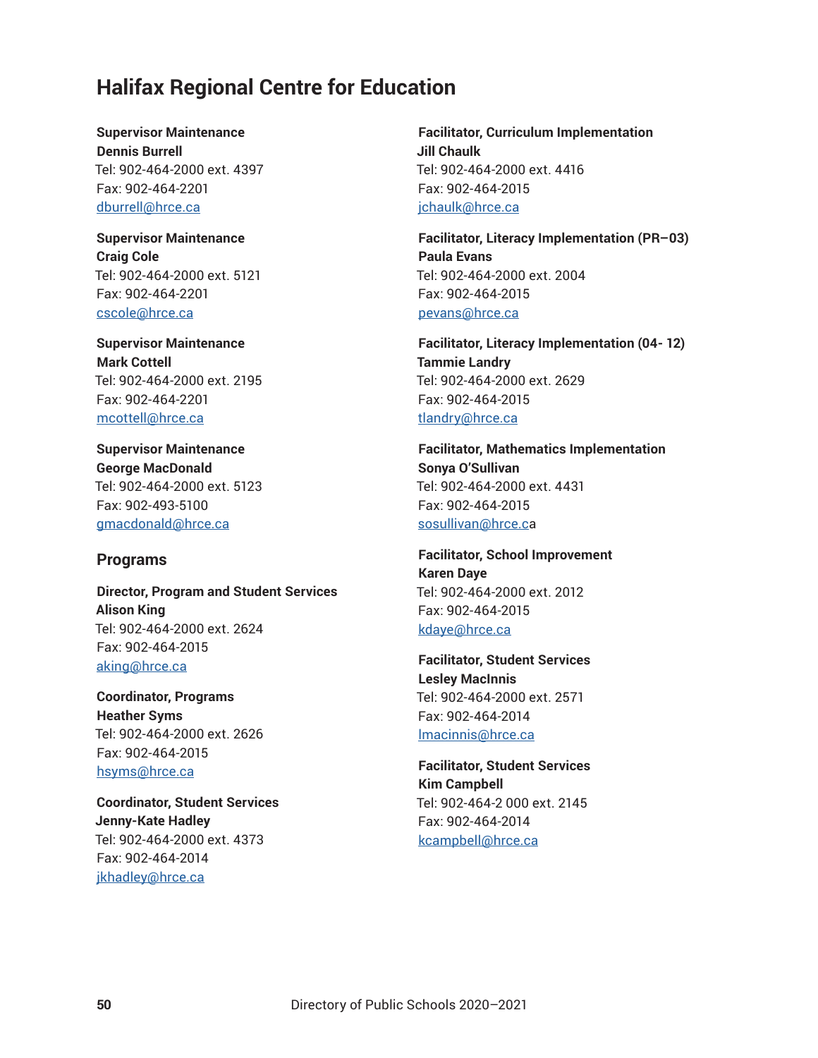# Halifax Regional Centre for Education

**Supervisor Maintenance**
**Dennis Burrell**
Tel: 902-464-2000 ext. 4397
Fax: 902-464-2201
dburrell@hrce.ca

**Supervisor Maintenance**
**Craig Cole**
Tel: 902-464-2000 ext. 5121
Fax: 902-464-2201
cscole@hrce.ca

**Supervisor Maintenance**
**Mark Cottell**
Tel: 902-464-2000 ext. 2195
Fax: 902-464-2201
mcottell@hrce.ca

**Supervisor Maintenance**
**George MacDonald**
Tel: 902-464-2000 ext. 5123
Fax: 902-493-5100
gmacdonald@hrce.ca

## Programs

**Director, Program and Student Services**
**Alison King**
Tel: 902-464-2000 ext. 2624
Fax: 902-464-2015
aking@hrce.ca

**Coordinator, Programs**
**Heather Syms**
Tel: 902-464-2000 ext. 2626
Fax: 902-464-2015
hsyms@hrce.ca

**Coordinator, Student Services**
**Jenny-Kate Hadley**
Tel: 902-464-2000 ext. 4373
Fax: 902-464-2014
jkhadley@hrce.ca

**Facilitator, Curriculum Implementation**
**Jill Chaulk**
Tel: 902-464-2000 ext. 4416
Fax: 902-464-2015
jchaulk@hrce.ca

**Facilitator, Literacy Implementation (PR–03)**
**Paula Evans**
Tel: 902-464-2000 ext. 2004
Fax: 902-464-2015
pevans@hrce.ca

**Facilitator, Literacy Implementation (04- 12)**
**Tammie Landry**
Tel: 902-464-2000 ext. 2629
Fax: 902-464-2015
tlandry@hrce.ca

**Facilitator, Mathematics Implementation**
**Sonya O'Sullivan**
Tel: 902-464-2000 ext. 4431
Fax: 902-464-2015
sosullivan@hrce.ca

**Facilitator, School Improvement**
**Karen Daye**
Tel: 902-464-2000 ext. 2012
Fax: 902-464-2015
kdaye@hrce.ca

**Facilitator, Student Services**
**Lesley MacInnis**
Tel: 902-464-2000 ext. 2571
Fax: 902-464-2014
lmacinnis@hrce.ca

**Facilitator, Student Services**
**Kim Campbell**
Tel: 902-464-2 000 ext. 2145
Fax: 902-464-2014
kcampbell@hrce.ca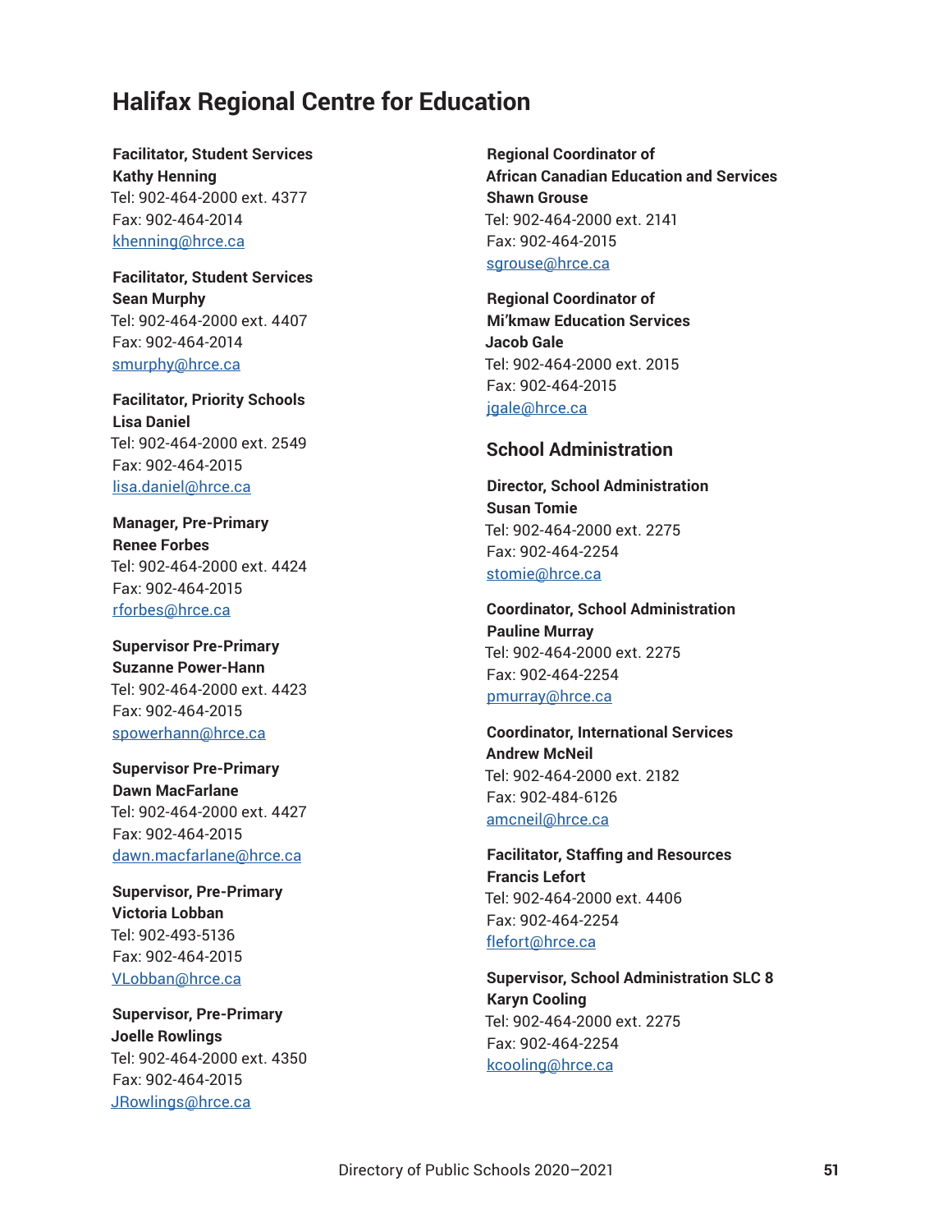# Halifax Regional Centre for Education

**Facilitator, Student Services**
**Kathy Henning**
Tel: 902-464-2000 ext. 4377
Fax: 902-464-2014
khenning@hrce.ca

**Facilitator, Student Services**
**Sean Murphy**
Tel: 902-464-2000 ext. 4407
Fax: 902-464-2014
smurphy@hrce.ca

**Facilitator, Priority Schools**
**Lisa Daniel**
Tel: 902-464-2000 ext. 2549
Fax: 902-464-2015
lisa.daniel@hrce.ca

**Manager, Pre-Primary**
**Renee Forbes**
Tel: 902-464-2000 ext. 4424
Fax: 902-464-2015
rforbes@hrce.ca

**Supervisor Pre-Primary**
**Suzanne Power-Hann**
Tel: 902-464-2000 ext. 4423
Fax: 902-464-2015
spowerhann@hrce.ca

**Supervisor Pre-Primary**
**Dawn MacFarlane**
Tel: 902-464-2000 ext. 4427
Fax: 902-464-2015
dawn.macfarlane@hrce.ca

**Supervisor, Pre-Primary**
**Victoria Lobban**
Tel: 902-493-5136
Fax: 902-464-2015
VLobban@hrce.ca

**Supervisor, Pre-Primary**
**Joelle Rowlings**
Tel: 902-464-2000 ext. 4350
Fax: 902-464-2015
JRowlings@hrce.ca

**Regional Coordinator of African Canadian Education and Services**
**Shawn Grouse**
Tel: 902-464-2000 ext. 2141
Fax: 902-464-2015
sgrouse@hrce.ca

**Regional Coordinator of Mi'kmaw Education Services**
**Jacob Gale**
Tel: 902-464-2000 ext. 2015
Fax: 902-464-2015
jgale@hrce.ca

## School Administration

**Director, School Administration**
**Susan Tomie**
Tel: 902-464-2000 ext. 2275
Fax: 902-464-2254
stomie@hrce.ca

**Coordinator, School Administration**
**Pauline Murray**
Tel: 902-464-2000 ext. 2275
Fax: 902-464-2254
pmurray@hrce.ca

**Coordinator, International Services**
**Andrew McNeil**
Tel: 902-464-2000 ext. 2182
Fax: 902-484-6126
amcneil@hrce.ca

**Facilitator, Staffing and Resources**
**Francis Lefort**
Tel: 902-464-2000 ext. 4406
Fax: 902-464-2254
flefort@hrce.ca

**Supervisor, School Administration SLC 8**
**Karyn Cooling**
Tel: 902-464-2000 ext. 2275
Fax: 902-464-2254
kcooling@hrce.ca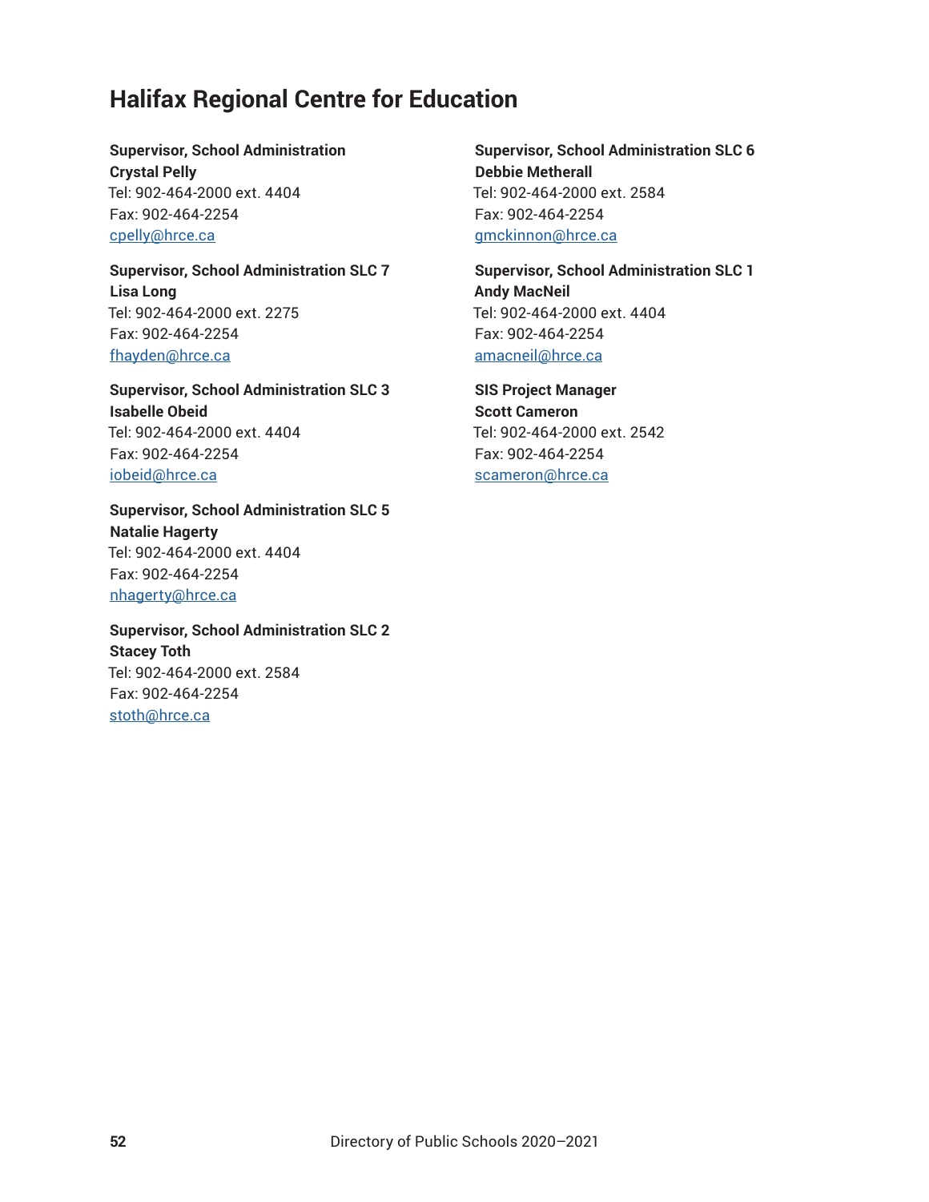## Halifax Regional Centre for Education

**Supervisor, School Administration**
**Crystal Pelly**
Tel: 902-464-2000 ext. 4404
Fax: 902-464-2254
cpelly@hrce.ca

**Supervisor, School Administration SLC 7**
**Lisa Long**
Tel: 902-464-2000 ext. 2275
Fax: 902-464-2254
fhayden@hrce.ca

**Supervisor, School Administration SLC 3**
**Isabelle Obeid**
Tel: 902-464-2000 ext. 4404
Fax: 902-464-2254
iobeid@hrce.ca

**Supervisor, School Administration SLC 5**
**Natalie Hagerty**
Tel: 902-464-2000 ext. 4404
Fax: 902-464-2254
nhagerty@hrce.ca

**Supervisor, School Administration SLC 2**
**Stacey Toth**
Tel: 902-464-2000 ext. 2584
Fax: 902-464-2254
stoth@hrce.ca

**Supervisor, School Administration SLC 6**
**Debbie Metherall**
Tel: 902-464-2000 ext. 2584
Fax: 902-464-2254
gmckinnon@hrce.ca

**Supervisor, School Administration SLC 1**
**Andy MacNeil**
Tel: 902-464-2000 ext. 4404
Fax: 902-464-2254
amacneil@hrce.ca

**SIS Project Manager**
**Scott Cameron**
Tel: 902-464-2000 ext. 2542
Fax: 902-464-2254
scameron@hrce.ca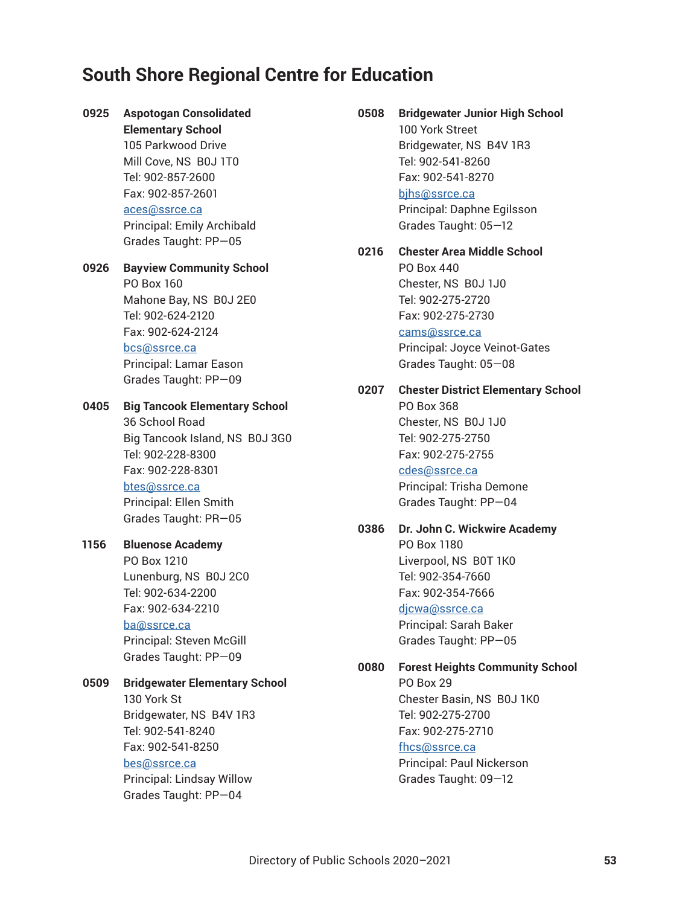## South Shore Regional Centre for Education

**0925 Aspotogan Consolidated Elementary School**
105 Parkwood Drive
Mill Cove, NS B0J 1T0
Tel: 902-857-2600
Fax: 902-857-2601
aces@ssrce.ca
Principal: Emily Archibald
Grades Taught: PP—05

**0926 Bayview Community School**
PO Box 160
Mahone Bay, NS B0J 2E0
Tel: 902-624-2120
Fax: 902-624-2124
bcs@ssrce.ca
Principal: Lamar Eason
Grades Taught: PP—09

**0405 Big Tancook Elementary School**
36 School Road
Big Tancook Island, NS B0J 3G0
Tel: 902-228-8300
Fax: 902-228-8301
btes@ssrce.ca
Principal: Ellen Smith
Grades Taught: PR—05

**1156 Bluenose Academy**
PO Box 1210
Lunenburg, NS B0J 2C0
Tel: 902-634-2200
Fax: 902-634-2210
ba@ssrce.ca
Principal: Steven McGill
Grades Taught: PP—09

**0509 Bridgewater Elementary School**
130 York St
Bridgewater, NS B4V 1R3
Tel: 902-541-8240
Fax: 902-541-8250
bes@ssrce.ca
Principal: Lindsay Willow
Grades Taught: PP—04

**0508 Bridgewater Junior High School**
100 York Street
Bridgewater, NS B4V 1R3
Tel: 902-541-8260
Fax: 902-541-8270
bjhs@ssrce.ca
Principal: Daphne Egilsson
Grades Taught: 05—12

**0216 Chester Area Middle School**
PO Box 440
Chester, NS B0J 1J0
Tel: 902-275-2720
Fax: 902-275-2730
cams@ssrce.ca
Principal: Joyce Veinot-Gates
Grades Taught: 05—08

**0207 Chester District Elementary School**
PO Box 368
Chester, NS B0J 1J0
Tel: 902-275-2750
Fax: 902-275-2755
cdes@ssrce.ca
Principal: Trisha Demone
Grades Taught: PP—04

**0386 Dr. John C. Wickwire Academy**
PO Box 1180
Liverpool, NS B0T 1K0
Tel: 902-354-7660
Fax: 902-354-7666
djcwa@ssrce.ca
Principal: Sarah Baker
Grades Taught: PP—05

**0080 Forest Heights Community School**
PO Box 29
Chester Basin, NS B0J 1K0
Tel: 902-275-2700
Fax: 902-275-2710
fhcs@ssrce.ca
Principal: Paul Nickerson
Grades Taught: 09—12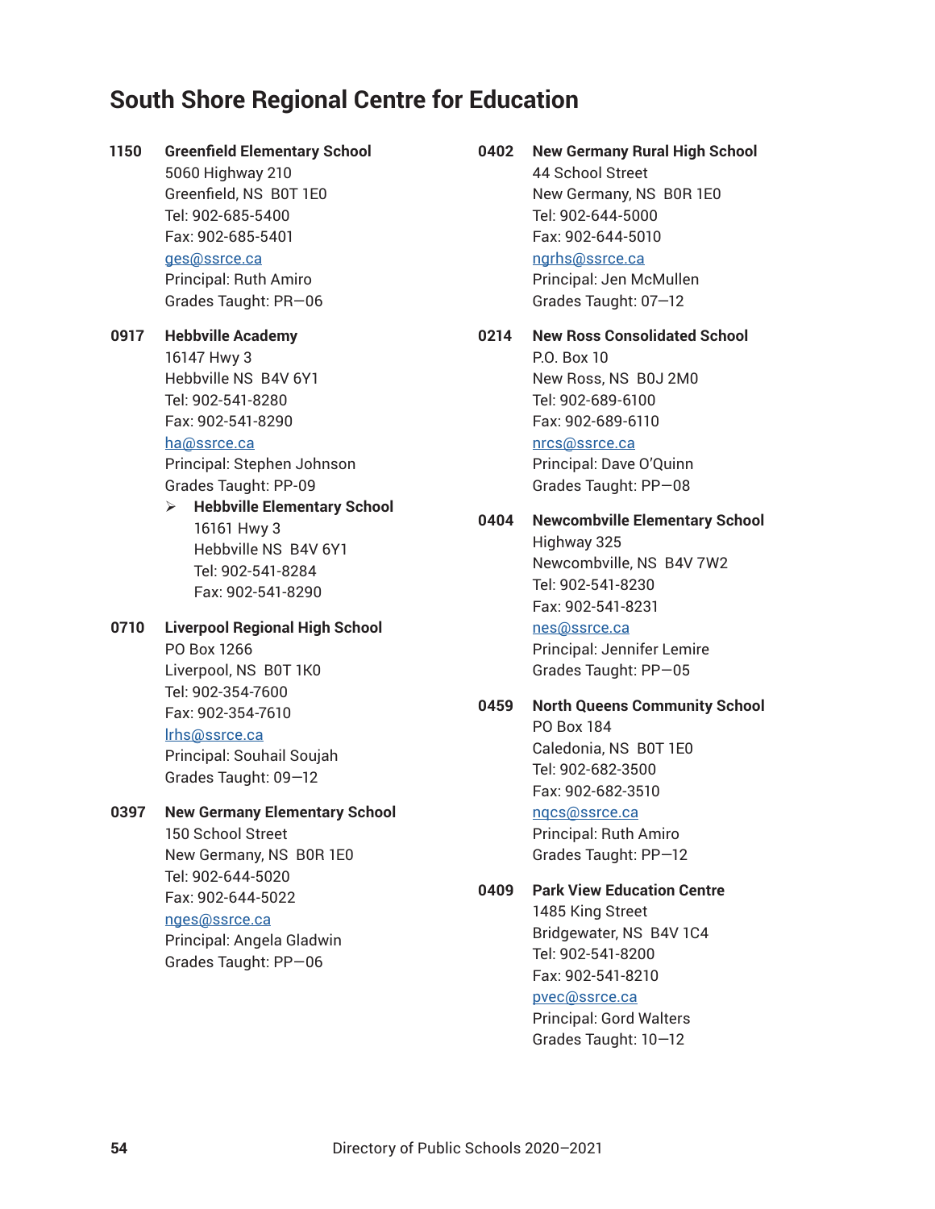# South Shore Regional Centre for Education

**1150** **Greenfield Elementary School**
5060 Highway 210
Greenfield, NS B0T 1E0
Tel: 902-685-5400
Fax: 902-685-5401
ges@ssrce.ca
Principal: Ruth Amiro
Grades Taught: PR—06

**0917** **Hebbville Academy**
16147 Hwy 3
Hebbville NS B4V 6Y1
Tel: 902-541-8280
Fax: 902-541-8290
ha@ssrce.ca
Principal: Stephen Johnson
Grades Taught: PP-09

- **Hebbville Elementary School**
  16161 Hwy 3
  Hebbville NS B4V 6Y1
  Tel: 902-541-8284
  Fax: 902-541-8290

**0710** **Liverpool Regional High School**
PO Box 1266
Liverpool, NS B0T 1K0
Tel: 902-354-7600
Fax: 902-354-7610
lrhs@ssrce.ca
Principal: Souhail Soujah
Grades Taught: 09—12

**0397** **New Germany Elementary School**
150 School Street
New Germany, NS B0R 1E0
Tel: 902-644-5020
Fax: 902-644-5022
nges@ssrce.ca
Principal: Angela Gladwin
Grades Taught: PP—06

**0402** **New Germany Rural High School**
44 School Street
New Germany, NS B0R 1E0
Tel: 902-644-5000
Fax: 902-644-5010
ngrhs@ssrce.ca
Principal: Jen McMullen
Grades Taught: 07—12

**0214** **New Ross Consolidated School**
P.O. Box 10
New Ross, NS B0J 2M0
Tel: 902-689-6100
Fax: 902-689-6110
nrcs@ssrce.ca
Principal: Dave O'Quinn
Grades Taught: PP—08

**0404** **Newcombville Elementary School**
Highway 325
Newcombville, NS B4V 7W2
Tel: 902-541-8230
Fax: 902-541-8231
nes@ssrce.ca
Principal: Jennifer Lemire
Grades Taught: PP—05

**0459** **North Queens Community School**
PO Box 184
Caledonia, NS B0T 1E0
Tel: 902-682-3500
Fax: 902-682-3510
nqcs@ssrce.ca
Principal: Ruth Amiro
Grades Taught: PP—12

**0409** **Park View Education Centre**
1485 King Street
Bridgewater, NS B4V 1C4
Tel: 902-541-8200
Fax: 902-541-8210
pvec@ssrce.ca
Principal: Gord Walters
Grades Taught: 10—12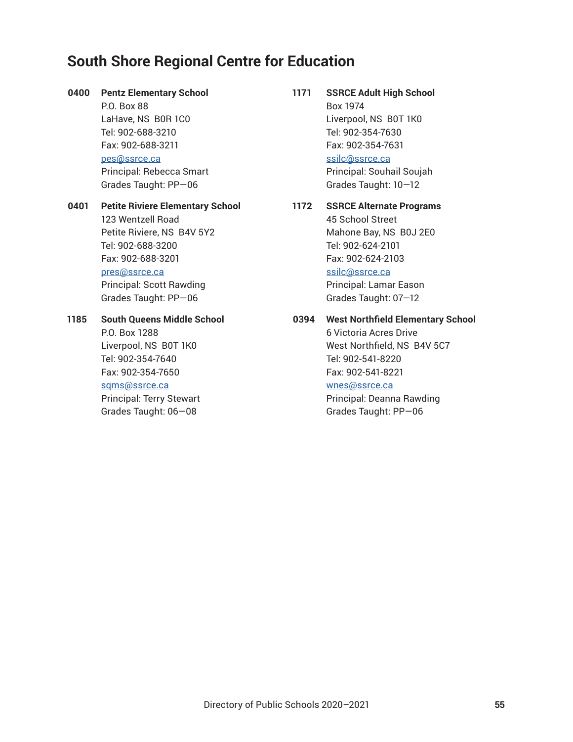## South Shore Regional Centre for Education

**0400 Pentz Elementary School**
P.O. Box 88
LaHave, NS  B0R 1C0
Tel: 902-688-3210
Fax: 902-688-3211
pes@ssrce.ca
Principal: Rebecca Smart
Grades Taught: PP—06

**0401 Petite Riviere Elementary School**
123 Wentzell Road
Petite Riviere, NS  B4V 5Y2
Tel: 902-688-3200
Fax: 902-688-3201
pres@ssrce.ca
Principal: Scott Rawding
Grades Taught: PP—06

**1185 South Queens Middle School**
P.O. Box 1288
Liverpool, NS  B0T 1K0
Tel: 902-354-7640
Fax: 902-354-7650
sqms@ssrce.ca
Principal: Terry Stewart
Grades Taught: 06—08

**1171 SSRCE Adult High School**
Box 1974
Liverpool, NS  B0T 1K0
Tel: 902-354-7630
Fax: 902-354-7631
ssilc@ssrce.ca
Principal: Souhail Soujah
Grades Taught: 10—12

**1172 SSRCE Alternate Programs**
45 School Street
Mahone Bay, NS  B0J 2E0
Tel: 902-624-2101
Fax: 902-624-2103
ssilc@ssrce.ca
Principal: Lamar Eason
Grades Taught: 07—12

**0394 West Northfield Elementary School**
6 Victoria Acres Drive
West Northfield, NS  B4V 5C7
Tel: 902-541-8220
Fax: 902-541-8221
wnes@ssrce.ca
Principal: Deanna Rawding
Grades Taught: PP—06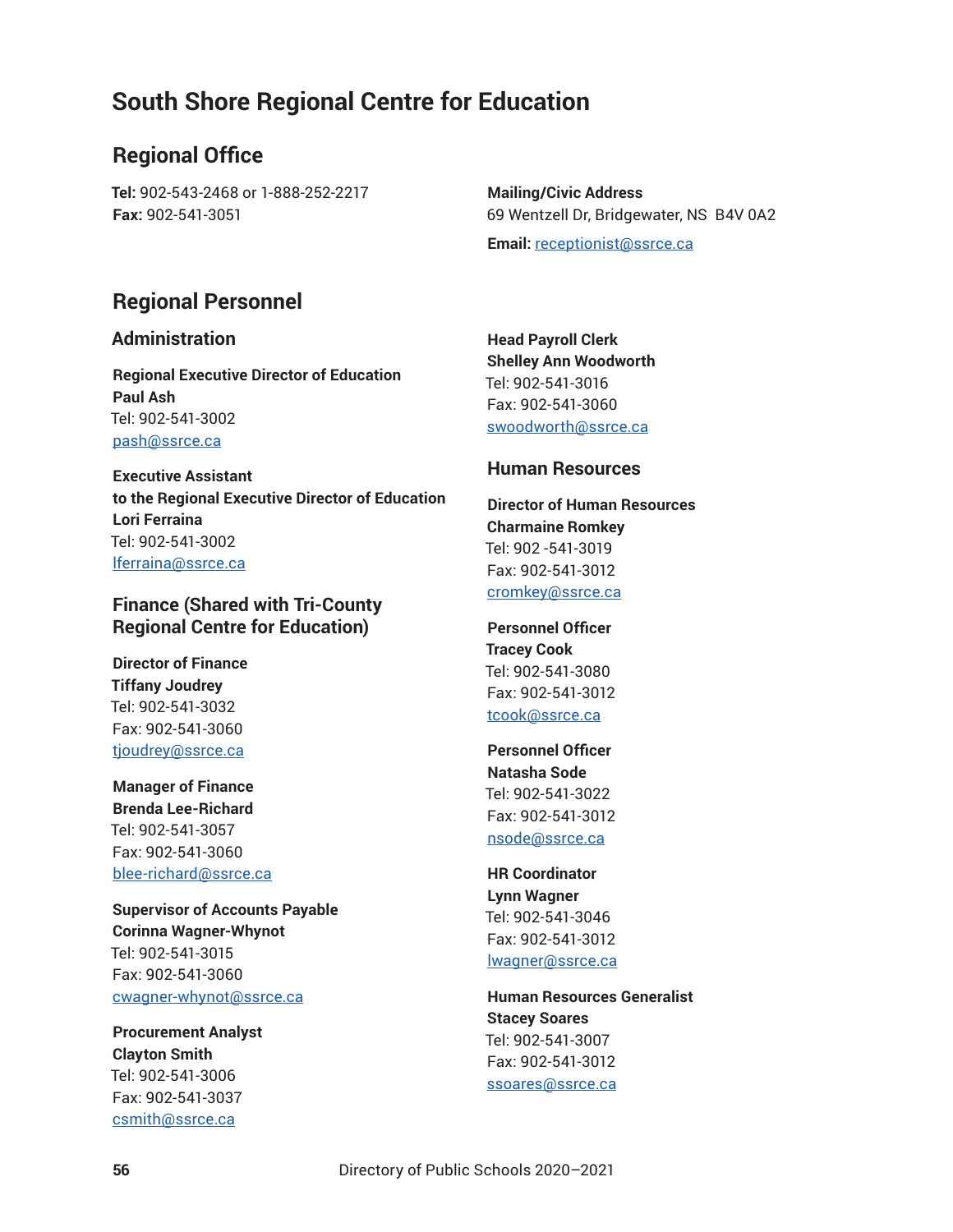# South Shore Regional Centre for Education

## Regional Office

**Tel:** 902-543-2468 or 1-888-252-2217
**Fax:** 902-541-3051

**Mailing/Civic Address**
69 Wentzell Dr, Bridgewater, NS  B4V 0A2

**Email:** receptionist@ssrce.ca

## Regional Personnel

### Administration

**Regional Executive Director of Education**
**Paul Ash**
Tel: 902-541-3002
pash@ssrce.ca

**Executive Assistant to the Regional Executive Director of Education**
**Lori Ferraina**
Tel: 902-541-3002
lferraina@ssrce.ca

### Finance (Shared with Tri-County Regional Centre for Education)

**Director of Finance**
**Tiffany Joudrey**
Tel: 902-541-3032
Fax: 902-541-3060
tjoudrey@ssrce.ca

**Manager of Finance**
**Brenda Lee-Richard**
Tel: 902-541-3057
Fax: 902-541-3060
blee-richard@ssrce.ca

**Supervisor of Accounts Payable**
**Corinna Wagner-Whynot**
Tel: 902-541-3015
Fax: 902-541-3060
cwagner-whynot@ssrce.ca

**Procurement Analyst**
**Clayton Smith**
Tel: 902-541-3006
Fax: 902-541-3037
csmith@ssrce.ca

**Head Payroll Clerk**
**Shelley Ann Woodworth**
Tel: 902-541-3016
Fax: 902-541-3060
swoodworth@ssrce.ca

### Human Resources

**Director of Human Resources**
**Charmaine Romkey**
Tel: 902 -541-3019
Fax: 902-541-3012
cromkey@ssrce.ca

**Personnel Officer**
**Tracey Cook**
Tel: 902-541-3080
Fax: 902-541-3012
tcook@ssrce.ca

**Personnel Officer**
**Natasha Sode**
Tel: 902-541-3022
Fax: 902-541-3012
nsode@ssrce.ca

**HR Coordinator**
**Lynn Wagner**
Tel: 902-541-3046
Fax: 902-541-3012
lwagner@ssrce.ca

**Human Resources Generalist**
**Stacey Soares**
Tel: 902-541-3007
Fax: 902-541-3012
ssoares@ssrce.ca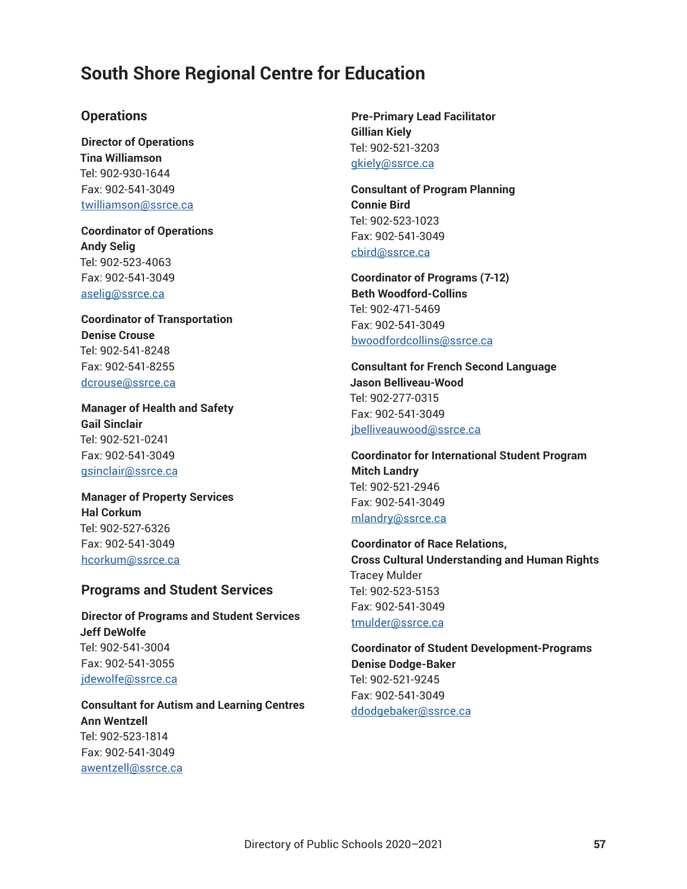# South Shore Regional Centre for Education

## Operations

**Director of Operations**
**Tina Williamson**
Tel: 902-930-1644
Fax: 902-541-3049
twilliamson@ssrce.ca

**Coordinator of Operations**
**Andy Selig**
Tel: 902-523-4063
Fax: 902-541-3049
aselig@ssrce.ca

**Coordinator of Transportation**
**Denise Crouse**
Tel: 902-541-8248
Fax: 902-541-8255
dcrouse@ssrce.ca

**Manager of Health and Safety**
**Gail Sinclair**
Tel: 902-521-0241
Fax: 902-541-3049
gsinclair@ssrce.ca

**Manager of Property Services**
**Hal Corkum**
Tel: 902-527-6326
Fax: 902-541-3049
hcorkum@ssrce.ca

## Programs and Student Services

**Director of Programs and Student Services**
**Jeff DeWolfe**
Tel: 902-541-3004
Fax: 902-541-3055
jdewolfe@ssrce.ca

**Consultant for Autism and Learning Centres**
**Ann Wentzell**
Tel: 902-523-1814
Fax: 902-541-3049
awentzell@ssrce.ca

**Pre-Primary Lead Facilitator**
**Gillian Kiely**
Tel: 902-521-3203
gkiely@ssrce.ca

**Consultant of Program Planning**
**Connie Bird**
Tel: 902-523-1023
Fax: 902-541-3049
cbird@ssrce.ca

**Coordinator of Programs (7-12)**
**Beth Woodford-Collins**
Tel: 902-471-5469
Fax: 902-541-3049
bwoodfordcollins@ssrce.ca

**Consultant for French Second Language**
**Jason Belliveau-Wood**
Tel: 902-277-0315
Fax: 902-541-3049
jbelliveauwood@ssrce.ca

**Coordinator for International Student Program**
**Mitch Landry**
Tel: 902-521-2946
Fax: 902-541-3049
mlandry@ssrce.ca

**Coordinator of Race Relations,**
**Cross Cultural Understanding and Human Rights**
Tracey Mulder
Tel: 902-523-5153
Fax: 902-541-3049
tmulder@ssrce.ca

**Coordinator of Student Development-Programs**
**Denise Dodge-Baker**
Tel: 902-521-9245
Fax: 902-541-3049
ddodgebaker@ssrce.ca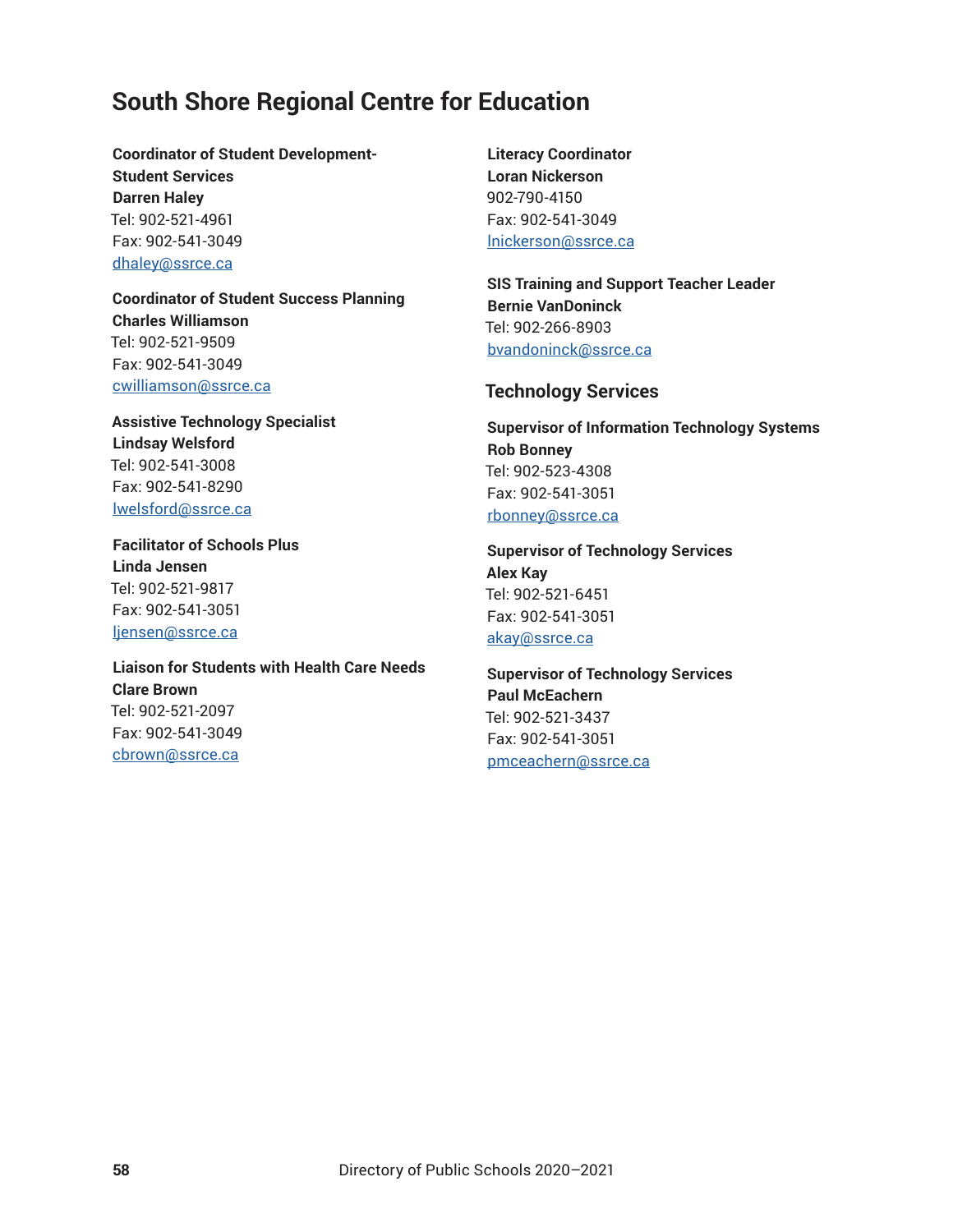## South Shore Regional Centre for Education

**Coordinator of Student Development-Student Services**
**Darren Haley**
Tel: 902-521-4961
Fax: 902-541-3049
dhaley@ssrce.ca

**Coordinator of Student Success Planning**
**Charles Williamson**
Tel: 902-521-9509
Fax: 902-541-3049
cwilliamson@ssrce.ca

**Assistive Technology Specialist**
**Lindsay Welsford**
Tel: 902-541-3008
Fax: 902-541-8290
lwelsford@ssrce.ca

**Facilitator of Schools Plus**
**Linda Jensen**
Tel: 902-521-9817
Fax: 902-541-3051
ljensen@ssrce.ca

**Liaison for Students with Health Care Needs**
**Clare Brown**
Tel: 902-521-2097
Fax: 902-541-3049
cbrown@ssrce.ca

**Literacy Coordinator**
**Loran Nickerson**
902-790-4150
Fax: 902-541-3049
lnickerson@ssrce.ca

**SIS Training and Support Teacher Leader**
**Bernie VanDoninck**
Tel: 902-266-8903
bvandoninck@ssrce.ca

### Technology Services

**Supervisor of Information Technology Systems**
**Rob Bonney**
Tel: 902-523-4308
Fax: 902-541-3051
rbonney@ssrce.ca

**Supervisor of Technology Services**
**Alex Kay**
Tel: 902-521-6451
Fax: 902-541-3051
akay@ssrce.ca

**Supervisor of Technology Services**
**Paul McEachern**
Tel: 902-521-3437
Fax: 902-541-3051
pmceachern@ssrce.ca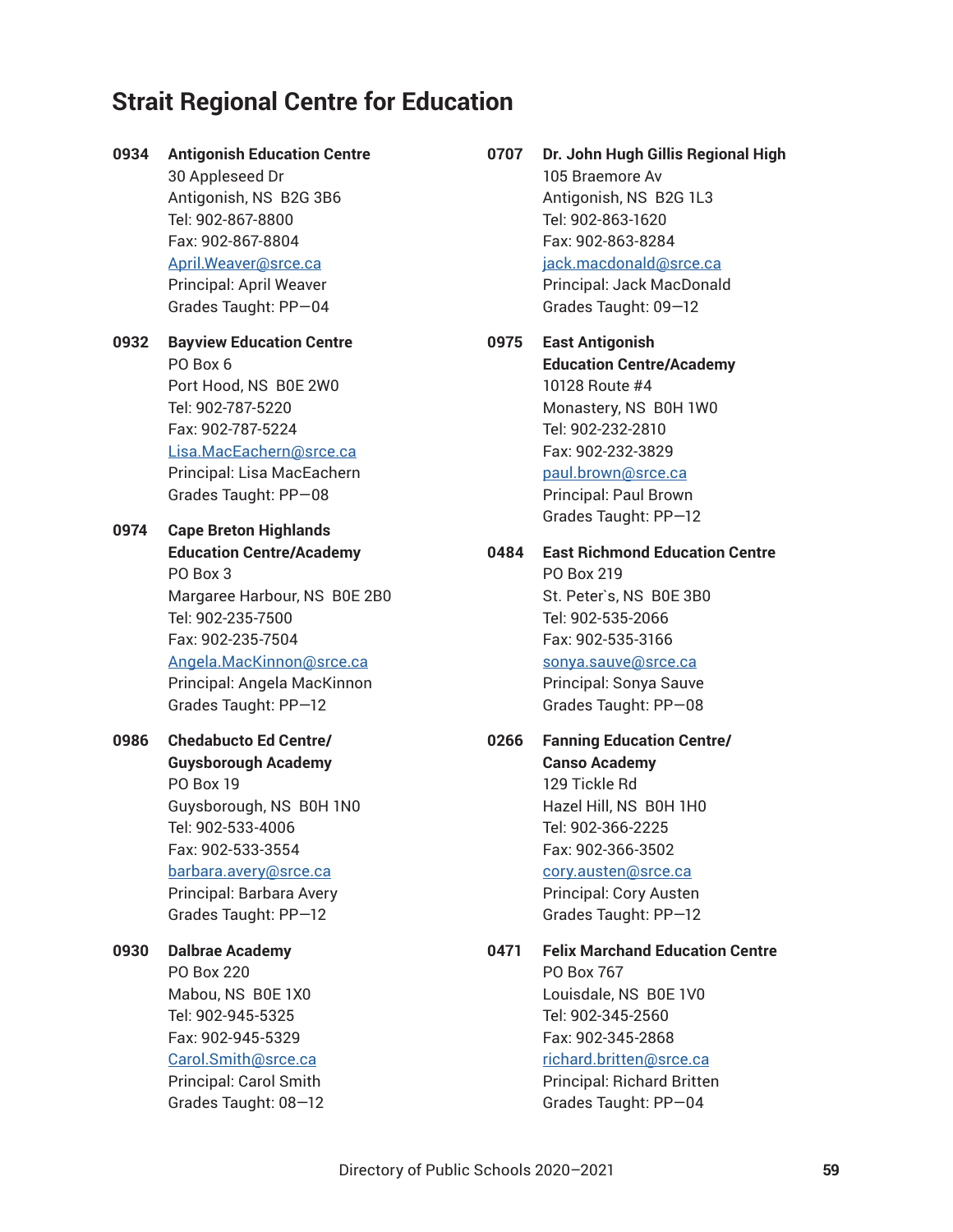## Strait Regional Centre for Education

**0934 Antigonish Education Centre**
30 Appleseed Dr
Antigonish, NS  B2G 3B6
Tel: 902-867-8800
Fax: 902-867-8804
April.Weaver@srce.ca
Principal: April Weaver
Grades Taught: PP—04

**0932 Bayview Education Centre**
PO Box 6
Port Hood, NS  B0E 2W0
Tel: 902-787-5220
Fax: 902-787-5224
Lisa.MacEachern@srce.ca
Principal: Lisa MacEachern
Grades Taught: PP—08

**0974 Cape Breton Highlands Education Centre/Academy**
PO Box 3
Margaree Harbour, NS  B0E 2B0
Tel: 902-235-7500
Fax: 902-235-7504
Angela.MacKinnon@srce.ca
Principal: Angela MacKinnon
Grades Taught: PP—12

**0986 Chedabucto Ed Centre/ Guysborough Academy**
PO Box 19
Guysborough, NS  B0H 1N0
Tel: 902-533-4006
Fax: 902-533-3554
barbara.avery@srce.ca
Principal: Barbara Avery
Grades Taught: PP—12

**0930 Dalbrae Academy**
PO Box 220
Mabou, NS  B0E 1X0
Tel: 902-945-5325
Fax: 902-945-5329
Carol.Smith@srce.ca
Principal: Carol Smith
Grades Taught: 08—12

**0707 Dr. John Hugh Gillis Regional High**
105 Braemore Av
Antigonish, NS  B2G 1L3
Tel: 902-863-1620
Fax: 902-863-8284
jack.macdonald@srce.ca
Principal: Jack MacDonald
Grades Taught: 09—12

**0975 East Antigonish Education Centre/Academy**
10128 Route #4
Monastery, NS  B0H 1W0
Tel: 902-232-2810
Fax: 902-232-3829
paul.brown@srce.ca
Principal: Paul Brown
Grades Taught: PP—12

**0484 East Richmond Education Centre**
PO Box 219
St. Peter`s, NS  B0E 3B0
Tel: 902-535-2066
Fax: 902-535-3166
sonya.sauve@srce.ca
Principal: Sonya Sauve
Grades Taught: PP—08

**0266 Fanning Education Centre/ Canso Academy**
129 Tickle Rd
Hazel Hill, NS  B0H 1H0
Tel: 902-366-2225
Fax: 902-366-3502
cory.austen@srce.ca
Principal: Cory Austen
Grades Taught: PP—12

**0471 Felix Marchand Education Centre**
PO Box 767
Louisdale, NS  B0E 1V0
Tel: 902-345-2560
Fax: 902-345-2868
richard.britten@srce.ca
Principal: Richard Britten
Grades Taught: PP—04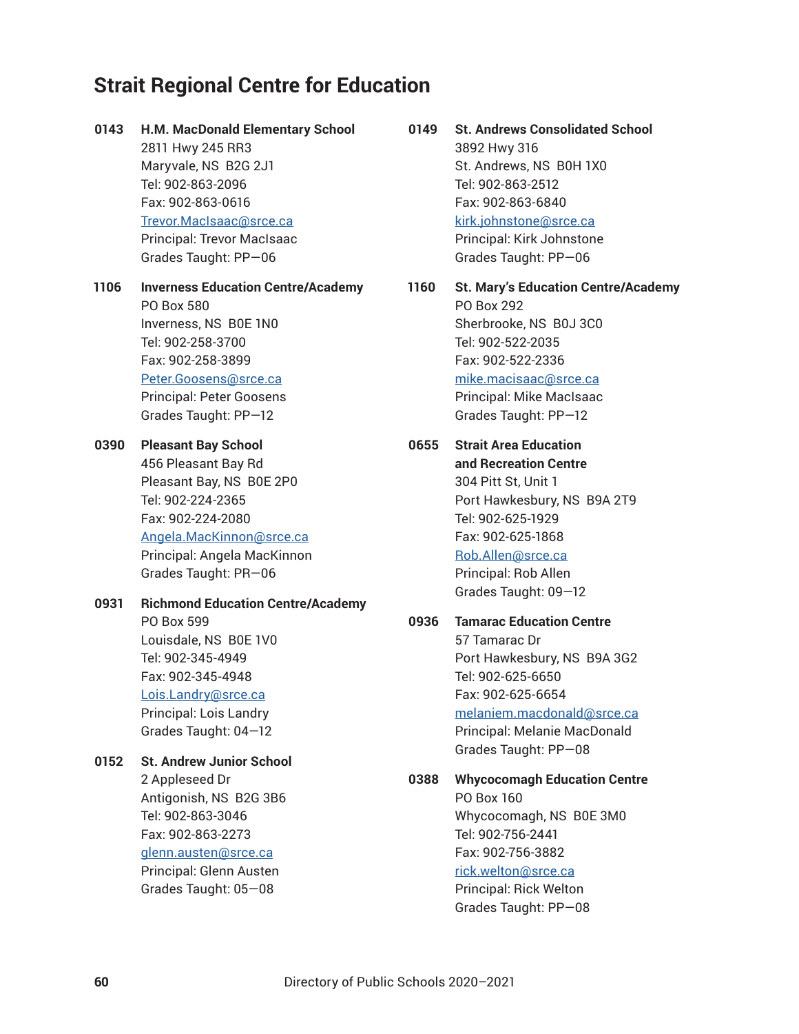# Strait Regional Centre for Education

**0143 H.M. MacDonald Elementary School**
2811 Hwy 245 RR3
Maryvale, NS B2G 2J1
Tel: 902-863-2096
Fax: 902-863-0616
Trevor.MacIsaac@srce.ca
Principal: Trevor MacIsaac
Grades Taught: PP—06

**1106 Inverness Education Centre/Academy**
PO Box 580
Inverness, NS B0E 1N0
Tel: 902-258-3700
Fax: 902-258-3899
Peter.Goosens@srce.ca
Principal: Peter Goosens
Grades Taught: PP—12

**0390 Pleasant Bay School**
456 Pleasant Bay Rd
Pleasant Bay, NS B0E 2P0
Tel: 902-224-2365
Fax: 902-224-2080
Angela.MacKinnon@srce.ca
Principal: Angela MacKinnon
Grades Taught: PR—06

**0931 Richmond Education Centre/Academy**
PO Box 599
Louisdale, NS B0E 1V0
Tel: 902-345-4949
Fax: 902-345-4948
Lois.Landry@srce.ca
Principal: Lois Landry
Grades Taught: 04—12

**0152 St. Andrew Junior School**
2 Appleseed Dr
Antigonish, NS B2G 3B6
Tel: 902-863-3046
Fax: 902-863-2273
glenn.austen@srce.ca
Principal: Glenn Austen
Grades Taught: 05—08

**0149 St. Andrews Consolidated School**
3892 Hwy 316
St. Andrews, NS B0H 1X0
Tel: 902-863-2512
Fax: 902-863-6840
kirk.johnstone@srce.ca
Principal: Kirk Johnstone
Grades Taught: PP—06

**1160 St. Mary's Education Centre/Academy**
PO Box 292
Sherbrooke, NS B0J 3C0
Tel: 902-522-2035
Fax: 902-522-2336
mike.macisaac@srce.ca
Principal: Mike MacIsaac
Grades Taught: PP—12

**0655 Strait Area Education and Recreation Centre**
304 Pitt St, Unit 1
Port Hawkesbury, NS B9A 2T9
Tel: 902-625-1929
Fax: 902-625-1868
Rob.Allen@srce.ca
Principal: Rob Allen
Grades Taught: 09—12

**0936 Tamarac Education Centre**
57 Tamarac Dr
Port Hawkesbury, NS B9A 3G2
Tel: 902-625-6650
Fax: 902-625-6654
melaniem.macdonald@srce.ca
Principal: Melanie MacDonald
Grades Taught: PP—08

**0388 Whycocomagh Education Centre**
PO Box 160
Whycocomagh, NS B0E 3M0
Tel: 902-756-2441
Fax: 902-756-3882
rick.welton@srce.ca
Principal: Rick Welton
Grades Taught: PP—08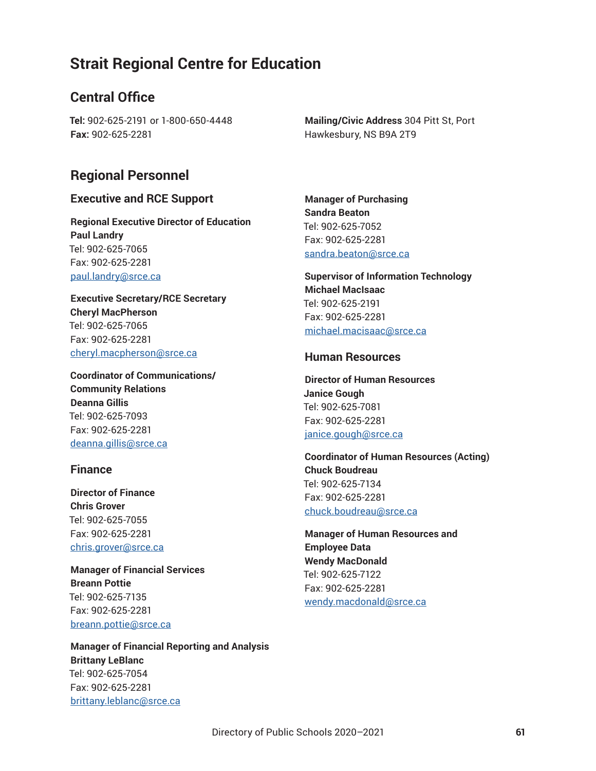# Strait Regional Centre for Education

## Central Office

**Tel:** 902-625-2191 or 1-800-650-4448
**Fax:** 902-625-2281

**Mailing/Civic Address** 304 Pitt St, Port Hawkesbury, NS B9A 2T9

## Regional Personnel

### Executive and RCE Support

**Regional Executive Director of Education**
**Paul Landry**
Tel: 902-625-7065
Fax: 902-625-2281
paul.landry@srce.ca

**Executive Secretary/RCE Secretary**
**Cheryl MacPherson**
Tel: 902-625-7065
Fax: 902-625-2281
cheryl.macpherson@srce.ca

**Coordinator of Communications/ Community Relations**
**Deanna Gillis**
Tel: 902-625-7093
Fax: 902-625-2281
deanna.gillis@srce.ca

### Finance

**Director of Finance**
**Chris Grover**
Tel: 902-625-7055
Fax: 902-625-2281
chris.grover@srce.ca

**Manager of Financial Services**
**Breann Pottie**
Tel: 902-625-7135
Fax: 902-625-2281
breann.pottie@srce.ca

**Manager of Financial Reporting and Analysis**
**Brittany LeBlanc**
Tel: 902-625-7054
Fax: 902-625-2281
brittany.leblanc@srce.ca

**Manager of Purchasing**
**Sandra Beaton**
Tel: 902-625-7052
Fax: 902-625-2281
sandra.beaton@srce.ca

**Supervisor of Information Technology**
**Michael MacIsaac**
Tel: 902-625-2191
Fax: 902-625-2281
michael.macisaac@srce.ca

### Human Resources

**Director of Human Resources**
**Janice Gough**
Tel: 902-625-7081
Fax: 902-625-2281
janice.gough@srce.ca

**Coordinator of Human Resources (Acting)**
**Chuck Boudreau**
Tel: 902-625-7134
Fax: 902-625-2281
chuck.boudreau@srce.ca

**Manager of Human Resources and Employee Data**
**Wendy MacDonald**
Tel: 902-625-7122
Fax: 902-625-2281
wendy.macdonald@srce.ca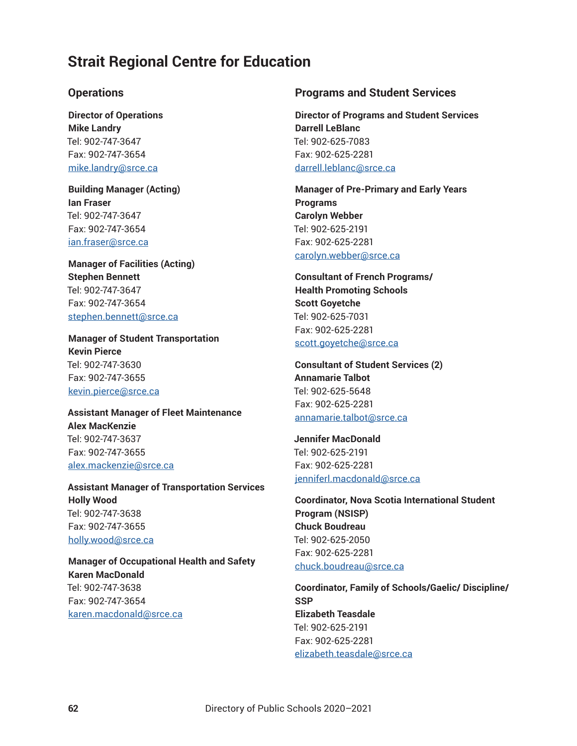# Strait Regional Centre for Education

## Operations

**Director of Operations**
**Mike Landry**
Tel: 902-747-3647
Fax: 902-747-3654
mike.landry@srce.ca

**Building Manager (Acting)**
**Ian Fraser**
Tel: 902-747-3647
Fax: 902-747-3654
ian.fraser@srce.ca

**Manager of Facilities (Acting)**
**Stephen Bennett**
Tel: 902-747-3647
Fax: 902-747-3654
stephen.bennett@srce.ca

**Manager of Student Transportation**
**Kevin Pierce**
Tel: 902-747-3630
Fax: 902-747-3655
kevin.pierce@srce.ca

**Assistant Manager of Fleet Maintenance**
**Alex MacKenzie**
Tel: 902-747-3637
Fax: 902-747-3655
alex.mackenzie@srce.ca

**Assistant Manager of Transportation Services**
**Holly Wood**
Tel: 902-747-3638
Fax: 902-747-3655
holly.wood@srce.ca

**Manager of Occupational Health and Safety**
**Karen MacDonald**
Tel: 902-747-3638
Fax: 902-747-3654
karen.macdonald@srce.ca

## Programs and Student Services

**Director of Programs and Student Services**
**Darrell LeBlanc**
Tel: 902-625-7083
Fax: 902-625-2281
darrell.leblanc@srce.ca

**Manager of Pre-Primary and Early Years Programs**
**Carolyn Webber**
Tel: 902-625-2191
Fax: 902-625-2281
carolyn.webber@srce.ca

**Consultant of French Programs/ Health Promoting Schools**
**Scott Goyetche**
Tel: 902-625-7031
Fax: 902-625-2281
scott.goyetche@srce.ca

**Consultant of Student Services (2)**
**Annamarie Talbot**
Tel: 902-625-5648
Fax: 902-625-2281
annamarie.talbot@srce.ca

**Jennifer MacDonald**
Tel: 902-625-2191
Fax: 902-625-2281
jenniferl.macdonald@srce.ca

**Coordinator, Nova Scotia International Student Program (NSISP)**
**Chuck Boudreau**
Tel: 902-625-2050
Fax: 902-625-2281
chuck.boudreau@srce.ca

**Coordinator, Family of Schools/Gaelic/ Discipline/ SSP**
**Elizabeth Teasdale**
Tel: 902-625-2191
Fax: 902-625-2281
elizabeth.teasdale@srce.ca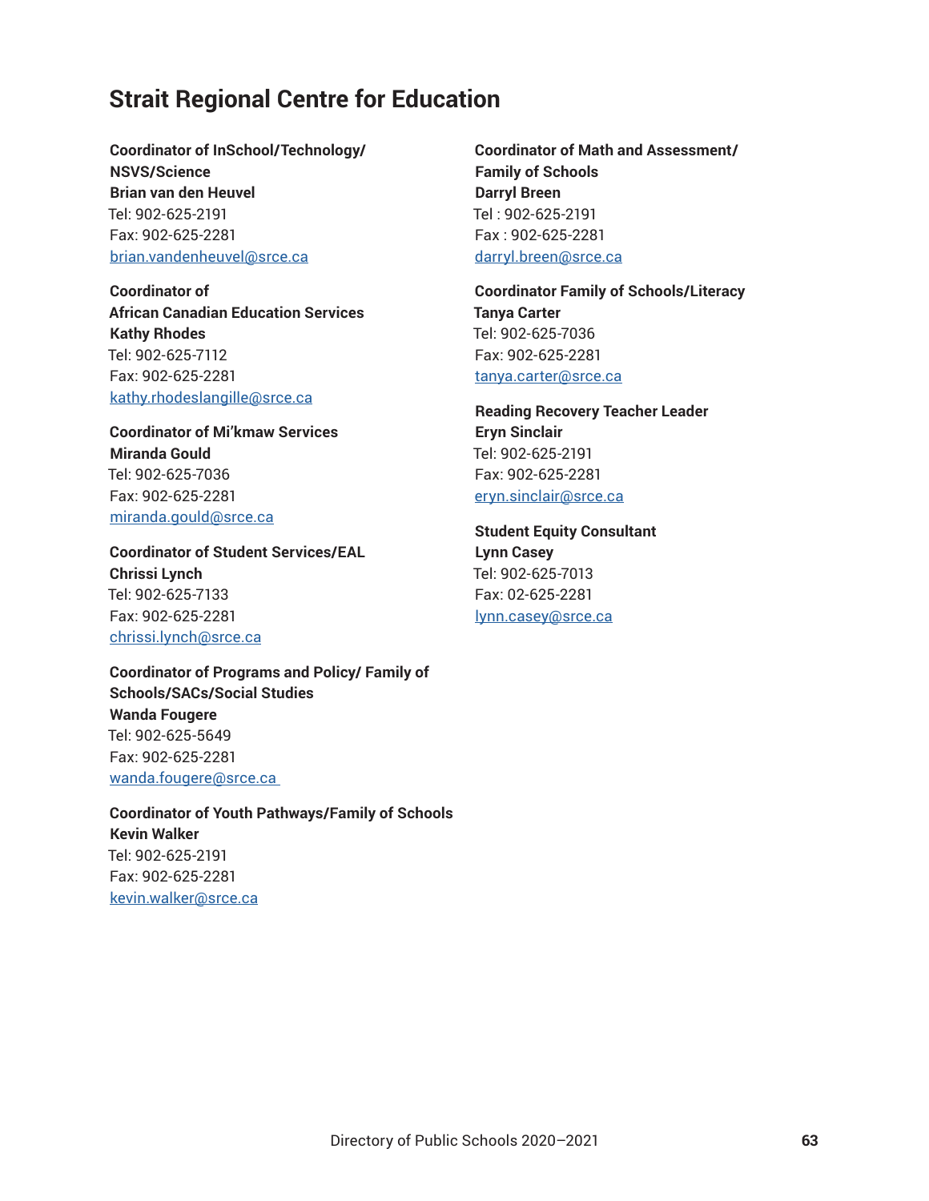## Strait Regional Centre for Education

**Coordinator of InSchool/Technology/ NSVS/Science**
**Brian van den Heuvel**
Tel: 902-625-2191
Fax: 902-625-2281
brian.vandenheuvel@srce.ca

**Coordinator of African Canadian Education Services**
**Kathy Rhodes**
Tel: 902-625-7112
Fax: 902-625-2281
kathy.rhodeslangille@srce.ca

**Coordinator of Mi'kmaw Services**
**Miranda Gould**
Tel: 902-625-7036
Fax: 902-625-2281
miranda.gould@srce.ca

**Coordinator of Student Services/EAL**
**Chrissi Lynch**
Tel: 902-625-7133
Fax: 902-625-2281
chrissi.lynch@srce.ca

**Coordinator of Programs and Policy/ Family of Schools/SACs/Social Studies**
**Wanda Fougere**
Tel: 902-625-5649
Fax: 902-625-2281
wanda.fougere@srce.ca

**Coordinator of Youth Pathways/Family of Schools**
**Kevin Walker**
Tel: 902-625-2191
Fax: 902-625-2281
kevin.walker@srce.ca

**Coordinator of Math and Assessment/ Family of Schools**
**Darryl Breen**
Tel : 902-625-2191
Fax : 902-625-2281
darryl.breen@srce.ca

**Coordinator Family of Schools/Literacy**
**Tanya Carter**
Tel: 902-625-7036
Fax: 902-625-2281
tanya.carter@srce.ca

**Reading Recovery Teacher Leader**
**Eryn Sinclair**
Tel: 902-625-2191
Fax: 902-625-2281
eryn.sinclair@srce.ca

**Student Equity Consultant**
**Lynn Casey**
Tel: 902-625-7013
Fax: 02-625-2281
lynn.casey@srce.ca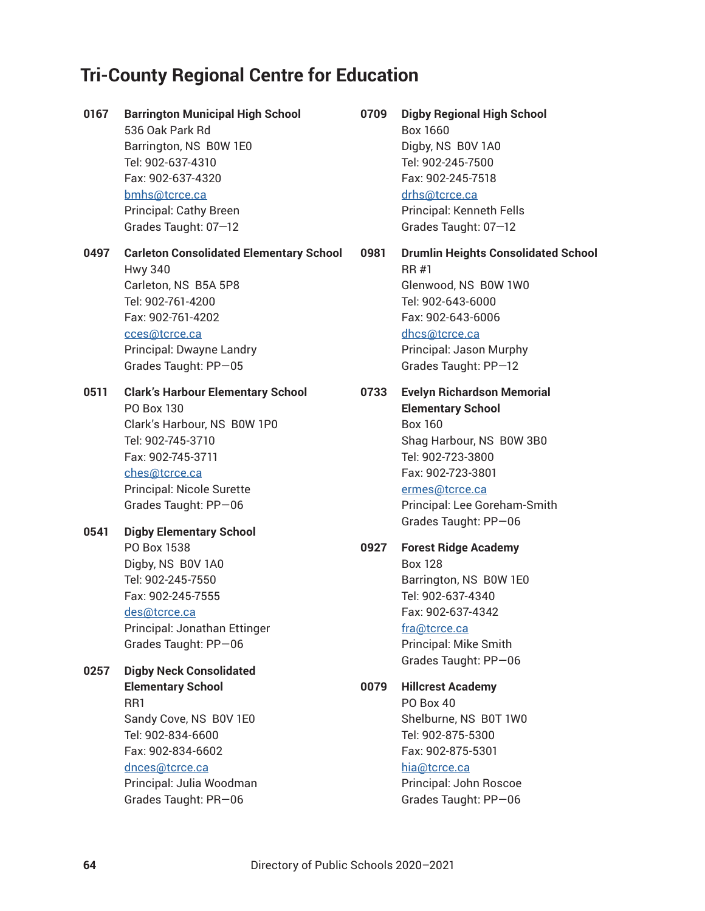# Tri-County Regional Centre for Education

**0167** **Barrington Municipal High School**
536 Oak Park Rd
Barrington, NS B0W 1E0
Tel: 902-637-4310
Fax: 902-637-4320
bmhs@tcrce.ca
Principal: Cathy Breen
Grades Taught: 07—12

**0497** **Carleton Consolidated Elementary School**
Hwy 340
Carleton, NS B5A 5P8
Tel: 902-761-4200
Fax: 902-761-4202
cces@tcrce.ca
Principal: Dwayne Landry
Grades Taught: PP—05

**0511** **Clark's Harbour Elementary School**
PO Box 130
Clark's Harbour, NS B0W 1P0
Tel: 902-745-3710
Fax: 902-745-3711
ches@tcrce.ca
Principal: Nicole Surette
Grades Taught: PP—06

**0541** **Digby Elementary School**
PO Box 1538
Digby, NS B0V 1A0
Tel: 902-245-7550
Fax: 902-245-7555
des@tcrce.ca
Principal: Jonathan Ettinger
Grades Taught: PP—06

**0257** **Digby Neck Consolidated Elementary School**
RR1
Sandy Cove, NS B0V 1E0
Tel: 902-834-6600
Fax: 902-834-6602
dnces@tcrce.ca
Principal: Julia Woodman
Grades Taught: PR—06

**0709** **Digby Regional High School**
Box 1660
Digby, NS B0V 1A0
Tel: 902-245-7500
Fax: 902-245-7518
drhs@tcrce.ca
Principal: Kenneth Fells
Grades Taught: 07—12

**0981** **Drumlin Heights Consolidated School**
RR #1
Glenwood, NS B0W 1W0
Tel: 902-643-6000
Fax: 902-643-6006
dhcs@tcrce.ca
Principal: Jason Murphy
Grades Taught: PP—12

**0733** **Evelyn Richardson Memorial Elementary School**
Box 160
Shag Harbour, NS B0W 3B0
Tel: 902-723-3800
Fax: 902-723-3801
ermes@tcrce.ca
Principal: Lee Goreham-Smith
Grades Taught: PP—06

**0927** **Forest Ridge Academy**
Box 128
Barrington, NS B0W 1E0
Tel: 902-637-4340
Fax: 902-637-4342
fra@tcrce.ca
Principal: Mike Smith
Grades Taught: PP—06

**0079** **Hillcrest Academy**
PO Box 40
Shelburne, NS B0T 1W0
Tel: 902-875-5300
Fax: 902-875-5301
hia@tcrce.ca
Principal: John Roscoe
Grades Taught: PP—06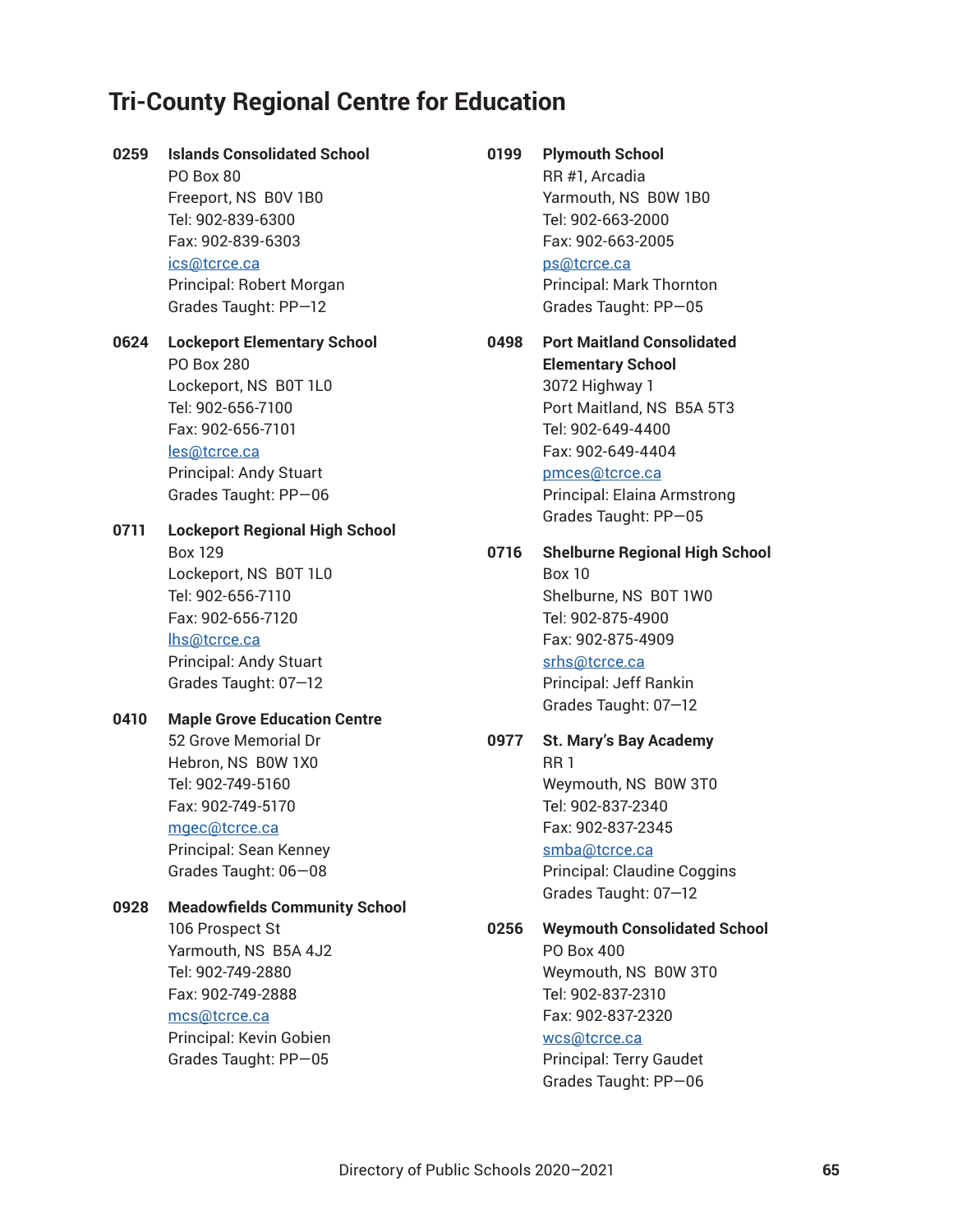# Tri-County Regional Centre for Education

**0259 Islands Consolidated School**
PO Box 80
Freeport, NS B0V 1B0
Tel: 902-839-6300
Fax: 902-839-6303
ics@tcrce.ca
Principal: Robert Morgan
Grades Taught: PP—12

**0624 Lockeport Elementary School**
PO Box 280
Lockeport, NS B0T 1L0
Tel: 902-656-7100
Fax: 902-656-7101
les@tcrce.ca
Principal: Andy Stuart
Grades Taught: PP—06

**0711 Lockeport Regional High School**
Box 129
Lockeport, NS B0T 1L0
Tel: 902-656-7110
Fax: 902-656-7120
lhs@tcrce.ca
Principal: Andy Stuart
Grades Taught: 07—12

**0410 Maple Grove Education Centre**
52 Grove Memorial Dr
Hebron, NS B0W 1X0
Tel: 902-749-5160
Fax: 902-749-5170
mgec@tcrce.ca
Principal: Sean Kenney
Grades Taught: 06—08

**0928 Meadowfields Community School**
106 Prospect St
Yarmouth, NS B5A 4J2
Tel: 902-749-2880
Fax: 902-749-2888
mcs@tcrce.ca
Principal: Kevin Gobien
Grades Taught: PP—05

**0199 Plymouth School**
RR #1, Arcadia
Yarmouth, NS B0W 1B0
Tel: 902-663-2000
Fax: 902-663-2005
ps@tcrce.ca
Principal: Mark Thornton
Grades Taught: PP—05

**0498 Port Maitland Consolidated Elementary School**
3072 Highway 1
Port Maitland, NS B5A 5T3
Tel: 902-649-4400
Fax: 902-649-4404
pmces@tcrce.ca
Principal: Elaina Armstrong
Grades Taught: PP—05

**0716 Shelburne Regional High School**
Box 10
Shelburne, NS B0T 1W0
Tel: 902-875-4900
Fax: 902-875-4909
srhs@tcrce.ca
Principal: Jeff Rankin
Grades Taught: 07—12

**0977 St. Mary's Bay Academy**
RR 1
Weymouth, NS B0W 3T0
Tel: 902-837-2340
Fax: 902-837-2345
smba@tcrce.ca
Principal: Claudine Coggins
Grades Taught: 07—12

**0256 Weymouth Consolidated School**
PO Box 400
Weymouth, NS B0W 3T0
Tel: 902-837-2310
Fax: 902-837-2320
wcs@tcrce.ca
Principal: Terry Gaudet
Grades Taught: PP—06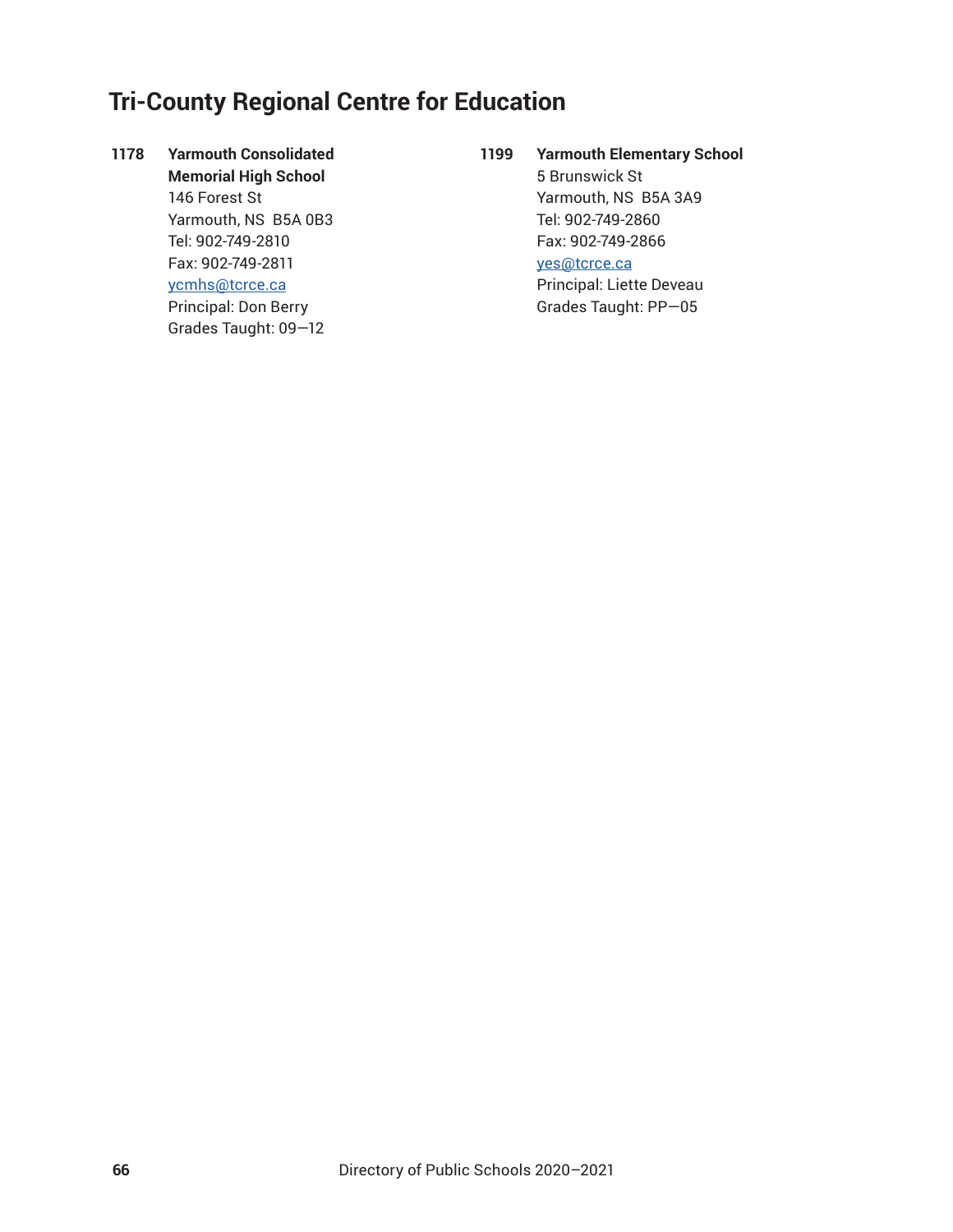## Tri-County Regional Centre for Education

**1178** **Yarmouth Consolidated Memorial High School**
146 Forest St
Yarmouth, NS  B5A 0B3
Tel: 902-749-2810
Fax: 902-749-2811
ycmhs@tcrce.ca
Principal: Don Berry
Grades Taught: 09—12

**1199** **Yarmouth Elementary School**
5 Brunswick St
Yarmouth, NS  B5A 3A9
Tel: 902-749-2860
Fax: 902-749-2866
yes@tcrce.ca
Principal: Liette Deveau
Grades Taught: PP—05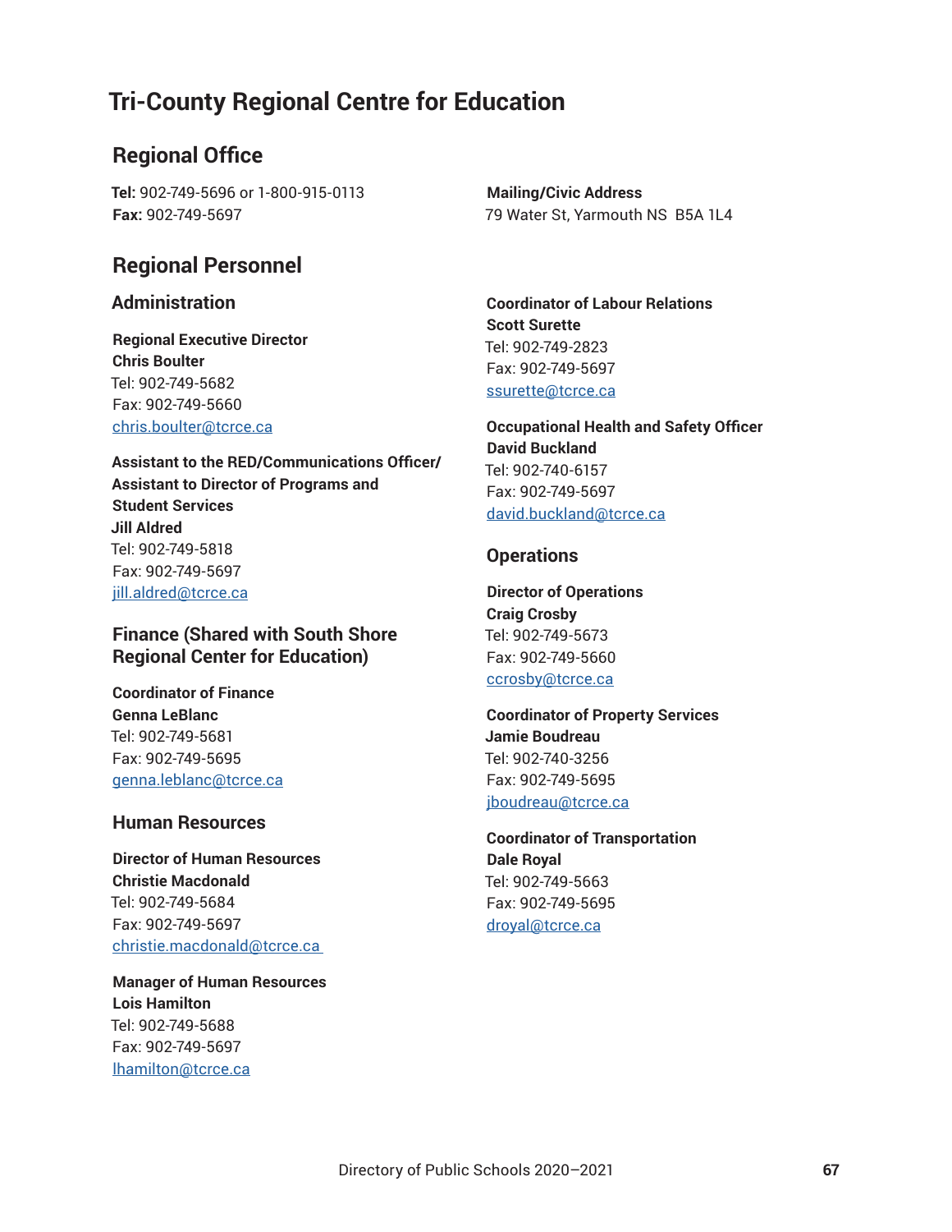# Tri-County Regional Centre for Education

## Regional Office

**Tel:** 902-749-5696 or 1-800-915-0113
**Fax:** 902-749-5697

**Mailing/Civic Address**
79 Water St, Yarmouth NS  B5A 1L4

## Regional Personnel

### Administration

**Regional Executive Director**
**Chris Boulter**
Tel: 902-749-5682
Fax: 902-749-5660
chris.boulter@tcrce.ca

**Assistant to the RED/Communications Officer/ Assistant to Director of Programs and Student Services**
**Jill Aldred**
Tel: 902-749-5818
Fax: 902-749-5697
jill.aldred@tcrce.ca

### Finance (Shared with South Shore Regional Center for Education)

**Coordinator of Finance**
**Genna LeBlanc**
Tel: 902-749-5681
Fax: 902-749-5695
genna.leblanc@tcrce.ca

### Human Resources

**Director of Human Resources**
**Christie Macdonald**
Tel: 902-749-5684
Fax: 902-749-5697
christie.macdonald@tcrce.ca

**Manager of Human Resources**
**Lois Hamilton**
Tel: 902-749-5688
Fax: 902-749-5697
lhamilton@tcrce.ca

**Coordinator of Labour Relations**
**Scott Surette**
Tel: 902-749-2823
Fax: 902-749-5697
ssurette@tcrce.ca

**Occupational Health and Safety Officer**
**David Buckland**
Tel: 902-740-6157
Fax: 902-749-5697
david.buckland@tcrce.ca

### Operations

**Director of Operations**
**Craig Crosby**
Tel: 902-749-5673
Fax: 902-749-5660
ccrosby@tcrce.ca

**Coordinator of Property Services**
**Jamie Boudreau**
Tel: 902-740-3256
Fax: 902-749-5695
jboudreau@tcrce.ca

**Coordinator of Transportation**
**Dale Royal**
Tel: 902-749-5663
Fax: 902-749-5695
droyal@tcrce.ca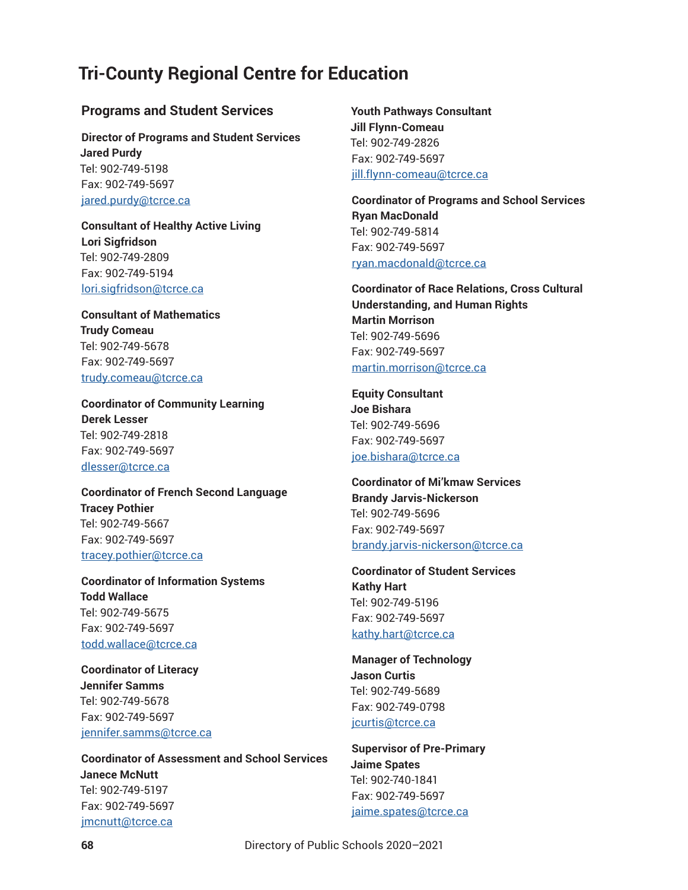# Tri-County Regional Centre for Education

## Programs and Student Services

**Director of Programs and Student Services**
**Jared Purdy**
Tel: 902-749-5198
Fax: 902-749-5697
jared.purdy@tcrce.ca

**Consultant of Healthy Active Living**
**Lori Sigfridson**
Tel: 902-749-2809
Fax: 902-749-5194
lori.sigfridson@tcrce.ca

**Consultant of Mathematics**
**Trudy Comeau**
Tel: 902-749-5678
Fax: 902-749-5697
trudy.comeau@tcrce.ca

**Coordinator of Community Learning**
**Derek Lesser**
Tel: 902-749-2818
Fax: 902-749-5697
dlesser@tcrce.ca

**Coordinator of French Second Language**
**Tracey Pothier**
Tel: 902-749-5667
Fax: 902-749-5697
tracey.pothier@tcrce.ca

**Coordinator of Information Systems**
**Todd Wallace**
Tel: 902-749-5675
Fax: 902-749-5697
todd.wallace@tcrce.ca

**Coordinator of Literacy**
**Jennifer Samms**
Tel: 902-749-5678
Fax: 902-749-5697
jennifer.samms@tcrce.ca

**Coordinator of Assessment and School Services**
**Janece McNutt**
Tel: 902-749-5197
Fax: 902-749-5697
jmcnutt@tcrce.ca

**Youth Pathways Consultant**
**Jill Flynn-Comeau**
Tel: 902-749-2826
Fax: 902-749-5697
jill.flynn-comeau@tcrce.ca

**Coordinator of Programs and School Services**
**Ryan MacDonald**
Tel: 902-749-5814
Fax: 902-749-5697
ryan.macdonald@tcrce.ca

**Coordinator of Race Relations, Cross Cultural Understanding, and Human Rights**
**Martin Morrison**
Tel: 902-749-5696
Fax: 902-749-5697
martin.morrison@tcrce.ca

**Equity Consultant**
**Joe Bishara**
Tel: 902-749-5696
Fax: 902-749-5697
joe.bishara@tcrce.ca

**Coordinator of Mi'kmaw Services**
**Brandy Jarvis-Nickerson**
Tel: 902-749-5696
Fax: 902-749-5697
brandy.jarvis-nickerson@tcrce.ca

**Coordinator of Student Services**
**Kathy Hart**
Tel: 902-749-5196
Fax: 902-749-5697
kathy.hart@tcrce.ca

**Manager of Technology**
**Jason Curtis**
Tel: 902-749-5689
Fax: 902-749-0798
jcurtis@tcrce.ca

**Supervisor of Pre-Primary**
**Jaime Spates**
Tel: 902-740-1841
Fax: 902-749-5697
jaime.spates@tcrce.ca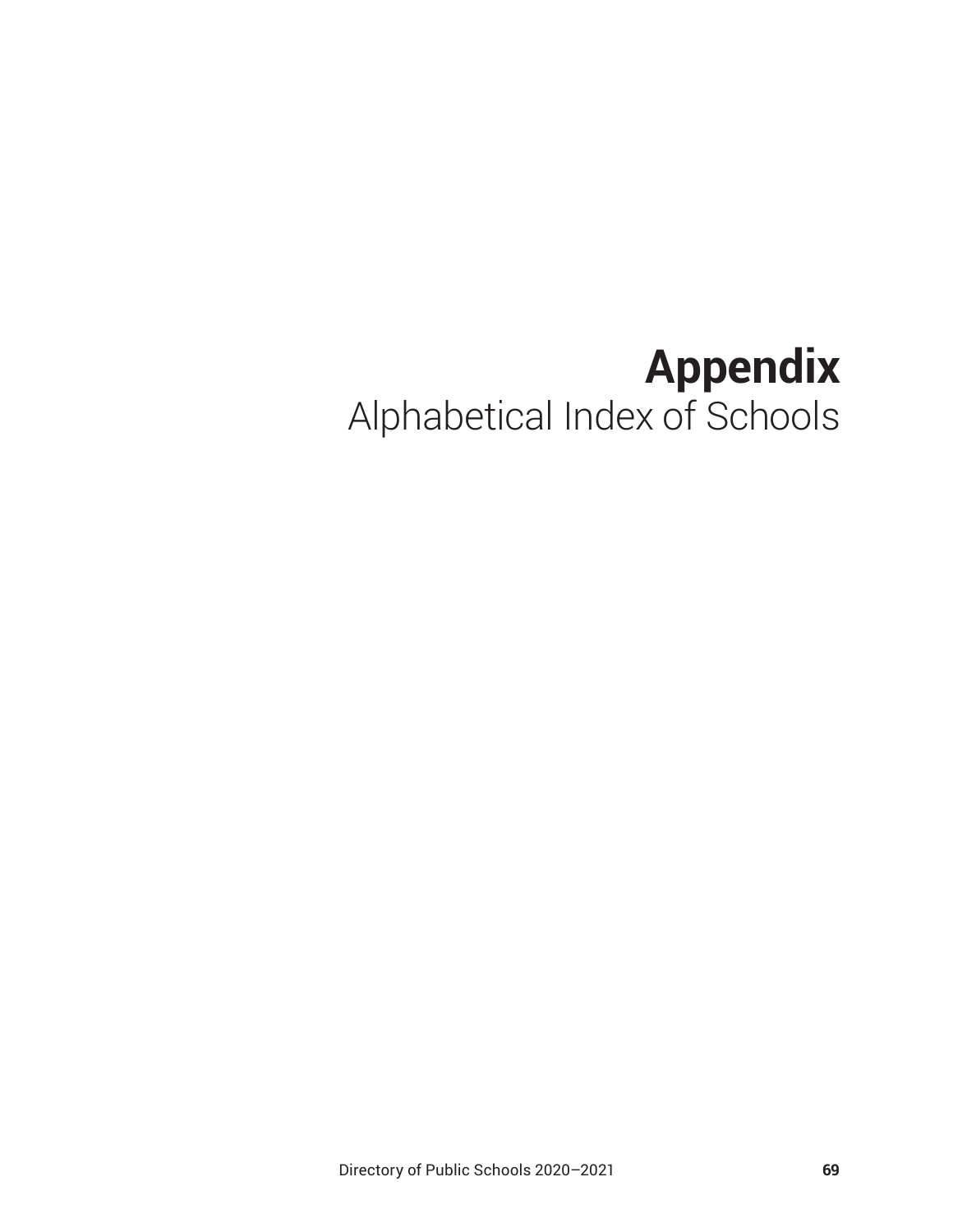# Appendix

## Alphabetical Index of Schools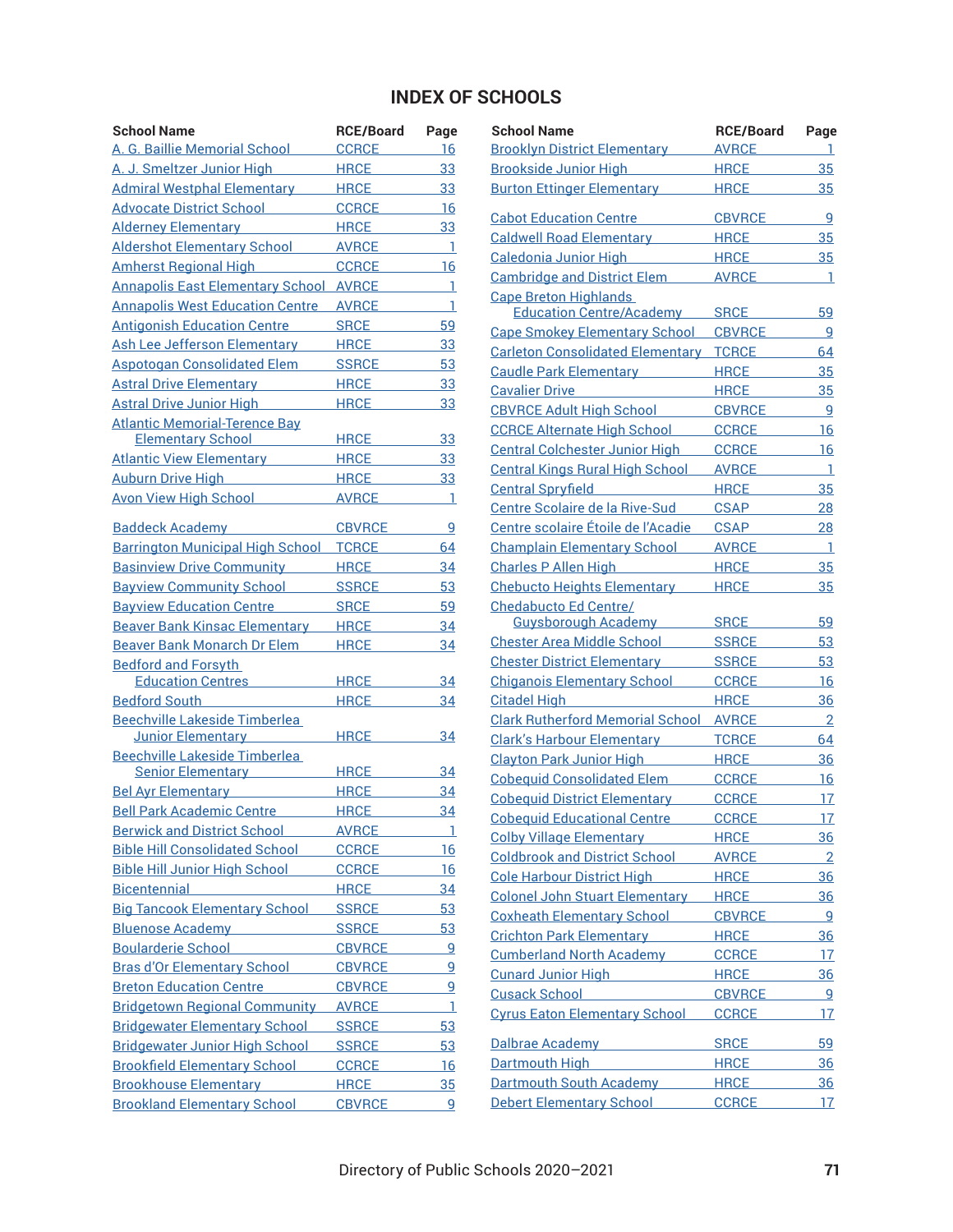# INDEX OF SCHOOLS

| School Name | RCE/Board | Page |
|---|---|---|
| A. G. Baillie Memorial School | CCRCE | 16 |
| A. J. Smeltzer Junior High | HRCE | 33 |
| Admiral Westphal Elementary | HRCE | 33 |
| Advocate District School | CCRCE | 16 |
| Alderney Elementary | HRCE | 33 |
| Aldershot Elementary School | AVRCE | 1 |
| Amherst Regional High | CCRCE | 16 |
| Annapolis East Elementary School | AVRCE | 1 |
| Annapolis West Education Centre | AVRCE | 1 |
| Antigonish Education Centre | SRCE | 59 |
| Ash Lee Jefferson Elementary | HRCE | 33 |
| Aspotogan Consolidated Elem | SSRCE | 53 |
| Astral Drive Elementary | HRCE | 33 |
| Astral Drive Junior High | HRCE | 33 |
| Atlantic Memorial-Terence Bay Elementary School | HRCE | 33 |
| Atlantic View Elementary | HRCE | 33 |
| Auburn Drive High | HRCE | 33 |
| Avon View High School | AVRCE | 1 |
| Baddeck Academy | CBVRCE | 9 |
| Barrington Municipal High School | TCRCE | 64 |
| Basinview Drive Community | HRCE | 34 |
| Bayview Community School | SSRCE | 53 |
| Bayview Education Centre | SRCE | 59 |
| Beaver Bank Kinsac Elementary | HRCE | 34 |
| Beaver Bank Monarch Dr Elem | HRCE | 34 |
| Bedford and Forsyth Education Centres | HRCE | 34 |
| Bedford South | HRCE | 34 |
| Beechville Lakeside Timberlea Junior Elementary | HRCE | 34 |
| Beechville Lakeside Timberlea Senior Elementary | HRCE | 34 |
| Bel Ayr Elementary | HRCE | 34 |
| Bell Park Academic Centre | HRCE | 34 |
| Berwick and District School | AVRCE | 1 |
| Bible Hill Consolidated School | CCRCE | 16 |
| Bible Hill Junior High School | CCRCE | 16 |
| Bicentennial | HRCE | 34 |
| Big Tancook Elementary School | SSRCE | 53 |
| Bluenose Academy | SSRCE | 53 |
| Boularderie School | CBVRCE | 9 |
| Bras d'Or Elementary School | CBVRCE | 9 |
| Breton Education Centre | CBVRCE | 9 |
| Bridgetown Regional Community | AVRCE | 1 |
| Bridgewater Elementary School | SSRCE | 53 |
| Bridgewater Junior High School | SSRCE | 53 |
| Brookfield Elementary School | CCRCE | 16 |
| Brookhouse Elementary | HRCE | 35 |
| Brookland Elementary School | CBVRCE | 9 |
| Brooklyn District Elementary | AVRCE | 1 |
| Brookside Junior High | HRCE | 35 |
| Burton Ettinger Elementary | HRCE | 35 |
| Cabot Education Centre | CBVRCE | 9 |
| Caldwell Road Elementary | HRCE | 35 |
| Caledonia Junior High | HRCE | 35 |
| Cambridge and District Elem | AVRCE | 1 |
| Cape Breton Highlands Education Centre/Academy | SRCE | 59 |
| Cape Smokey Elementary School | CBVRCE | 9 |
| Carleton Consolidated Elementary | TCRCE | 64 |
| Caudle Park Elementary | HRCE | 35 |
| Cavalier Drive | HRCE | 35 |
| CBVRCE Adult High School | CBVRCE | 9 |
| CCRCE Alternate High School | CCRCE | 16 |
| Central Colchester Junior High | CCRCE | 16 |
| Central Kings Rural High School | AVRCE | 1 |
| Central Spryfield | HRCE | 35 |
| Centre Scolaire de la Rive-Sud | CSAP | 28 |
| Centre scolaire Étoile de l'Acadie | CSAP | 28 |
| Champlain Elementary School | AVRCE | 1 |
| Charles P Allen High | HRCE | 35 |
| Chebucto Heights Elementary | HRCE | 35 |
| Chedabucto Ed Centre/ Guysborough Academy | SRCE | 59 |
| Chester Area Middle School | SSRCE | 53 |
| Chester District Elementary | SSRCE | 53 |
| Chiganois Elementary School | CCRCE | 16 |
| Citadel High | HRCE | 36 |
| Clark Rutherford Memorial School | AVRCE | 2 |
| Clark's Harbour Elementary | TCRCE | 64 |
| Clayton Park Junior High | HRCE | 36 |
| Cobequid Consolidated Elem | CCRCE | 16 |
| Cobequid District Elementary | CCRCE | 17 |
| Cobequid Educational Centre | CCRCE | 17 |
| Colby Village Elementary | HRCE | 36 |
| Coldbrook and District School | AVRCE | 2 |
| Cole Harbour District High | HRCE | 36 |
| Colonel John Stuart Elementary | HRCE | 36 |
| Coxheath Elementary School | CBVRCE | 9 |
| Crichton Park Elementary | HRCE | 36 |
| Cumberland North Academy | CCRCE | 17 |
| Cunard Junior High | HRCE | 36 |
| Cusack School | CBVRCE | 9 |
| Cyrus Eaton Elementary School | CCRCE | 17 |
| Dalbrae Academy | SRCE | 59 |
| Dartmouth High | HRCE | 36 |
| Dartmouth South Academy | HRCE | 36 |
| Debert Elementary School | CCRCE | 17 |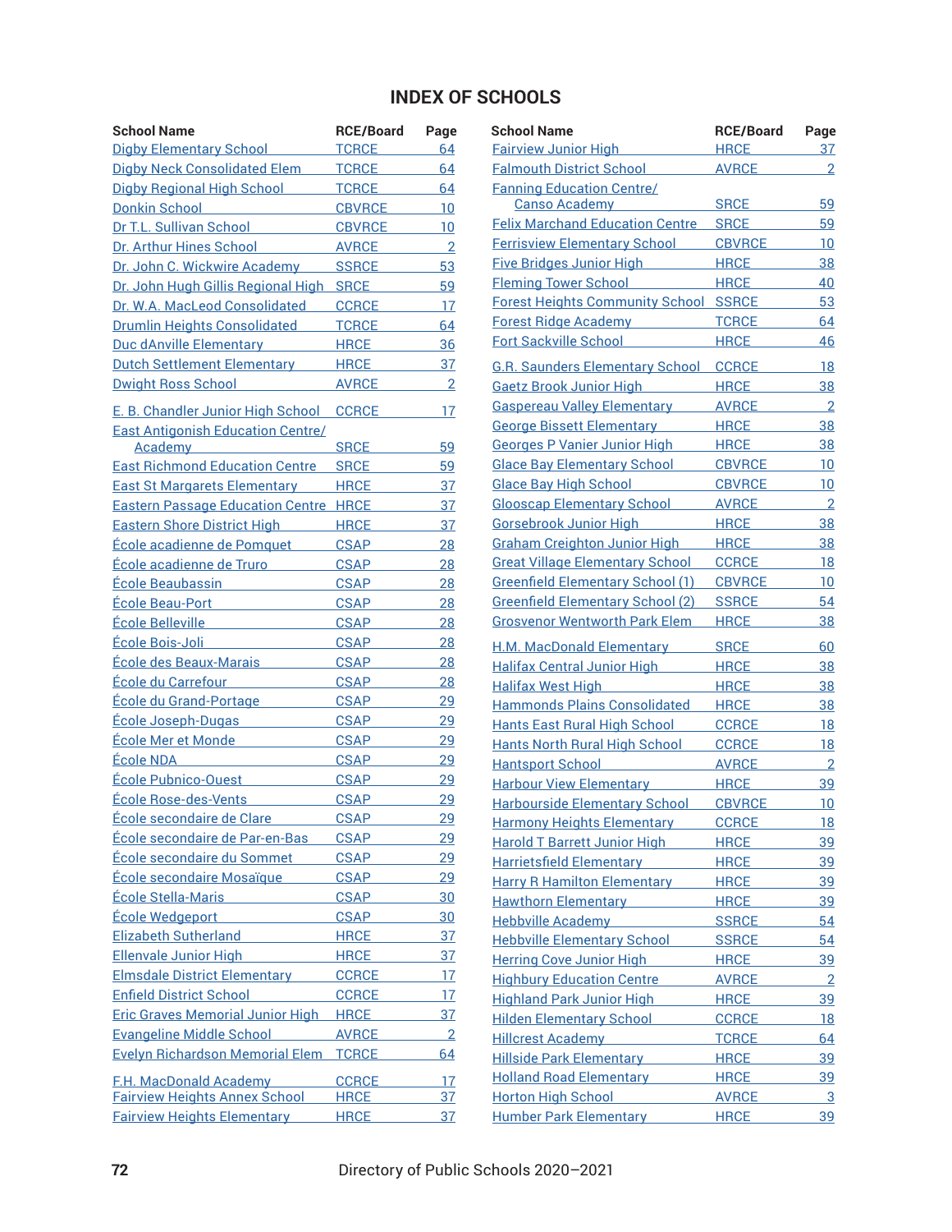# INDEX OF SCHOOLS

| School Name | RCE/Board | Page |
|---|---|---|
| Digby Elementary School | TCRCE | 64 |
| Digby Neck Consolidated Elem | TCRCE | 64 |
| Digby Regional High School | TCRCE | 64 |
| Donkin School | CBVRCE | 10 |
| Dr T.L. Sullivan School | CBVRCE | 10 |
| Dr. Arthur Hines School | AVRCE | 2 |
| Dr. John C. Wickwire Academy | SSRCE | 53 |
| Dr. John Hugh Gillis Regional High | SRCE | 59 |
| Dr. W.A. MacLeod Consolidated | CCRCE | 17 |
| Drumlin Heights Consolidated | TCRCE | 64 |
| Duc dAnville Elementary | HRCE | 36 |
| Dutch Settlement Elementary | HRCE | 37 |
| Dwight Ross School | AVRCE | 2 |
| E. B. Chandler Junior High School | CCRCE | 17 |
| East Antigonish Education Centre/ Academy | SRCE | 59 |
| East Richmond Education Centre | SRCE | 59 |
| East St Margarets Elementary | HRCE | 37 |
| Eastern Passage Education Centre | HRCE | 37 |
| Eastern Shore District High | HRCE | 37 |
| École acadienne de Pomquet | CSAP | 28 |
| École acadienne de Truro | CSAP | 28 |
| École Beaubassin | CSAP | 28 |
| École Beau-Port | CSAP | 28 |
| École Belleville | CSAP | 28 |
| École Bois-Joli | CSAP | 28 |
| École des Beaux-Marais | CSAP | 28 |
| École du Carrefour | CSAP | 28 |
| École du Grand-Portage | CSAP | 29 |
| École Joseph-Dugas | CSAP | 29 |
| École Mer et Monde | CSAP | 29 |
| École NDA | CSAP | 29 |
| École Pubnico-Ouest | CSAP | 29 |
| École Rose-des-Vents | CSAP | 29 |
| École secondaire de Clare | CSAP | 29 |
| École secondaire de Par-en-Bas | CSAP | 29 |
| École secondaire du Sommet | CSAP | 29 |
| École secondaire Mosaïque | CSAP | 29 |
| École Stella-Maris | CSAP | 30 |
| École Wedgeport | CSAP | 30 |
| Elizabeth Sutherland | HRCE | 37 |
| Ellenvale Junior High | HRCE | 37 |
| Elmsdale District Elementary | CCRCE | 17 |
| Enfield District School | CCRCE | 17 |
| Eric Graves Memorial Junior High | HRCE | 37 |
| Evangeline Middle School | AVRCE | 2 |
| Evelyn Richardson Memorial Elem | TCRCE | 64 |
| F.H. MacDonald Academy | CCRCE | 17 |
| Fairview Heights Annex School | HRCE | 37 |
| Fairview Heights Elementary | HRCE | 37 |
| Fairview Junior High | HRCE | 37 |
| Falmouth District School | AVRCE | 2 |
| Fanning Education Centre/ Canso Academy | SRCE | 59 |
| Felix Marchand Education Centre | SRCE | 59 |
| Ferrisview Elementary School | CBVRCE | 10 |
| Five Bridges Junior High | HRCE | 38 |
| Fleming Tower School | HRCE | 40 |
| Forest Heights Community School | SSRCE | 53 |
| Forest Ridge Academy | TCRCE | 64 |
| Fort Sackville School | HRCE | 46 |
| G.R. Saunders Elementary School | CCRCE | 18 |
| Gaetz Brook Junior High | HRCE | 38 |
| Gaspereau Valley Elementary | AVRCE | 2 |
| George Bissett Elementary | HRCE | 38 |
| Georges P Vanier Junior High | HRCE | 38 |
| Glace Bay Elementary School | CBVRCE | 10 |
| Glace Bay High School | CBVRCE | 10 |
| Glooscap Elementary School | AVRCE | 2 |
| Gorsebrook Junior High | HRCE | 38 |
| Graham Creighton Junior High | HRCE | 38 |
| Great Village Elementary School | CCRCE | 18 |
| Greenfield Elementary School (1) | CBVRCE | 10 |
| Greenfield Elementary School (2) | SSRCE | 54 |
| Grosvenor Wentworth Park Elem | HRCE | 38 |
| H.M. MacDonald Elementary | SRCE | 60 |
| Halifax Central Junior High | HRCE | 38 |
| Halifax West High | HRCE | 38 |
| Hammonds Plains Consolidated | HRCE | 38 |
| Hants East Rural High School | CCRCE | 18 |
| Hants North Rural High School | CCRCE | 18 |
| Hantsport School | AVRCE | 2 |
| Harbour View Elementary | HRCE | 39 |
| Harbourside Elementary School | CBVRCE | 10 |
| Harmony Heights Elementary | CCRCE | 18 |
| Harold T Barrett Junior High | HRCE | 39 |
| Harrietsfield Elementary | HRCE | 39 |
| Harry R Hamilton Elementary | HRCE | 39 |
| Hawthorn Elementary | HRCE | 39 |
| Hebbville Academy | SSRCE | 54 |
| Hebbville Elementary School | SSRCE | 54 |
| Herring Cove Junior High | HRCE | 39 |
| Highbury Education Centre | AVRCE | 2 |
| Highland Park Junior High | HRCE | 39 |
| Hilden Elementary School | CCRCE | 18 |
| Hillcrest Academy | TCRCE | 64 |
| Hillside Park Elementary | HRCE | 39 |
| Holland Road Elementary | HRCE | 39 |
| Horton High School | AVRCE | 3 |
| Humber Park Elementary | HRCE | 39 |

Directory of Public Schools 2020–2021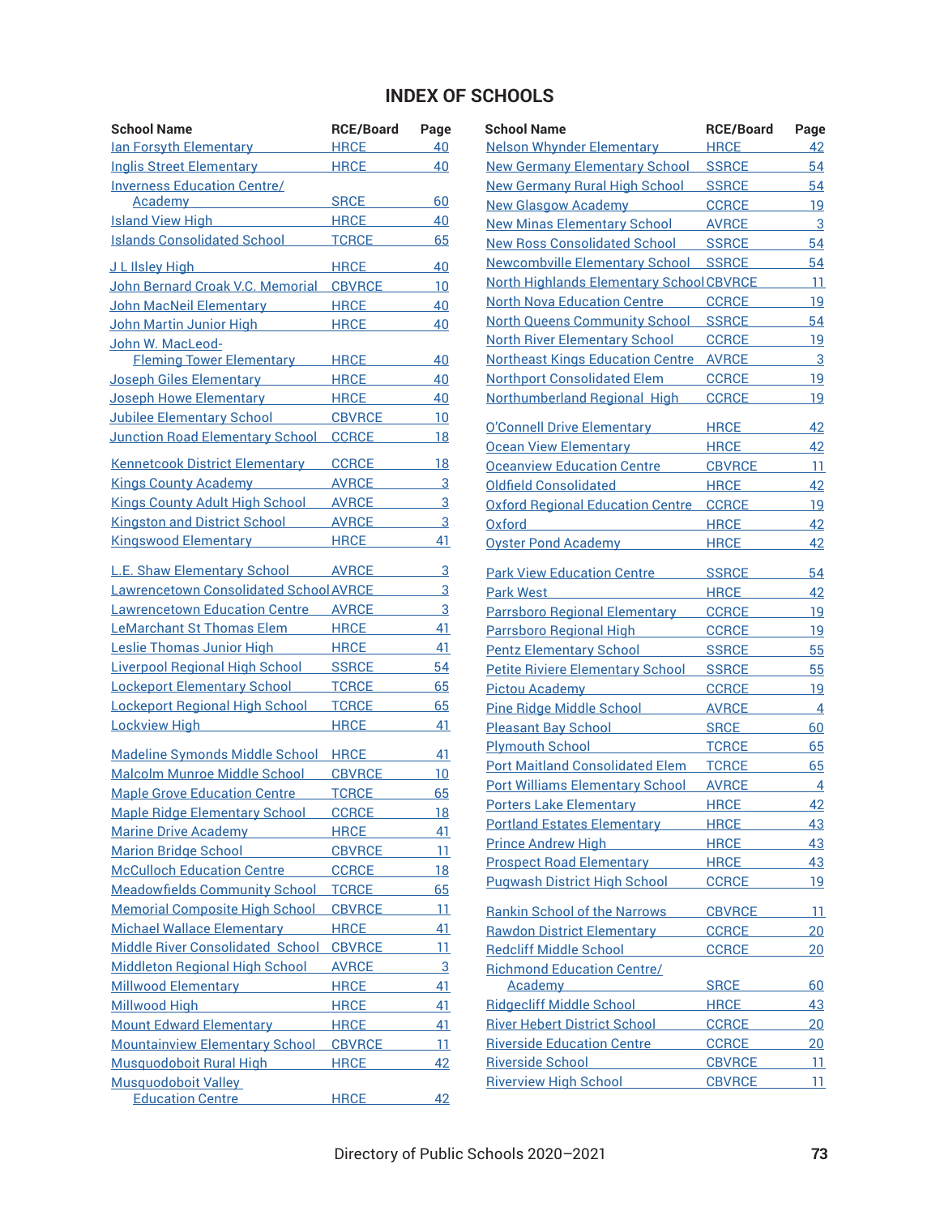# INDEX OF SCHOOLS

| School Name | RCE/Board | Page |
|---|---|---|
| Ian Forsyth Elementary | HRCE | 40 |
| Inglis Street Elementary | HRCE | 40 |
| Inverness Education Centre/ Academy | SRCE | 60 |
| Island View High | HRCE | 40 |
| Islands Consolidated School | TCRCE | 65 |
| J L Ilsley High | HRCE | 40 |
| John Bernard Croak V.C. Memorial | CBVRCE | 10 |
| John MacNeil Elementary | HRCE | 40 |
| John Martin Junior High | HRCE | 40 |
| John W. MacLeod-Fleming Tower Elementary | HRCE | 40 |
| Joseph Giles Elementary | HRCE | 40 |
| Joseph Howe Elementary | HRCE | 40 |
| Jubilee Elementary School | CBVRCE | 10 |
| Junction Road Elementary School | CCRCE | 18 |
| Kennetcook District Elementary | CCRCE | 18 |
| Kings County Academy | AVRCE | 3 |
| Kings County Adult High School | AVRCE | 3 |
| Kingston and District School | AVRCE | 3 |
| Kingswood Elementary | HRCE | 41 |
| L.E. Shaw Elementary School | AVRCE | 3 |
| Lawrencetown Consolidated School | AVRCE | 3 |
| Lawrencetown Education Centre | AVRCE | 3 |
| LeMarchant St Thomas Elem | HRCE | 41 |
| Leslie Thomas Junior High | HRCE | 41 |
| Liverpool Regional High School | SSRCE | 54 |
| Lockeport Elementary School | TCRCE | 65 |
| Lockeport Regional High School | TCRCE | 65 |
| Lockview High | HRCE | 41 |
| Madeline Symonds Middle School | HRCE | 41 |
| Malcolm Munroe Middle School | CBVRCE | 10 |
| Maple Grove Education Centre | TCRCE | 65 |
| Maple Ridge Elementary School | CCRCE | 18 |
| Marine Drive Academy | HRCE | 41 |
| Marion Bridge School | CBVRCE | 11 |
| McCulloch Education Centre | CCRCE | 18 |
| Meadowfields Community School | TCRCE | 65 |
| Memorial Composite High School | CBVRCE | 11 |
| Michael Wallace Elementary | HRCE | 41 |
| Middle River Consolidated School | CBVRCE | 11 |
| Middleton Regional High School | AVRCE | 3 |
| Millwood Elementary | HRCE | 41 |
| Millwood High | HRCE | 41 |
| Mount Edward Elementary | HRCE | 41 |
| Mountainview Elementary School | CBVRCE | 11 |
| Musquodoboit Rural High | HRCE | 42 |
| Musquodoboit Valley Education Centre | HRCE | 42 |
| Nelson Whynder Elementary | HRCE | 42 |
| New Germany Elementary School | SSRCE | 54 |
| New Germany Rural High School | SSRCE | 54 |
| New Glasgow Academy | CCRCE | 19 |
| New Minas Elementary School | AVRCE | 3 |
| New Ross Consolidated School | SSRCE | 54 |
| Newcombville Elementary School | SSRCE | 54 |
| North Highlands Elementary School | CBVRCE | 11 |
| North Nova Education Centre | CCRCE | 19 |
| North Queens Community School | SSRCE | 54 |
| North River Elementary School | CCRCE | 19 |
| Northeast Kings Education Centre | AVRCE | 3 |
| Northport Consolidated Elem | CCRCE | 19 |
| Northumberland Regional High | CCRCE | 19 |
| O'Connell Drive Elementary | HRCE | 42 |
| Ocean View Elementary | HRCE | 42 |
| Oceanview Education Centre | CBVRCE | 11 |
| Oldfield Consolidated | HRCE | 42 |
| Oxford Regional Education Centre | CCRCE | 19 |
| Oxford | HRCE | 42 |
| Oyster Pond Academy | HRCE | 42 |
| Park View Education Centre | SSRCE | 54 |
| Park West | HRCE | 42 |
| Parrsboro Regional Elementary | CCRCE | 19 |
| Parrsboro Regional High | CCRCE | 19 |
| Pentz Elementary School | SSRCE | 55 |
| Petite Riviere Elementary School | SSRCE | 55 |
| Pictou Academy | CCRCE | 19 |
| Pine Ridge Middle School | AVRCE | 4 |
| Pleasant Bay School | SRCE | 60 |
| Plymouth School | TCRCE | 65 |
| Port Maitland Consolidated Elem | TCRCE | 65 |
| Port Williams Elementary School | AVRCE | 4 |
| Porters Lake Elementary | HRCE | 42 |
| Portland Estates Elementary | HRCE | 43 |
| Prince Andrew High | HRCE | 43 |
| Prospect Road Elementary | HRCE | 43 |
| Pugwash District High School | CCRCE | 19 |
| Rankin School of the Narrows | CBVRCE | 11 |
| Rawdon District Elementary | CCRCE | 20 |
| Redcliff Middle School | CCRCE | 20 |
| Richmond Education Centre/ Academy | SRCE | 60 |
| Ridgecliff Middle School | HRCE | 43 |
| River Hebert District School | CCRCE | 20 |
| Riverside Education Centre | CCRCE | 20 |
| Riverside School | CBVRCE | 11 |
| Riverview High School | CBVRCE | 11 |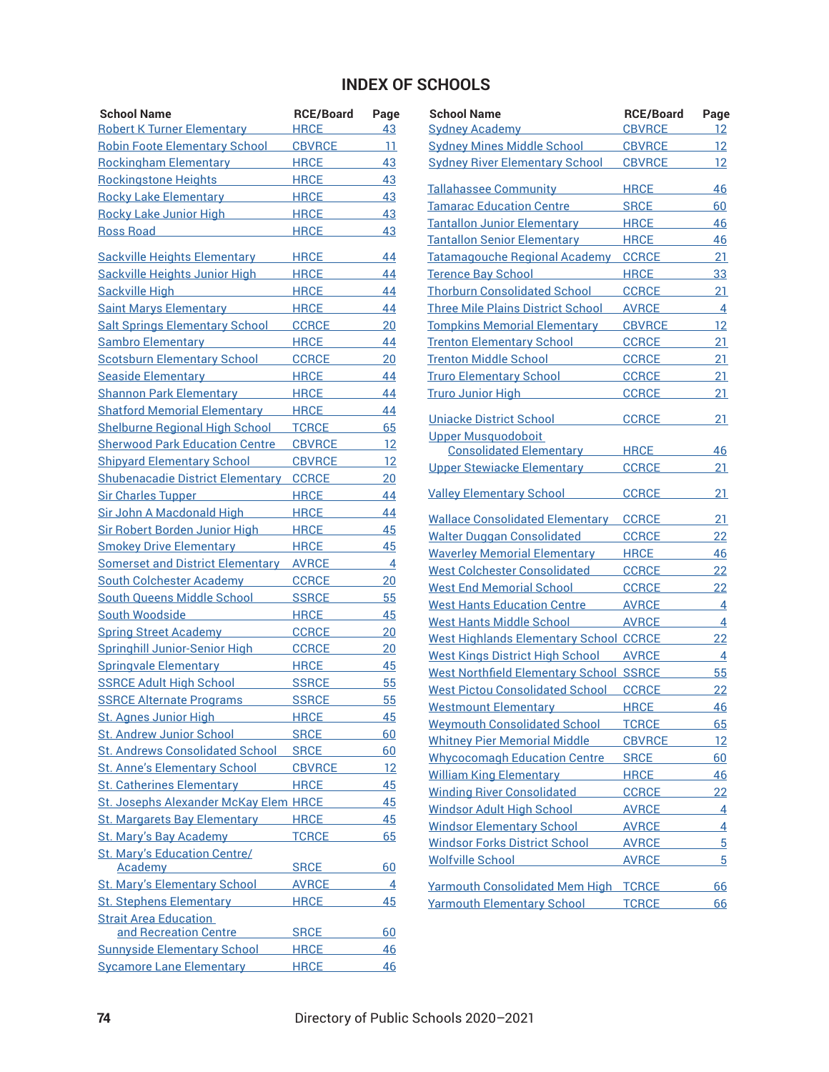# INDEX OF SCHOOLS

| School Name | RCE/Board | Page |
|---|---|---|
| Robert K Turner Elementary | HRCE | 43 |
| Robin Foote Elementary School | CBVRCE | 11 |
| Rockingham Elementary | HRCE | 43 |
| Rockingstone Heights | HRCE | 43 |
| Rocky Lake Elementary | HRCE | 43 |
| Rocky Lake Junior High | HRCE | 43 |
| Ross Road | HRCE | 43 |
| Sackville Heights Elementary | HRCE | 44 |
| Sackville Heights Junior High | HRCE | 44 |
| Sackville High | HRCE | 44 |
| Saint Marys Elementary | HRCE | 44 |
| Salt Springs Elementary School | CCRCE | 20 |
| Sambro Elementary | HRCE | 44 |
| Scotsburn Elementary School | CCRCE | 20 |
| Seaside Elementary | HRCE | 44 |
| Shannon Park Elementary | HRCE | 44 |
| Shatford Memorial Elementary | HRCE | 44 |
| Shelburne Regional High School | TCRCE | 65 |
| Sherwood Park Education Centre | CBVRCE | 12 |
| Shipyard Elementary School | CBVRCE | 12 |
| Shubenacadie District Elementary | CCRCE | 20 |
| Sir Charles Tupper | HRCE | 44 |
| Sir John A Macdonald High | HRCE | 44 |
| Sir Robert Borden Junior High | HRCE | 45 |
| Smokey Drive Elementary | HRCE | 45 |
| Somerset and District Elementary | AVRCE | 4 |
| South Colchester Academy | CCRCE | 20 |
| South Queens Middle School | SSRCE | 55 |
| South Woodside | HRCE | 45 |
| Spring Street Academy | CCRCE | 20 |
| Springhill Junior-Senior High | CCRCE | 20 |
| Springvale Elementary | HRCE | 45 |
| SSRCE Adult High School | SSRCE | 55 |
| SSRCE Alternate Programs | SSRCE | 55 |
| St. Agnes Junior High | HRCE | 45 |
| St. Andrew Junior School | SRCE | 60 |
| St. Andrews Consolidated School | SRCE | 60 |
| St. Anne's Elementary School | CBVRCE | 12 |
| St. Catherines Elementary | HRCE | 45 |
| St. Josephs Alexander McKay Elem | HRCE | 45 |
| St. Margarets Bay Elementary | HRCE | 45 |
| St. Mary's Bay Academy | TCRCE | 65 |
| St. Mary's Education Centre/ Academy | SRCE | 60 |
| St. Mary's Elementary School | AVRCE | 4 |
| St. Stephens Elementary | HRCE | 45 |
| Strait Area Education and Recreation Centre | SRCE | 60 |
| Sunnyside Elementary School | HRCE | 46 |
| Sycamore Lane Elementary | HRCE | 46 |
| Sydney Academy | CBVRCE | 12 |
| Sydney Mines Middle School | CBVRCE | 12 |
| Sydney River Elementary School | CBVRCE | 12 |
| Tallahassee Community | HRCE | 46 |
| Tamarac Education Centre | SRCE | 60 |
| Tantallon Junior Elementary | HRCE | 46 |
| Tantallon Senior Elementary | HRCE | 46 |
| Tatamagouche Regional Academy | CCRCE | 21 |
| Terence Bay School | HRCE | 33 |
| Thorburn Consolidated School | CCRCE | 21 |
| Three Mile Plains District School | AVRCE | 4 |
| Tompkins Memorial Elementary | CBVRCE | 12 |
| Trenton Elementary School | CCRCE | 21 |
| Trenton Middle School | CCRCE | 21 |
| Truro Elementary School | CCRCE | 21 |
| Truro Junior High | CCRCE | 21 |
| Uniacke District School | CCRCE | 21 |
| Upper Musquodoboit Consolidated Elementary | HRCE | 46 |
| Upper Stewiacke Elementary | CCRCE | 21 |
| Valley Elementary School | CCRCE | 21 |
| Wallace Consolidated Elementary | CCRCE | 21 |
| Walter Duggan Consolidated | CCRCE | 22 |
| Waverley Memorial Elementary | HRCE | 46 |
| West Colchester Consolidated | CCRCE | 22 |
| West End Memorial School | CCRCE | 22 |
| West Hants Education Centre | AVRCE | 4 |
| West Hants Middle School | AVRCE | 4 |
| West Highlands Elementary School | CCRCE | 22 |
| West Kings District High School | AVRCE | 4 |
| West Northfield Elementary School | SSRCE | 55 |
| West Pictou Consolidated School | CCRCE | 22 |
| Westmount Elementary | HRCE | 46 |
| Weymouth Consolidated School | TCRCE | 65 |
| Whitney Pier Memorial Middle | CBVRCE | 12 |
| Whycocomagh Education Centre | SRCE | 60 |
| William King Elementary | HRCE | 46 |
| Winding River Consolidated | CCRCE | 22 |
| Windsor Adult High School | AVRCE | 4 |
| Windsor Elementary School | AVRCE | 4 |
| Windsor Forks District School | AVRCE | 5 |
| Wolfville School | AVRCE | 5 |
| Yarmouth Consolidated Mem High | TCRCE | 66 |
| Yarmouth Elementary School | TCRCE | 66 |

Directory of Public Schools 2020–2021